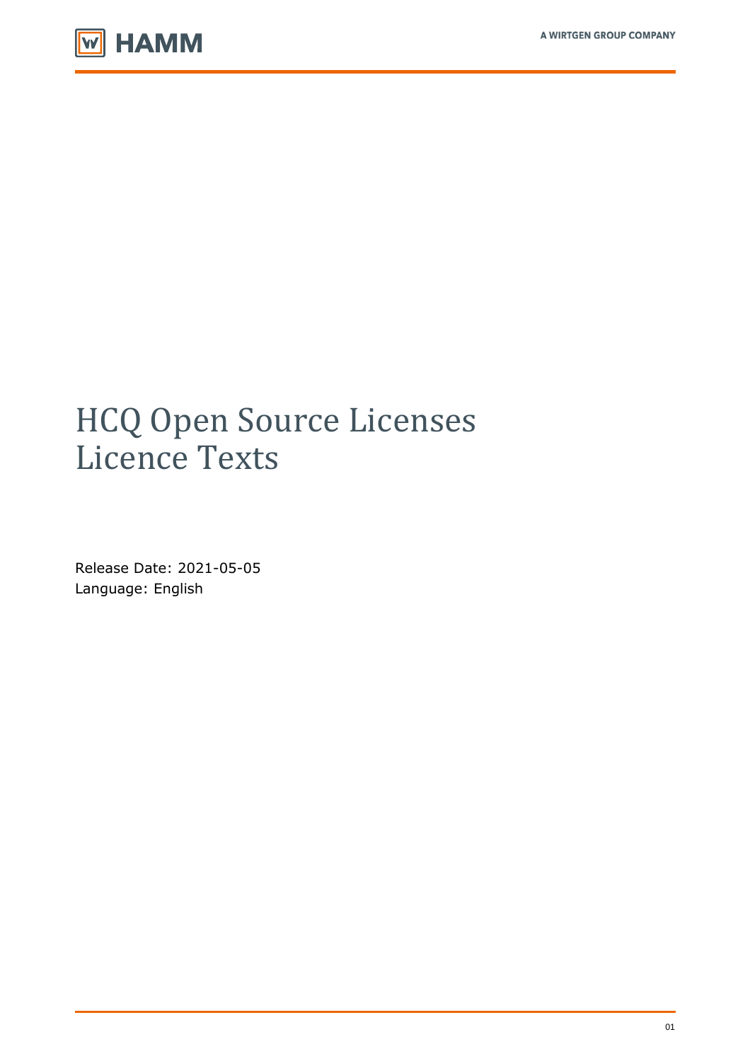# HCQ Open Source Licenses
# Licence Texts

Release Date: 2021-05-05
Language: English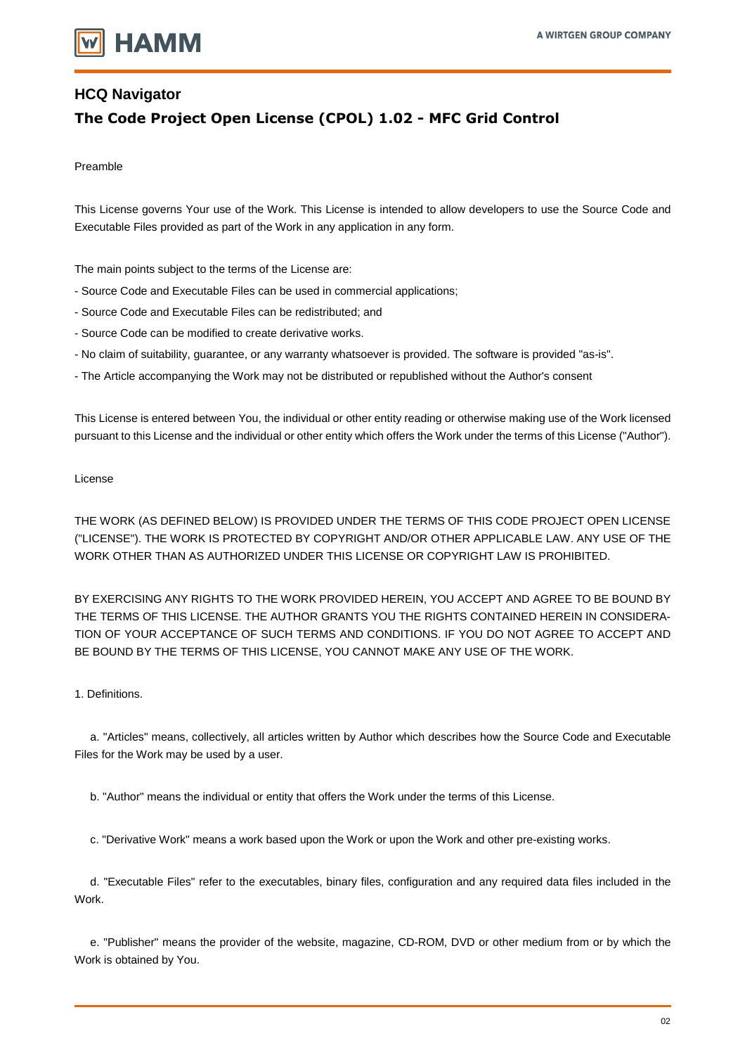## HCQ Navigator

## The Code Project Open License (CPOL) 1.02 - MFC Grid Control

Preamble

This License governs Your use of the Work. This License is intended to allow developers to use the Source Code and Executable Files provided as part of the Work in any application in any form.

The main points subject to the terms of the License are:

- Source Code and Executable Files can be used in commercial applications;
- Source Code and Executable Files can be redistributed; and
- Source Code can be modified to create derivative works.
- No claim of suitability, guarantee, or any warranty whatsoever is provided. The software is provided "as-is".
- The Article accompanying the Work may not be distributed or republished without the Author's consent

This License is entered between You, the individual or other entity reading or otherwise making use of the Work licensed pursuant to this License and the individual or other entity which offers the Work under the terms of this License ("Author").

License

THE WORK (AS DEFINED BELOW) IS PROVIDED UNDER THE TERMS OF THIS CODE PROJECT OPEN LICENSE ("LICENSE"). THE WORK IS PROTECTED BY COPYRIGHT AND/OR OTHER APPLICABLE LAW. ANY USE OF THE WORK OTHER THAN AS AUTHORIZED UNDER THIS LICENSE OR COPYRIGHT LAW IS PROHIBITED.

BY EXERCISING ANY RIGHTS TO THE WORK PROVIDED HEREIN, YOU ACCEPT AND AGREE TO BE BOUND BY THE TERMS OF THIS LICENSE. THE AUTHOR GRANTS YOU THE RIGHTS CONTAINED HEREIN IN CONSIDERATION OF YOUR ACCEPTANCE OF SUCH TERMS AND CONDITIONS. IF YOU DO NOT AGREE TO ACCEPT AND BE BOUND BY THE TERMS OF THIS LICENSE, YOU CANNOT MAKE ANY USE OF THE WORK.

1. Definitions.

a. "Articles" means, collectively, all articles written by Author which describes how the Source Code and Executable Files for the Work may be used by a user.

b. "Author" means the individual or entity that offers the Work under the terms of this License.

c. "Derivative Work" means a work based upon the Work or upon the Work and other pre-existing works.

d. "Executable Files" refer to the executables, binary files, configuration and any required data files included in the Work.

e. "Publisher" means the provider of the website, magazine, CD-ROM, DVD or other medium from or by which the Work is obtained by You.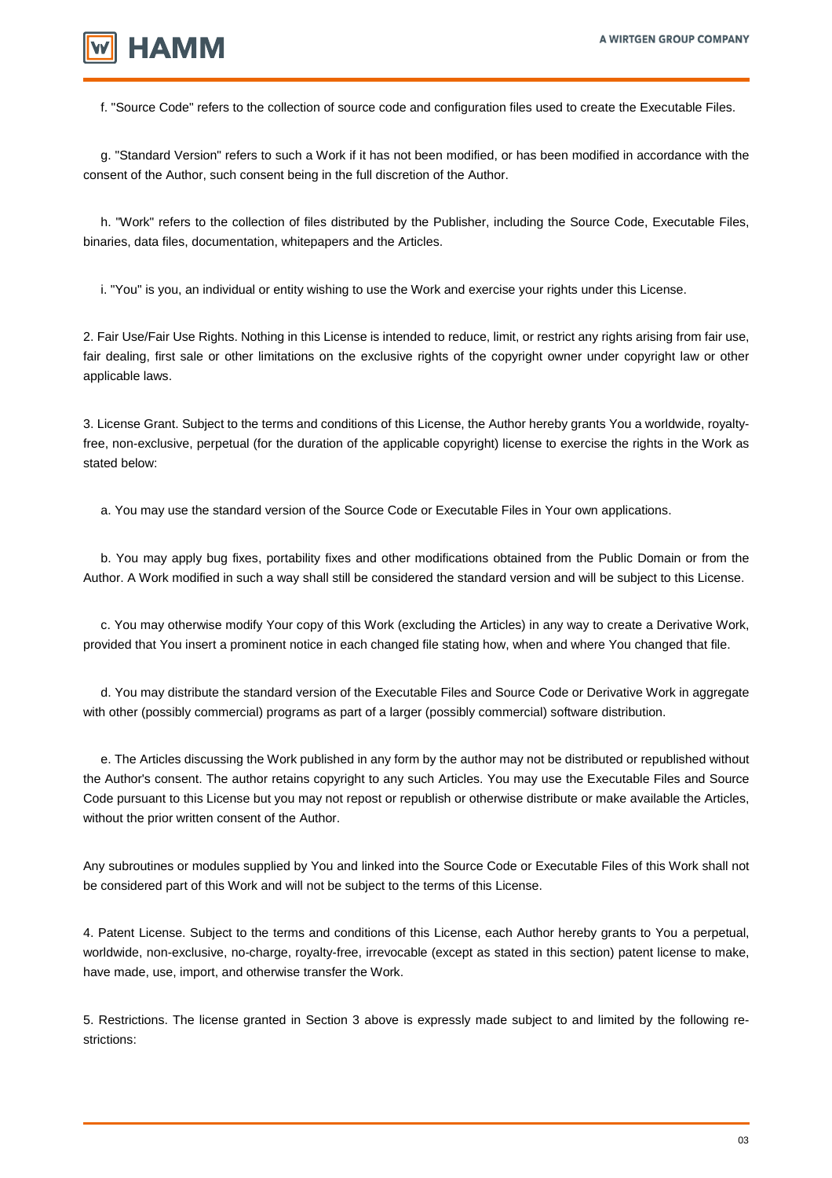f. "Source Code" refers to the collection of source code and configuration files used to create the Executable Files.

g. "Standard Version" refers to such a Work if it has not been modified, or has been modified in accordance with the consent of the Author, such consent being in the full discretion of the Author.

h. "Work" refers to the collection of files distributed by the Publisher, including the Source Code, Executable Files, binaries, data files, documentation, whitepapers and the Articles.

i. "You" is you, an individual or entity wishing to use the Work and exercise your rights under this License.

2. Fair Use/Fair Use Rights. Nothing in this License is intended to reduce, limit, or restrict any rights arising from fair use, fair dealing, first sale or other limitations on the exclusive rights of the copyright owner under copyright law or other applicable laws.

3. License Grant. Subject to the terms and conditions of this License, the Author hereby grants You a worldwide, royalty-free, non-exclusive, perpetual (for the duration of the applicable copyright) license to exercise the rights in the Work as stated below:

a. You may use the standard version of the Source Code or Executable Files in Your own applications.

b. You may apply bug fixes, portability fixes and other modifications obtained from the Public Domain or from the Author. A Work modified in such a way shall still be considered the standard version and will be subject to this License.

c. You may otherwise modify Your copy of this Work (excluding the Articles) in any way to create a Derivative Work, provided that You insert a prominent notice in each changed file stating how, when and where You changed that file.

d. You may distribute the standard version of the Executable Files and Source Code or Derivative Work in aggregate with other (possibly commercial) programs as part of a larger (possibly commercial) software distribution.

e. The Articles discussing the Work published in any form by the author may not be distributed or republished without the Author's consent. The author retains copyright to any such Articles. You may use the Executable Files and Source Code pursuant to this License but you may not repost or republish or otherwise distribute or make available the Articles, without the prior written consent of the Author.

Any subroutines or modules supplied by You and linked into the Source Code or Executable Files of this Work shall not be considered part of this Work and will not be subject to the terms of this License.

4. Patent License. Subject to the terms and conditions of this License, each Author hereby grants to You a perpetual, worldwide, non-exclusive, no-charge, royalty-free, irrevocable (except as stated in this section) patent license to make, have made, use, import, and otherwise transfer the Work.

5. Restrictions. The license granted in Section 3 above is expressly made subject to and limited by the following restrictions: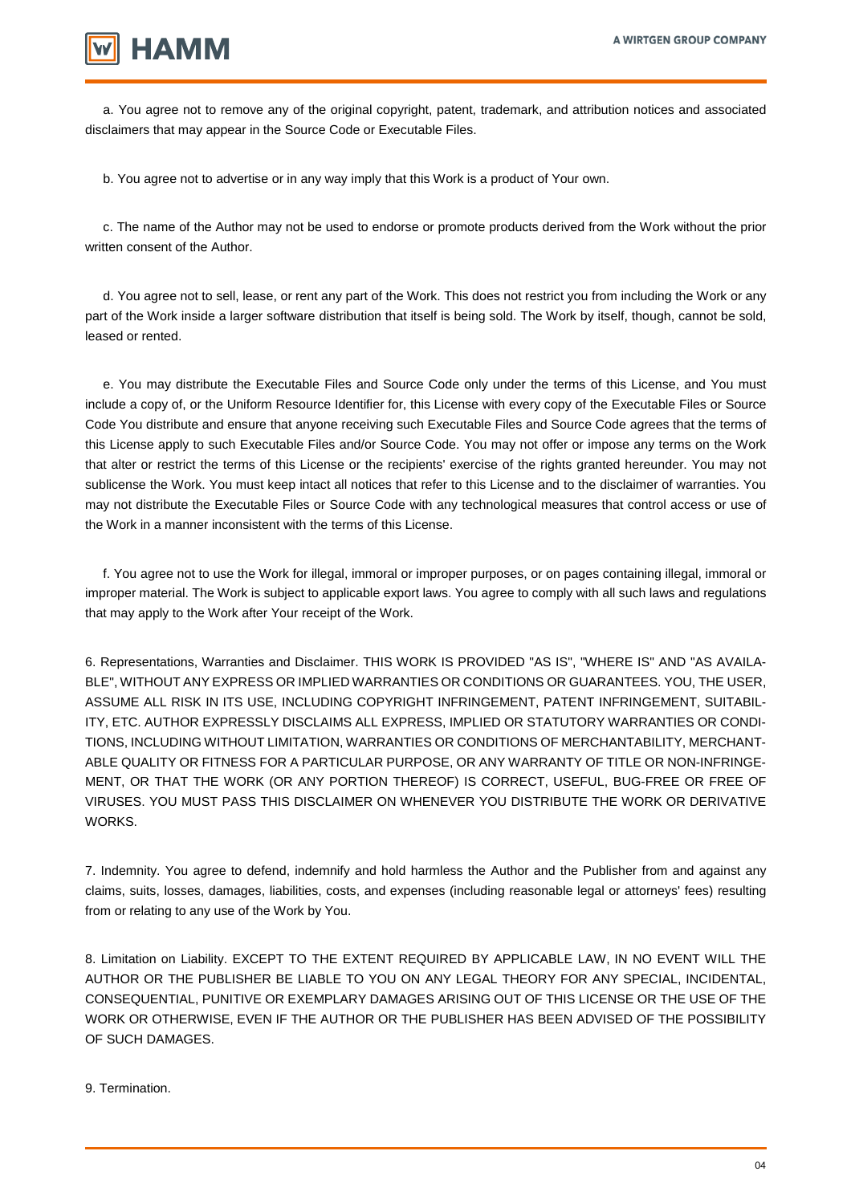a. You agree not to remove any of the original copyright, patent, trademark, and attribution notices and associated disclaimers that may appear in the Source Code or Executable Files.

b. You agree not to advertise or in any way imply that this Work is a product of Your own.

c. The name of the Author may not be used to endorse or promote products derived from the Work without the prior written consent of the Author.

d. You agree not to sell, lease, or rent any part of the Work. This does not restrict you from including the Work or any part of the Work inside a larger software distribution that itself is being sold. The Work by itself, though, cannot be sold, leased or rented.

e. You may distribute the Executable Files and Source Code only under the terms of this License, and You must include a copy of, or the Uniform Resource Identifier for, this License with every copy of the Executable Files or Source Code You distribute and ensure that anyone receiving such Executable Files and Source Code agrees that the terms of this License apply to such Executable Files and/or Source Code. You may not offer or impose any terms on the Work that alter or restrict the terms of this License or the recipients' exercise of the rights granted hereunder. You may not sublicense the Work. You must keep intact all notices that refer to this License and to the disclaimer of warranties. You may not distribute the Executable Files or Source Code with any technological measures that control access or use of the Work in a manner inconsistent with the terms of this License.

f. You agree not to use the Work for illegal, immoral or improper purposes, or on pages containing illegal, immoral or improper material. The Work is subject to applicable export laws. You agree to comply with all such laws and regulations that may apply to the Work after Your receipt of the Work.

6. Representations, Warranties and Disclaimer. THIS WORK IS PROVIDED "AS IS", "WHERE IS" AND "AS AVAILABLE", WITHOUT ANY EXPRESS OR IMPLIED WARRANTIES OR CONDITIONS OR GUARANTEES. YOU, THE USER, ASSUME ALL RISK IN ITS USE, INCLUDING COPYRIGHT INFRINGEMENT, PATENT INFRINGEMENT, SUITABILITY, ETC. AUTHOR EXPRESSLY DISCLAIMS ALL EXPRESS, IMPLIED OR STATUTORY WARRANTIES OR CONDITIONS, INCLUDING WITHOUT LIMITATION, WARRANTIES OR CONDITIONS OF MERCHANTABILITY, MERCHANTABLE QUALITY OR FITNESS FOR A PARTICULAR PURPOSE, OR ANY WARRANTY OF TITLE OR NON-INFRINGEMENT, OR THAT THE WORK (OR ANY PORTION THEREOF) IS CORRECT, USEFUL, BUG-FREE OR FREE OF VIRUSES. YOU MUST PASS THIS DISCLAIMER ON WHENEVER YOU DISTRIBUTE THE WORK OR DERIVATIVE WORKS.

7. Indemnity. You agree to defend, indemnify and hold harmless the Author and the Publisher from and against any claims, suits, losses, damages, liabilities, costs, and expenses (including reasonable legal or attorneys' fees) resulting from or relating to any use of the Work by You.

8. Limitation on Liability. EXCEPT TO THE EXTENT REQUIRED BY APPLICABLE LAW, IN NO EVENT WILL THE AUTHOR OR THE PUBLISHER BE LIABLE TO YOU ON ANY LEGAL THEORY FOR ANY SPECIAL, INCIDENTAL, CONSEQUENTIAL, PUNITIVE OR EXEMPLARY DAMAGES ARISING OUT OF THIS LICENSE OR THE USE OF THE WORK OR OTHERWISE, EVEN IF THE AUTHOR OR THE PUBLISHER HAS BEEN ADVISED OF THE POSSIBILITY OF SUCH DAMAGES.

9. Termination.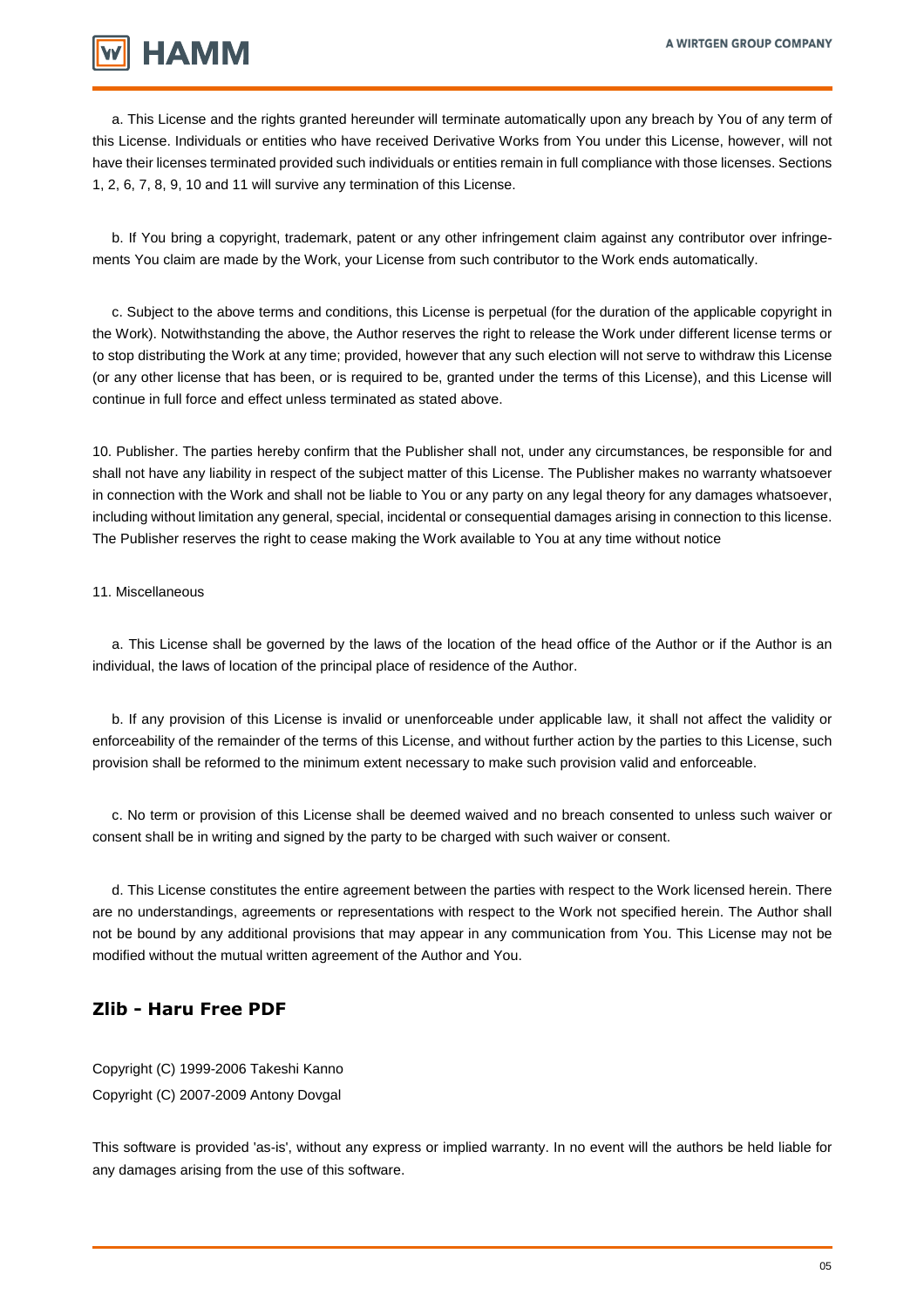a. This License and the rights granted hereunder will terminate automatically upon any breach by You of any term of this License. Individuals or entities who have received Derivative Works from You under this License, however, will not have their licenses terminated provided such individuals or entities remain in full compliance with those licenses. Sections 1, 2, 6, 7, 8, 9, 10 and 11 will survive any termination of this License.

b. If You bring a copyright, trademark, patent or any other infringement claim against any contributor over infringements You claim are made by the Work, your License from such contributor to the Work ends automatically.

c. Subject to the above terms and conditions, this License is perpetual (for the duration of the applicable copyright in the Work). Notwithstanding the above, the Author reserves the right to release the Work under different license terms or to stop distributing the Work at any time; provided, however that any such election will not serve to withdraw this License (or any other license that has been, or is required to be, granted under the terms of this License), and this License will continue in full force and effect unless terminated as stated above.

10. Publisher. The parties hereby confirm that the Publisher shall not, under any circumstances, be responsible for and shall not have any liability in respect of the subject matter of this License. The Publisher makes no warranty whatsoever in connection with the Work and shall not be liable to You or any party on any legal theory for any damages whatsoever, including without limitation any general, special, incidental or consequential damages arising in connection to this license. The Publisher reserves the right to cease making the Work available to You at any time without notice

11. Miscellaneous

a. This License shall be governed by the laws of the location of the head office of the Author or if the Author is an individual, the laws of location of the principal place of residence of the Author.

b. If any provision of this License is invalid or unenforceable under applicable law, it shall not affect the validity or enforceability of the remainder of the terms of this License, and without further action by the parties to this License, such provision shall be reformed to the minimum extent necessary to make such provision valid and enforceable.

c. No term or provision of this License shall be deemed waived and no breach consented to unless such waiver or consent shall be in writing and signed by the party to be charged with such waiver or consent.

d. This License constitutes the entire agreement between the parties with respect to the Work licensed herein. There are no understandings, agreements or representations with respect to the Work not specified herein. The Author shall not be bound by any additional provisions that may appear in any communication from You. This License may not be modified without the mutual written agreement of the Author and You.

## Zlib - Haru Free PDF

Copyright (C) 1999-2006 Takeshi Kanno
Copyright (C) 2007-2009 Antony Dovgal

This software is provided 'as-is', without any express or implied warranty. In no event will the authors be held liable for any damages arising from the use of this software.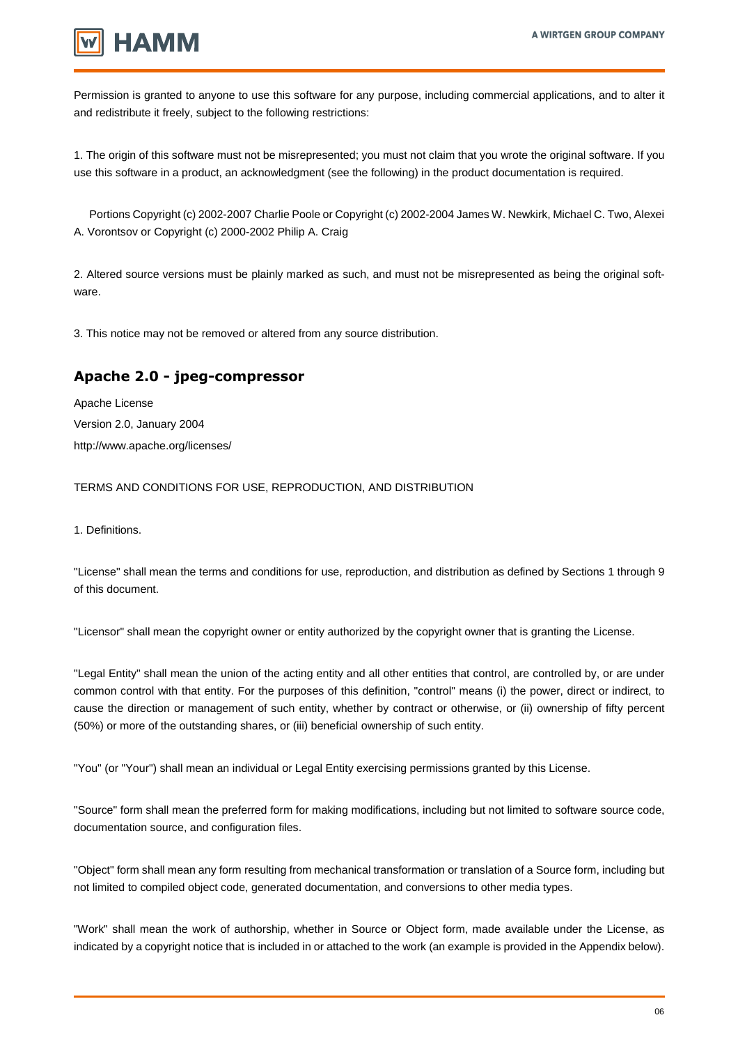Permission is granted to anyone to use this software for any purpose, including commercial applications, and to alter it and redistribute it freely, subject to the following restrictions:

1. The origin of this software must not be misrepresented; you must not claim that you wrote the original software. If you use this software in a product, an acknowledgment (see the following) in the product documentation is required.

    Portions Copyright (c) 2002-2007 Charlie Poole or Copyright (c) 2002-2004 James W. Newkirk, Michael C. Two, Alexei A. Vorontsov or Copyright (c) 2000-2002 Philip A. Craig

2. Altered source versions must be plainly marked as such, and must not be misrepresented as being the original software.

3. This notice may not be removed or altered from any source distribution.

## Apache 2.0 - jpeg-compressor

Apache License

Version 2.0, January 2004

http://www.apache.org/licenses/

TERMS AND CONDITIONS FOR USE, REPRODUCTION, AND DISTRIBUTION

1. Definitions.

"License" shall mean the terms and conditions for use, reproduction, and distribution as defined by Sections 1 through 9 of this document.

"Licensor" shall mean the copyright owner or entity authorized by the copyright owner that is granting the License.

"Legal Entity" shall mean the union of the acting entity and all other entities that control, are controlled by, or are under common control with that entity. For the purposes of this definition, "control" means (i) the power, direct or indirect, to cause the direction or management of such entity, whether by contract or otherwise, or (ii) ownership of fifty percent (50%) or more of the outstanding shares, or (iii) beneficial ownership of such entity.

"You" (or "Your") shall mean an individual or Legal Entity exercising permissions granted by this License.

"Source" form shall mean the preferred form for making modifications, including but not limited to software source code, documentation source, and configuration files.

"Object" form shall mean any form resulting from mechanical transformation or translation of a Source form, including but not limited to compiled object code, generated documentation, and conversions to other media types.

"Work" shall mean the work of authorship, whether in Source or Object form, made available under the License, as indicated by a copyright notice that is included in or attached to the work (an example is provided in the Appendix below).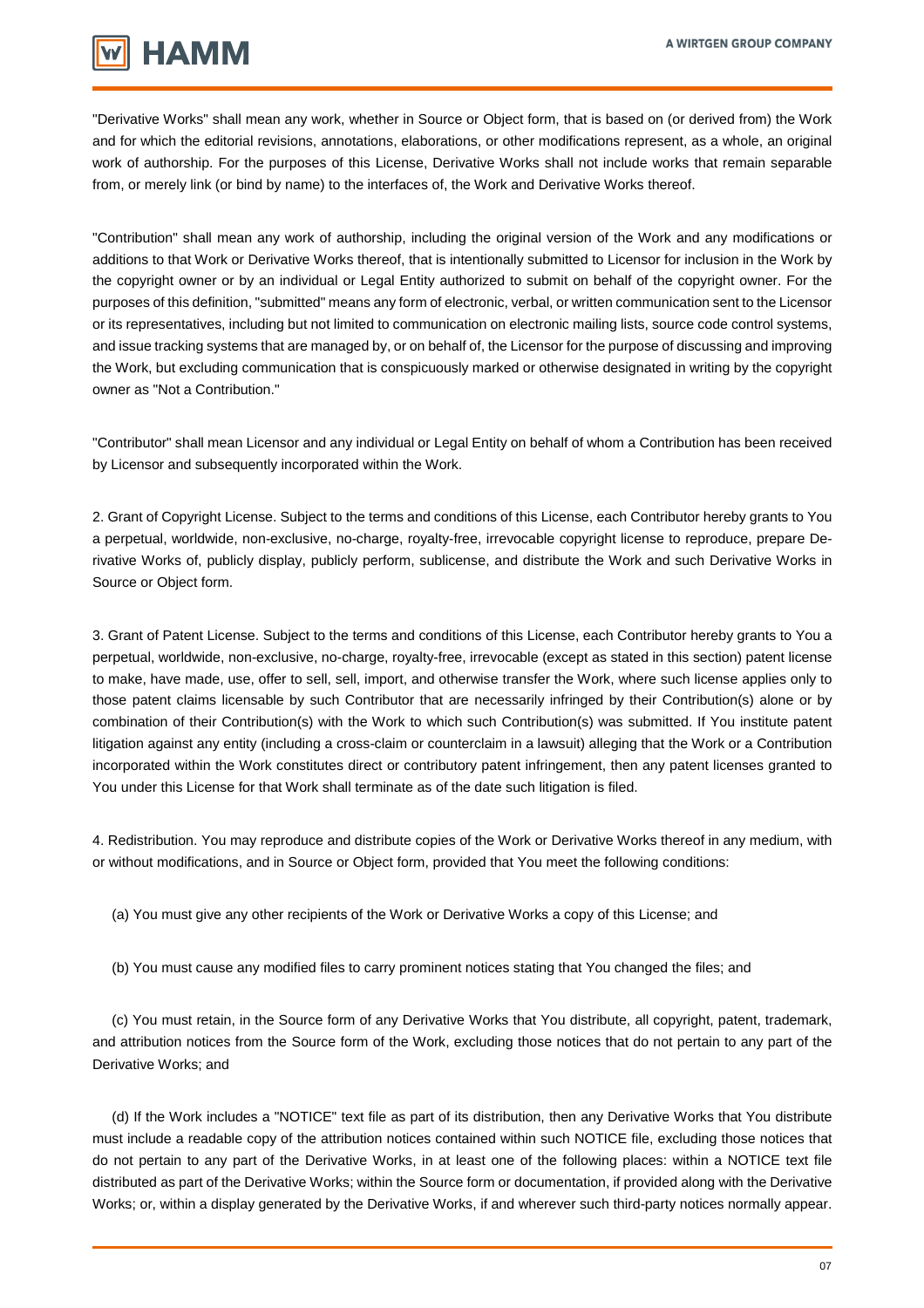"Derivative Works" shall mean any work, whether in Source or Object form, that is based on (or derived from) the Work and for which the editorial revisions, annotations, elaborations, or other modifications represent, as a whole, an original work of authorship. For the purposes of this License, Derivative Works shall not include works that remain separable from, or merely link (or bind by name) to the interfaces of, the Work and Derivative Works thereof.

"Contribution" shall mean any work of authorship, including the original version of the Work and any modifications or additions to that Work or Derivative Works thereof, that is intentionally submitted to Licensor for inclusion in the Work by the copyright owner or by an individual or Legal Entity authorized to submit on behalf of the copyright owner. For the purposes of this definition, "submitted" means any form of electronic, verbal, or written communication sent to the Licensor or its representatives, including but not limited to communication on electronic mailing lists, source code control systems, and issue tracking systems that are managed by, or on behalf of, the Licensor for the purpose of discussing and improving the Work, but excluding communication that is conspicuously marked or otherwise designated in writing by the copyright owner as "Not a Contribution."

"Contributor" shall mean Licensor and any individual or Legal Entity on behalf of whom a Contribution has been received by Licensor and subsequently incorporated within the Work.

2. Grant of Copyright License. Subject to the terms and conditions of this License, each Contributor hereby grants to You a perpetual, worldwide, non-exclusive, no-charge, royalty-free, irrevocable copyright license to reproduce, prepare Derivative Works of, publicly display, publicly perform, sublicense, and distribute the Work and such Derivative Works in Source or Object form.

3. Grant of Patent License. Subject to the terms and conditions of this License, each Contributor hereby grants to You a perpetual, worldwide, non-exclusive, no-charge, royalty-free, irrevocable (except as stated in this section) patent license to make, have made, use, offer to sell, sell, import, and otherwise transfer the Work, where such license applies only to those patent claims licensable by such Contributor that are necessarily infringed by their Contribution(s) alone or by combination of their Contribution(s) with the Work to which such Contribution(s) was submitted. If You institute patent litigation against any entity (including a cross-claim or counterclaim in a lawsuit) alleging that the Work or a Contribution incorporated within the Work constitutes direct or contributory patent infringement, then any patent licenses granted to You under this License for that Work shall terminate as of the date such litigation is filed.

4. Redistribution. You may reproduce and distribute copies of the Work or Derivative Works thereof in any medium, with or without modifications, and in Source or Object form, provided that You meet the following conditions:

(a) You must give any other recipients of the Work or Derivative Works a copy of this License; and

(b) You must cause any modified files to carry prominent notices stating that You changed the files; and

(c) You must retain, in the Source form of any Derivative Works that You distribute, all copyright, patent, trademark, and attribution notices from the Source form of the Work, excluding those notices that do not pertain to any part of the Derivative Works; and

(d) If the Work includes a "NOTICE" text file as part of its distribution, then any Derivative Works that You distribute must include a readable copy of the attribution notices contained within such NOTICE file, excluding those notices that do not pertain to any part of the Derivative Works, in at least one of the following places: within a NOTICE text file distributed as part of the Derivative Works; within the Source form or documentation, if provided along with the Derivative Works; or, within a display generated by the Derivative Works, if and wherever such third-party notices normally appear.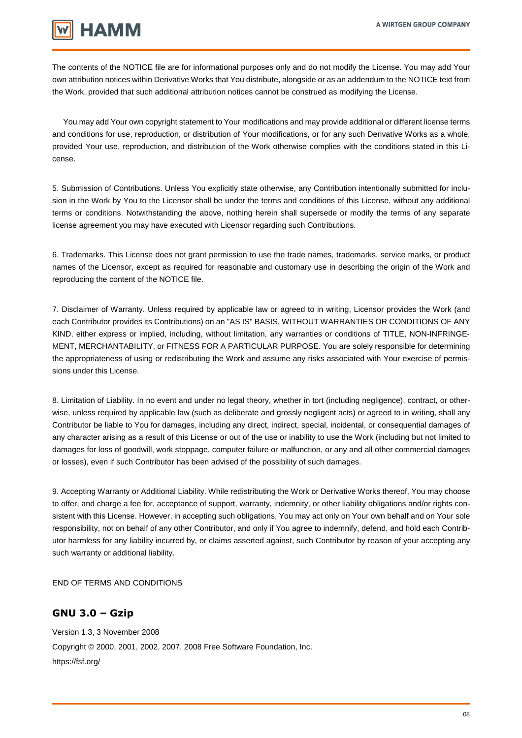The contents of the NOTICE file are for informational purposes only and do not modify the License. You may add Your own attribution notices within Derivative Works that You distribute, alongside or as an addendum to the NOTICE text from the Work, provided that such additional attribution notices cannot be construed as modifying the License.

You may add Your own copyright statement to Your modifications and may provide additional or different license terms and conditions for use, reproduction, or distribution of Your modifications, or for any such Derivative Works as a whole, provided Your use, reproduction, and distribution of the Work otherwise complies with the conditions stated in this License.

5. Submission of Contributions. Unless You explicitly state otherwise, any Contribution intentionally submitted for inclusion in the Work by You to the Licensor shall be under the terms and conditions of this License, without any additional terms or conditions. Notwithstanding the above, nothing herein shall supersede or modify the terms of any separate license agreement you may have executed with Licensor regarding such Contributions.

6. Trademarks. This License does not grant permission to use the trade names, trademarks, service marks, or product names of the Licensor, except as required for reasonable and customary use in describing the origin of the Work and reproducing the content of the NOTICE file.

7. Disclaimer of Warranty. Unless required by applicable law or agreed to in writing, Licensor provides the Work (and each Contributor provides its Contributions) on an "AS IS" BASIS, WITHOUT WARRANTIES OR CONDITIONS OF ANY KIND, either express or implied, including, without limitation, any warranties or conditions of TITLE, NON-INFRINGEMENT, MERCHANTABILITY, or FITNESS FOR A PARTICULAR PURPOSE. You are solely responsible for determining the appropriateness of using or redistributing the Work and assume any risks associated with Your exercise of permissions under this License.

8. Limitation of Liability. In no event and under no legal theory, whether in tort (including negligence), contract, or otherwise, unless required by applicable law (such as deliberate and grossly negligent acts) or agreed to in writing, shall any Contributor be liable to You for damages, including any direct, indirect, special, incidental, or consequential damages of any character arising as a result of this License or out of the use or inability to use the Work (including but not limited to damages for loss of goodwill, work stoppage, computer failure or malfunction, or any and all other commercial damages or losses), even if such Contributor has been advised of the possibility of such damages.

9. Accepting Warranty or Additional Liability. While redistributing the Work or Derivative Works thereof, You may choose to offer, and charge a fee for, acceptance of support, warranty, indemnity, or other liability obligations and/or rights consistent with this License. However, in accepting such obligations, You may act only on Your own behalf and on Your sole responsibility, not on behalf of any other Contributor, and only if You agree to indemnify, defend, and hold each Contributor harmless for any liability incurred by, or claims asserted against, such Contributor by reason of your accepting any such warranty or additional liability.

END OF TERMS AND CONDITIONS

## GNU 3.0 – Gzip

Version 1.3, 3 November 2008

Copyright © 2000, 2001, 2002, 2007, 2008 Free Software Foundation, Inc.

https://fsf.org/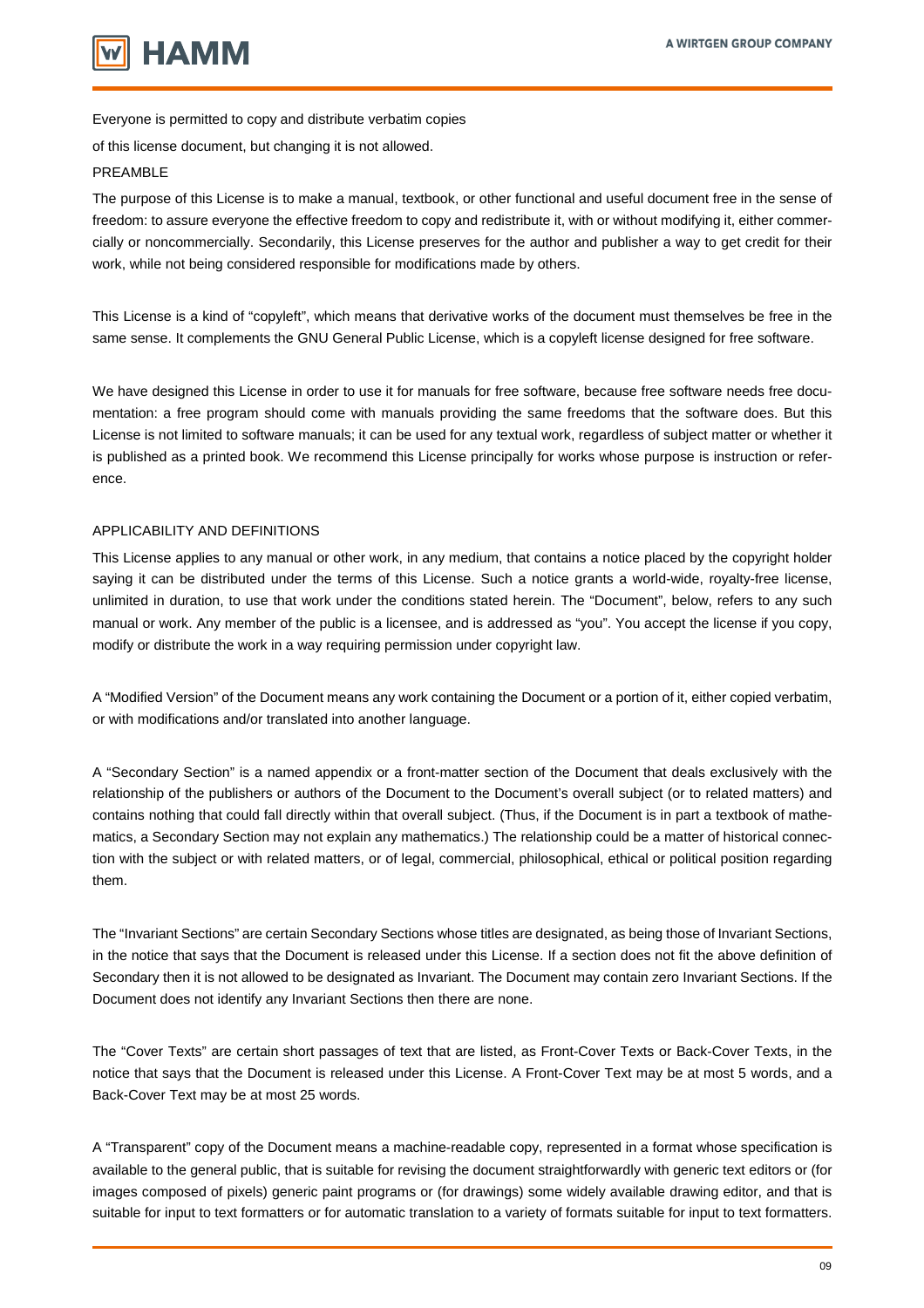Everyone is permitted to copy and distribute verbatim copies

of this license document, but changing it is not allowed.

PREAMBLE

The purpose of this License is to make a manual, textbook, or other functional and useful document free in the sense of freedom: to assure everyone the effective freedom to copy and redistribute it, with or without modifying it, either commercially or noncommercially. Secondarily, this License preserves for the author and publisher a way to get credit for their work, while not being considered responsible for modifications made by others.

This License is a kind of “copyleft”, which means that derivative works of the document must themselves be free in the same sense. It complements the GNU General Public License, which is a copyleft license designed for free software.

We have designed this License in order to use it for manuals for free software, because free software needs free documentation: a free program should come with manuals providing the same freedoms that the software does. But this License is not limited to software manuals; it can be used for any textual work, regardless of subject matter or whether it is published as a printed book. We recommend this License principally for works whose purpose is instruction or reference.

APPLICABILITY AND DEFINITIONS

This License applies to any manual or other work, in any medium, that contains a notice placed by the copyright holder saying it can be distributed under the terms of this License. Such a notice grants a world-wide, royalty-free license, unlimited in duration, to use that work under the conditions stated herein. The “Document”, below, refers to any such manual or work. Any member of the public is a licensee, and is addressed as “you”. You accept the license if you copy, modify or distribute the work in a way requiring permission under copyright law.

A “Modified Version” of the Document means any work containing the Document or a portion of it, either copied verbatim, or with modifications and/or translated into another language.

A “Secondary Section” is a named appendix or a front-matter section of the Document that deals exclusively with the relationship of the publishers or authors of the Document to the Document’s overall subject (or to related matters) and contains nothing that could fall directly within that overall subject. (Thus, if the Document is in part a textbook of mathematics, a Secondary Section may not explain any mathematics.) The relationship could be a matter of historical connection with the subject or with related matters, or of legal, commercial, philosophical, ethical or political position regarding them.

The “Invariant Sections” are certain Secondary Sections whose titles are designated, as being those of Invariant Sections, in the notice that says that the Document is released under this License. If a section does not fit the above definition of Secondary then it is not allowed to be designated as Invariant. The Document may contain zero Invariant Sections. If the Document does not identify any Invariant Sections then there are none.

The “Cover Texts” are certain short passages of text that are listed, as Front-Cover Texts or Back-Cover Texts, in the notice that says that the Document is released under this License. A Front-Cover Text may be at most 5 words, and a Back-Cover Text may be at most 25 words.

A “Transparent” copy of the Document means a machine-readable copy, represented in a format whose specification is available to the general public, that is suitable for revising the document straightforwardly with generic text editors or (for images composed of pixels) generic paint programs or (for drawings) some widely available drawing editor, and that is suitable for input to text formatters or for automatic translation to a variety of formats suitable for input to text formatters.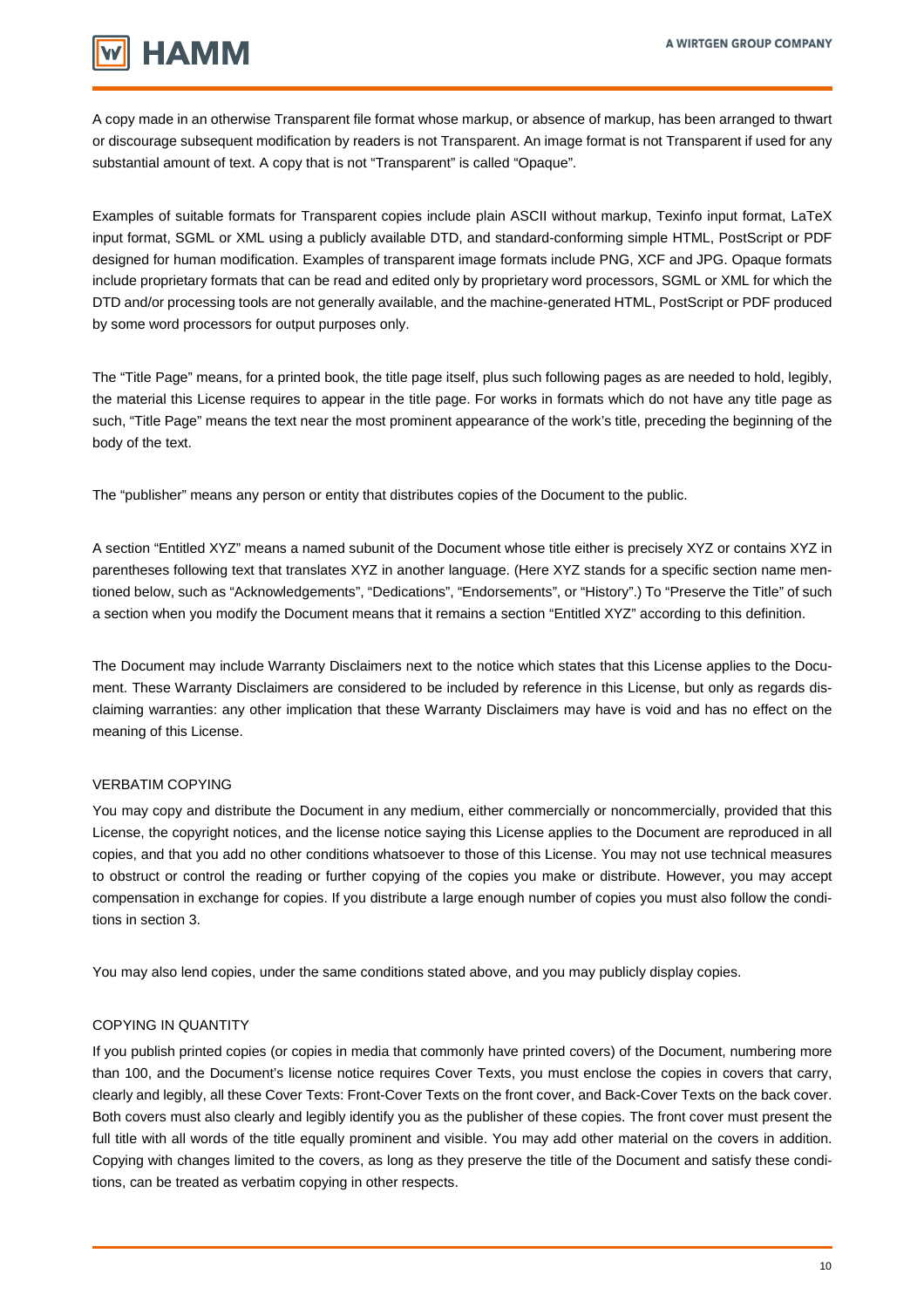A copy made in an otherwise Transparent file format whose markup, or absence of markup, has been arranged to thwart or discourage subsequent modification by readers is not Transparent. An image format is not Transparent if used for any substantial amount of text. A copy that is not "Transparent" is called "Opaque".

Examples of suitable formats for Transparent copies include plain ASCII without markup, Texinfo input format, LaTeX input format, SGML or XML using a publicly available DTD, and standard-conforming simple HTML, PostScript or PDF designed for human modification. Examples of transparent image formats include PNG, XCF and JPG. Opaque formats include proprietary formats that can be read and edited only by proprietary word processors, SGML or XML for which the DTD and/or processing tools are not generally available, and the machine-generated HTML, PostScript or PDF produced by some word processors for output purposes only.

The "Title Page" means, for a printed book, the title page itself, plus such following pages as are needed to hold, legibly, the material this License requires to appear in the title page. For works in formats which do not have any title page as such, "Title Page" means the text near the most prominent appearance of the work's title, preceding the beginning of the body of the text.

The "publisher" means any person or entity that distributes copies of the Document to the public.

A section "Entitled XYZ" means a named subunit of the Document whose title either is precisely XYZ or contains XYZ in parentheses following text that translates XYZ in another language. (Here XYZ stands for a specific section name mentioned below, such as "Acknowledgements", "Dedications", "Endorsements", or "History".) To "Preserve the Title" of such a section when you modify the Document means that it remains a section "Entitled XYZ" according to this definition.

The Document may include Warranty Disclaimers next to the notice which states that this License applies to the Document. These Warranty Disclaimers are considered to be included by reference in this License, but only as regards disclaiming warranties: any other implication that these Warranty Disclaimers may have is void and has no effect on the meaning of this License.

VERBATIM COPYING

You may copy and distribute the Document in any medium, either commercially or noncommercially, provided that this License, the copyright notices, and the license notice saying this License applies to the Document are reproduced in all copies, and that you add no other conditions whatsoever to those of this License. You may not use technical measures to obstruct or control the reading or further copying of the copies you make or distribute. However, you may accept compensation in exchange for copies. If you distribute a large enough number of copies you must also follow the conditions in section 3.

You may also lend copies, under the same conditions stated above, and you may publicly display copies.

COPYING IN QUANTITY

If you publish printed copies (or copies in media that commonly have printed covers) of the Document, numbering more than 100, and the Document's license notice requires Cover Texts, you must enclose the copies in covers that carry, clearly and legibly, all these Cover Texts: Front-Cover Texts on the front cover, and Back-Cover Texts on the back cover. Both covers must also clearly and legibly identify you as the publisher of these copies. The front cover must present the full title with all words of the title equally prominent and visible. You may add other material on the covers in addition. Copying with changes limited to the covers, as long as they preserve the title of the Document and satisfy these conditions, can be treated as verbatim copying in other respects.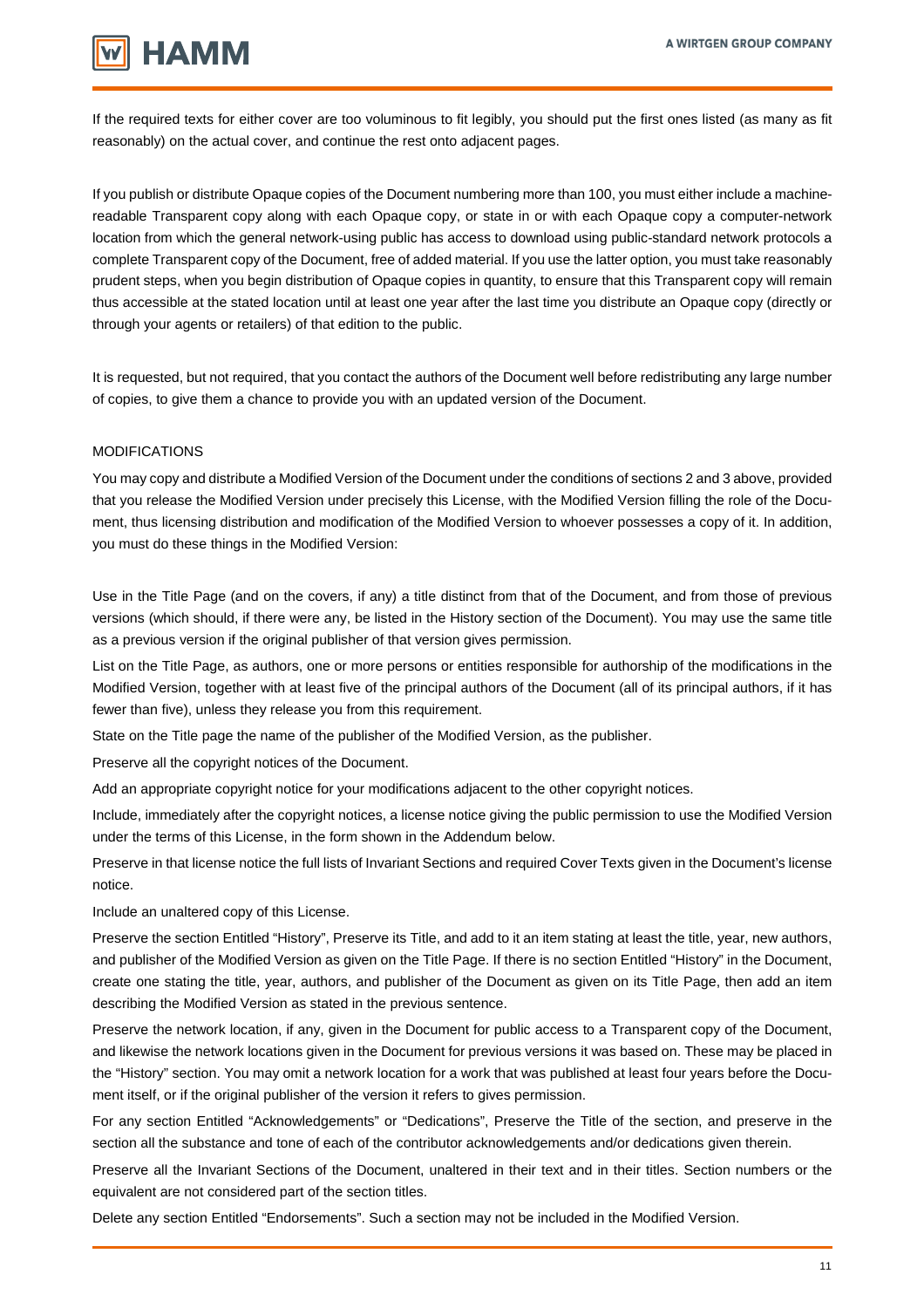If the required texts for either cover are too voluminous to fit legibly, you should put the first ones listed (as many as fit reasonably) on the actual cover, and continue the rest onto adjacent pages.

If you publish or distribute Opaque copies of the Document numbering more than 100, you must either include a machine-readable Transparent copy along with each Opaque copy, or state in or with each Opaque copy a computer-network location from which the general network-using public has access to download using public-standard network protocols a complete Transparent copy of the Document, free of added material. If you use the latter option, you must take reasonably prudent steps, when you begin distribution of Opaque copies in quantity, to ensure that this Transparent copy will remain thus accessible at the stated location until at least one year after the last time you distribute an Opaque copy (directly or through your agents or retailers) of that edition to the public.

It is requested, but not required, that you contact the authors of the Document well before redistributing any large number of copies, to give them a chance to provide you with an updated version of the Document.

MODIFICATIONS

You may copy and distribute a Modified Version of the Document under the conditions of sections 2 and 3 above, provided that you release the Modified Version under precisely this License, with the Modified Version filling the role of the Document, thus licensing distribution and modification of the Modified Version to whoever possesses a copy of it. In addition, you must do these things in the Modified Version:

Use in the Title Page (and on the covers, if any) a title distinct from that of the Document, and from those of previous versions (which should, if there were any, be listed in the History section of the Document). You may use the same title as a previous version if the original publisher of that version gives permission.

List on the Title Page, as authors, one or more persons or entities responsible for authorship of the modifications in the Modified Version, together with at least five of the principal authors of the Document (all of its principal authors, if it has fewer than five), unless they release you from this requirement.

State on the Title page the name of the publisher of the Modified Version, as the publisher.

Preserve all the copyright notices of the Document.

Add an appropriate copyright notice for your modifications adjacent to the other copyright notices.

Include, immediately after the copyright notices, a license notice giving the public permission to use the Modified Version under the terms of this License, in the form shown in the Addendum below.

Preserve in that license notice the full lists of Invariant Sections and required Cover Texts given in the Document's license notice.

Include an unaltered copy of this License.

Preserve the section Entitled "History", Preserve its Title, and add to it an item stating at least the title, year, new authors, and publisher of the Modified Version as given on the Title Page. If there is no section Entitled "History" in the Document, create one stating the title, year, authors, and publisher of the Document as given on its Title Page, then add an item describing the Modified Version as stated in the previous sentence.

Preserve the network location, if any, given in the Document for public access to a Transparent copy of the Document, and likewise the network locations given in the Document for previous versions it was based on. These may be placed in the "History" section. You may omit a network location for a work that was published at least four years before the Document itself, or if the original publisher of the version it refers to gives permission.

For any section Entitled "Acknowledgements" or "Dedications", Preserve the Title of the section, and preserve in the section all the substance and tone of each of the contributor acknowledgements and/or dedications given therein.

Preserve all the Invariant Sections of the Document, unaltered in their text and in their titles. Section numbers or the equivalent are not considered part of the section titles.

Delete any section Entitled "Endorsements". Such a section may not be included in the Modified Version.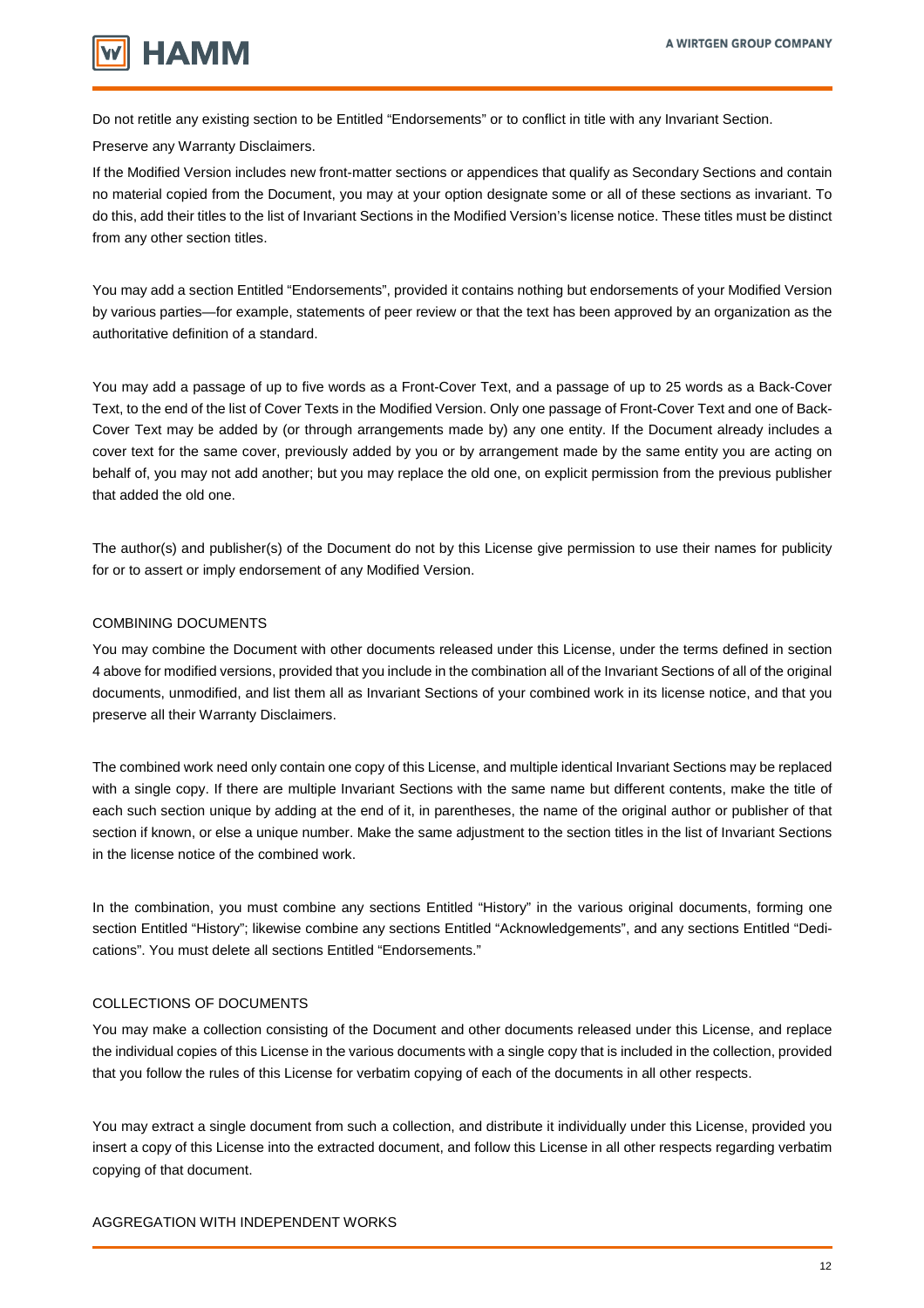Do not retitle any existing section to be Entitled “Endorsements” or to conflict in title with any Invariant Section.

Preserve any Warranty Disclaimers.

If the Modified Version includes new front-matter sections or appendices that qualify as Secondary Sections and contain no material copied from the Document, you may at your option designate some or all of these sections as invariant. To do this, add their titles to the list of Invariant Sections in the Modified Version’s license notice. These titles must be distinct from any other section titles.

You may add a section Entitled “Endorsements”, provided it contains nothing but endorsements of your Modified Version by various parties—for example, statements of peer review or that the text has been approved by an organization as the authoritative definition of a standard.

You may add a passage of up to five words as a Front-Cover Text, and a passage of up to 25 words as a Back-Cover Text, to the end of the list of Cover Texts in the Modified Version. Only one passage of Front-Cover Text and one of Back-Cover Text may be added by (or through arrangements made by) any one entity. If the Document already includes a cover text for the same cover, previously added by you or by arrangement made by the same entity you are acting on behalf of, you may not add another; but you may replace the old one, on explicit permission from the previous publisher that added the old one.

The author(s) and publisher(s) of the Document do not by this License give permission to use their names for publicity for or to assert or imply endorsement of any Modified Version.

## COMBINING DOCUMENTS

You may combine the Document with other documents released under this License, under the terms defined in section 4 above for modified versions, provided that you include in the combination all of the Invariant Sections of all of the original documents, unmodified, and list them all as Invariant Sections of your combined work in its license notice, and that you preserve all their Warranty Disclaimers.

The combined work need only contain one copy of this License, and multiple identical Invariant Sections may be replaced with a single copy. If there are multiple Invariant Sections with the same name but different contents, make the title of each such section unique by adding at the end of it, in parentheses, the name of the original author or publisher of that section if known, or else a unique number. Make the same adjustment to the section titles in the list of Invariant Sections in the license notice of the combined work.

In the combination, you must combine any sections Entitled “History” in the various original documents, forming one section Entitled “History”; likewise combine any sections Entitled “Acknowledgements”, and any sections Entitled “Dedications”. You must delete all sections Entitled “Endorsements.”

## COLLECTIONS OF DOCUMENTS

You may make a collection consisting of the Document and other documents released under this License, and replace the individual copies of this License in the various documents with a single copy that is included in the collection, provided that you follow the rules of this License for verbatim copying of each of the documents in all other respects.

You may extract a single document from such a collection, and distribute it individually under this License, provided you insert a copy of this License into the extracted document, and follow this License in all other respects regarding verbatim copying of that document.

## AGGREGATION WITH INDEPENDENT WORKS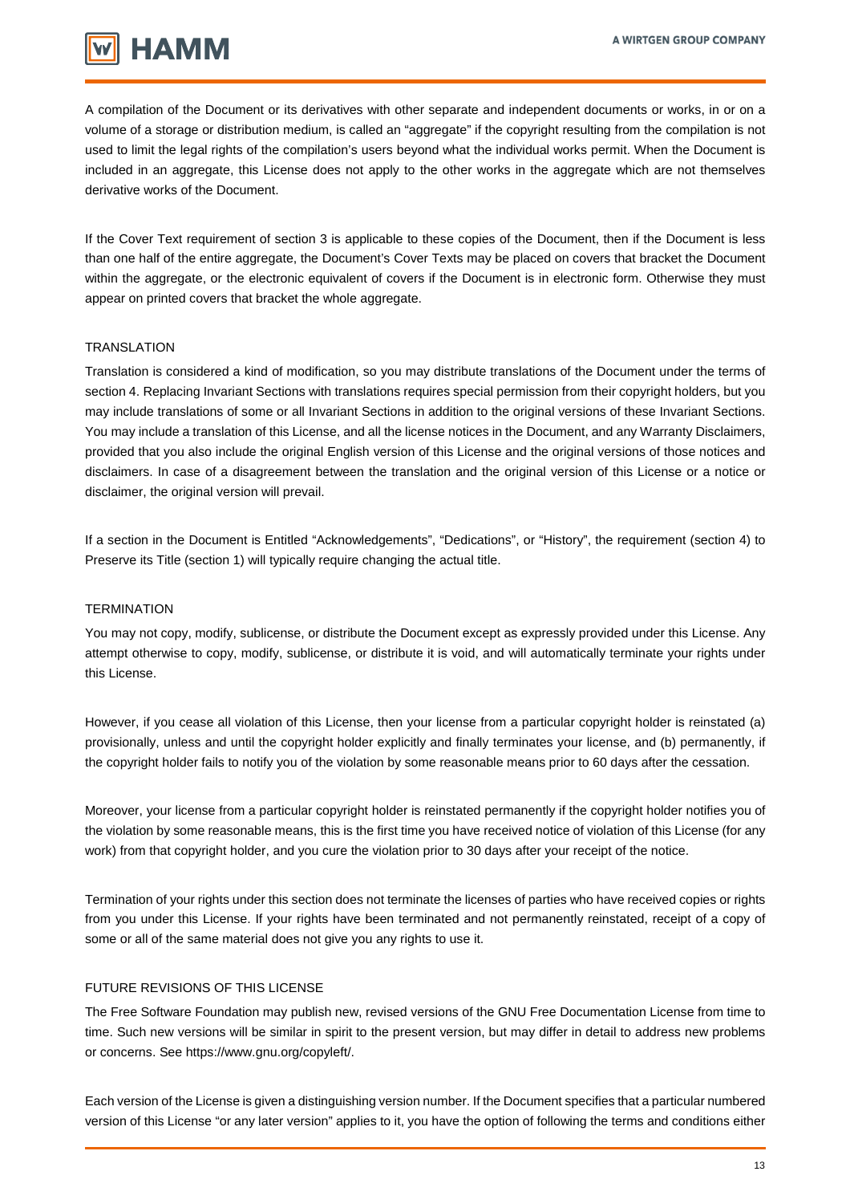A compilation of the Document or its derivatives with other separate and independent documents or works, in or on a volume of a storage or distribution medium, is called an “aggregate” if the copyright resulting from the compilation is not used to limit the legal rights of the compilation’s users beyond what the individual works permit. When the Document is included in an aggregate, this License does not apply to the other works in the aggregate which are not themselves derivative works of the Document.

If the Cover Text requirement of section 3 is applicable to these copies of the Document, then if the Document is less than one half of the entire aggregate, the Document’s Cover Texts may be placed on covers that bracket the Document within the aggregate, or the electronic equivalent of covers if the Document is in electronic form. Otherwise they must appear on printed covers that bracket the whole aggregate.

TRANSLATION

Translation is considered a kind of modification, so you may distribute translations of the Document under the terms of section 4. Replacing Invariant Sections with translations requires special permission from their copyright holders, but you may include translations of some or all Invariant Sections in addition to the original versions of these Invariant Sections. You may include a translation of this License, and all the license notices in the Document, and any Warranty Disclaimers, provided that you also include the original English version of this License and the original versions of those notices and disclaimers. In case of a disagreement between the translation and the original version of this License or a notice or disclaimer, the original version will prevail.

If a section in the Document is Entitled “Acknowledgements”, “Dedications”, or “History”, the requirement (section 4) to Preserve its Title (section 1) will typically require changing the actual title.

TERMINATION

You may not copy, modify, sublicense, or distribute the Document except as expressly provided under this License. Any attempt otherwise to copy, modify, sublicense, or distribute it is void, and will automatically terminate your rights under this License.

However, if you cease all violation of this License, then your license from a particular copyright holder is reinstated (a) provisionally, unless and until the copyright holder explicitly and finally terminates your license, and (b) permanently, if the copyright holder fails to notify you of the violation by some reasonable means prior to 60 days after the cessation.

Moreover, your license from a particular copyright holder is reinstated permanently if the copyright holder notifies you of the violation by some reasonable means, this is the first time you have received notice of violation of this License (for any work) from that copyright holder, and you cure the violation prior to 30 days after your receipt of the notice.

Termination of your rights under this section does not terminate the licenses of parties who have received copies or rights from you under this License. If your rights have been terminated and not permanently reinstated, receipt of a copy of some or all of the same material does not give you any rights to use it.

FUTURE REVISIONS OF THIS LICENSE

The Free Software Foundation may publish new, revised versions of the GNU Free Documentation License from time to time. Such new versions will be similar in spirit to the present version, but may differ in detail to address new problems or concerns. See https://www.gnu.org/copyleft/.

Each version of the License is given a distinguishing version number. If the Document specifies that a particular numbered version of this License “or any later version” applies to it, you have the option of following the terms and conditions either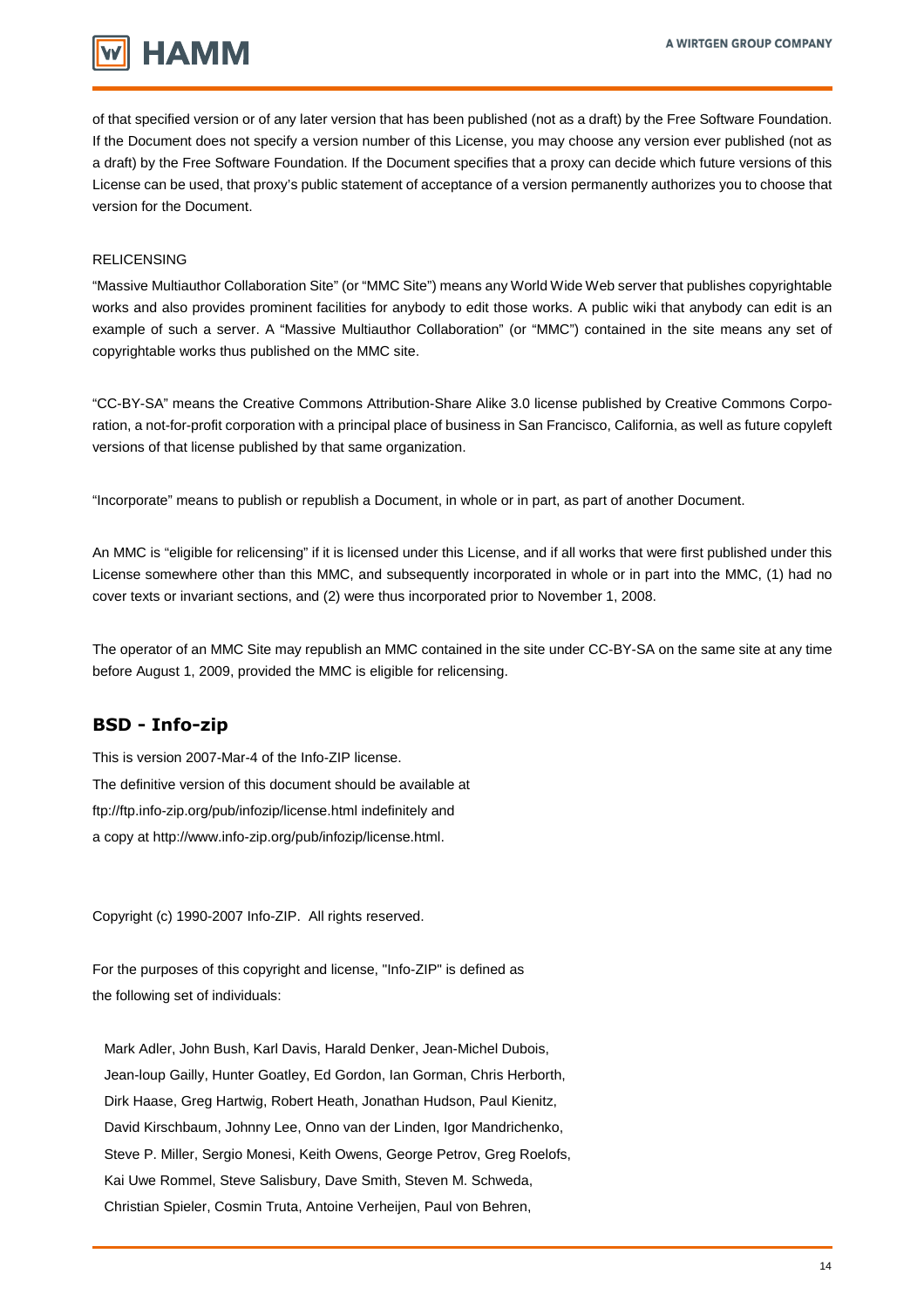of that specified version or of any later version that has been published (not as a draft) by the Free Software Foundation. If the Document does not specify a version number of this License, you may choose any version ever published (not as a draft) by the Free Software Foundation. If the Document specifies that a proxy can decide which future versions of this License can be used, that proxy's public statement of acceptance of a version permanently authorizes you to choose that version for the Document.

RELICENSING

"Massive Multiauthor Collaboration Site" (or "MMC Site") means any World Wide Web server that publishes copyrightable works and also provides prominent facilities for anybody to edit those works. A public wiki that anybody can edit is an example of such a server. A "Massive Multiauthor Collaboration" (or "MMC") contained in the site means any set of copyrightable works thus published on the MMC site.

"CC-BY-SA" means the Creative Commons Attribution-Share Alike 3.0 license published by Creative Commons Corporation, a not-for-profit corporation with a principal place of business in San Francisco, California, as well as future copyleft versions of that license published by that same organization.

"Incorporate" means to publish or republish a Document, in whole or in part, as part of another Document.

An MMC is "eligible for relicensing" if it is licensed under this License, and if all works that were first published under this License somewhere other than this MMC, and subsequently incorporated in whole or in part into the MMC, (1) had no cover texts or invariant sections, and (2) were thus incorporated prior to November 1, 2008.

The operator of an MMC Site may republish an MMC contained in the site under CC-BY-SA on the same site at any time before August 1, 2009, provided the MMC is eligible for relicensing.

## BSD - Info-zip

This is version 2007-Mar-4 of the Info-ZIP license.
The definitive version of this document should be available at
ftp://ftp.info-zip.org/pub/infozip/license.html indefinitely and
a copy at http://www.info-zip.org/pub/infozip/license.html.

Copyright (c) 1990-2007 Info-ZIP. All rights reserved.

For the purposes of this copyright and license, "Info-ZIP" is defined as
the following set of individuals:

Mark Adler, John Bush, Karl Davis, Harald Denker, Jean-Michel Dubois,
Jean-loup Gailly, Hunter Goatley, Ed Gordon, Ian Gorman, Chris Herborth,
Dirk Haase, Greg Hartwig, Robert Heath, Jonathan Hudson, Paul Kienitz,
David Kirschbaum, Johnny Lee, Onno van der Linden, Igor Mandrichenko,
Steve P. Miller, Sergio Monesi, Keith Owens, George Petrov, Greg Roelofs,
Kai Uwe Rommel, Steve Salisbury, Dave Smith, Steven M. Schweda,
Christian Spieler, Cosmin Truta, Antoine Verheijen, Paul von Behren,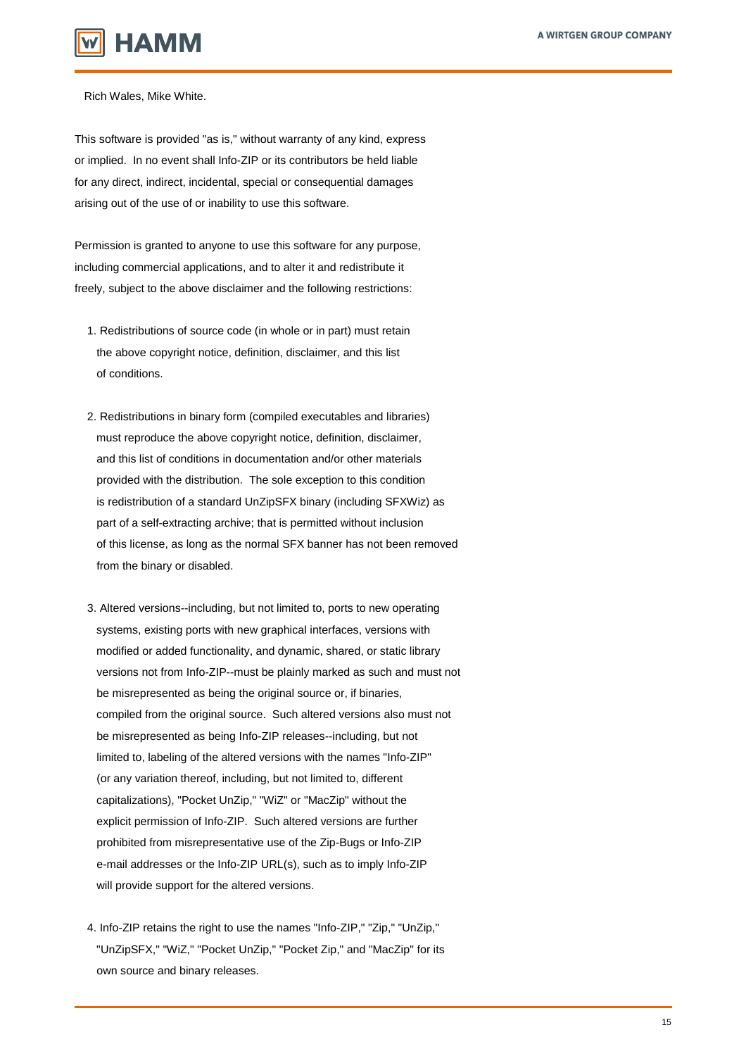Rich Wales, Mike White.

This software is provided "as is," without warranty of any kind, express or implied. In no event shall Info-ZIP or its contributors be held liable for any direct, indirect, incidental, special or consequential damages arising out of the use of or inability to use this software.

Permission is granted to anyone to use this software for any purpose, including commercial applications, and to alter it and redistribute it freely, subject to the above disclaimer and the following restrictions:

1. Redistributions of source code (in whole or in part) must retain the above copyright notice, definition, disclaimer, and this list of conditions.

2. Redistributions in binary form (compiled executables and libraries) must reproduce the above copyright notice, definition, disclaimer, and this list of conditions in documentation and/or other materials provided with the distribution. The sole exception to this condition is redistribution of a standard UnZipSFX binary (including SFXWiz) as part of a self-extracting archive; that is permitted without inclusion of this license, as long as the normal SFX banner has not been removed from the binary or disabled.

3. Altered versions--including, but not limited to, ports to new operating systems, existing ports with new graphical interfaces, versions with modified or added functionality, and dynamic, shared, or static library versions not from Info-ZIP--must be plainly marked as such and must not be misrepresented as being the original source or, if binaries, compiled from the original source. Such altered versions also must not be misrepresented as being Info-ZIP releases--including, but not limited to, labeling of the altered versions with the names "Info-ZIP" (or any variation thereof, including, but not limited to, different capitalizations), "Pocket UnZip," "WiZ" or "MacZip" without the explicit permission of Info-ZIP. Such altered versions are further prohibited from misrepresentative use of the Zip-Bugs or Info-ZIP e-mail addresses or the Info-ZIP URL(s), such as to imply Info-ZIP will provide support for the altered versions.

4. Info-ZIP retains the right to use the names "Info-ZIP," "Zip," "UnZip," "UnZipSFX," "WiZ," "Pocket UnZip," "Pocket Zip," and "MacZip" for its own source and binary releases.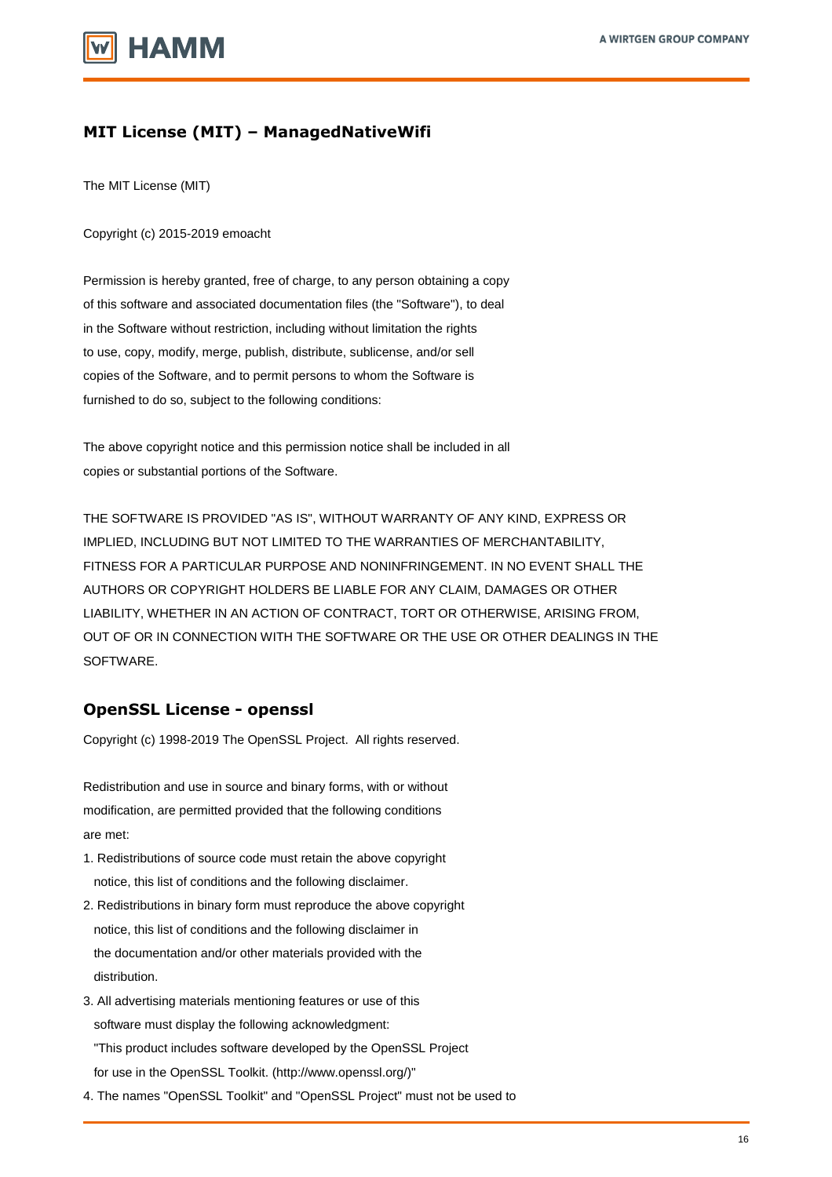## MIT License (MIT) – ManagedNativeWifi

The MIT License (MIT)

Copyright (c) 2015-2019 emoacht

Permission is hereby granted, free of charge, to any person obtaining a copy
of this software and associated documentation files (the "Software"), to deal
in the Software without restriction, including without limitation the rights
to use, copy, modify, merge, publish, distribute, sublicense, and/or sell
copies of the Software, and to permit persons to whom the Software is
furnished to do so, subject to the following conditions:

The above copyright notice and this permission notice shall be included in all
copies or substantial portions of the Software.

THE SOFTWARE IS PROVIDED "AS IS", WITHOUT WARRANTY OF ANY KIND, EXPRESS OR
IMPLIED, INCLUDING BUT NOT LIMITED TO THE WARRANTIES OF MERCHANTABILITY,
FITNESS FOR A PARTICULAR PURPOSE AND NONINFRINGEMENT. IN NO EVENT SHALL THE
AUTHORS OR COPYRIGHT HOLDERS BE LIABLE FOR ANY CLAIM, DAMAGES OR OTHER
LIABILITY, WHETHER IN AN ACTION OF CONTRACT, TORT OR OTHERWISE, ARISING FROM,
OUT OF OR IN CONNECTION WITH THE SOFTWARE OR THE USE OR OTHER DEALINGS IN THE
SOFTWARE.

## OpenSSL License - openssl

Copyright (c) 1998-2019 The OpenSSL Project. All rights reserved.

Redistribution and use in source and binary forms, with or without
modification, are permitted provided that the following conditions
are met:

1. Redistributions of source code must retain the above copyright
   notice, this list of conditions and the following disclaimer.
2. Redistributions in binary form must reproduce the above copyright
   notice, this list of conditions and the following disclaimer in
   the documentation and/or other materials provided with the
   distribution.
3. All advertising materials mentioning features or use of this
   software must display the following acknowledgment:
   "This product includes software developed by the OpenSSL Project
   for use in the OpenSSL Toolkit. (http://www.openssl.org/)"
4. The names "OpenSSL Toolkit" and "OpenSSL Project" must not be used to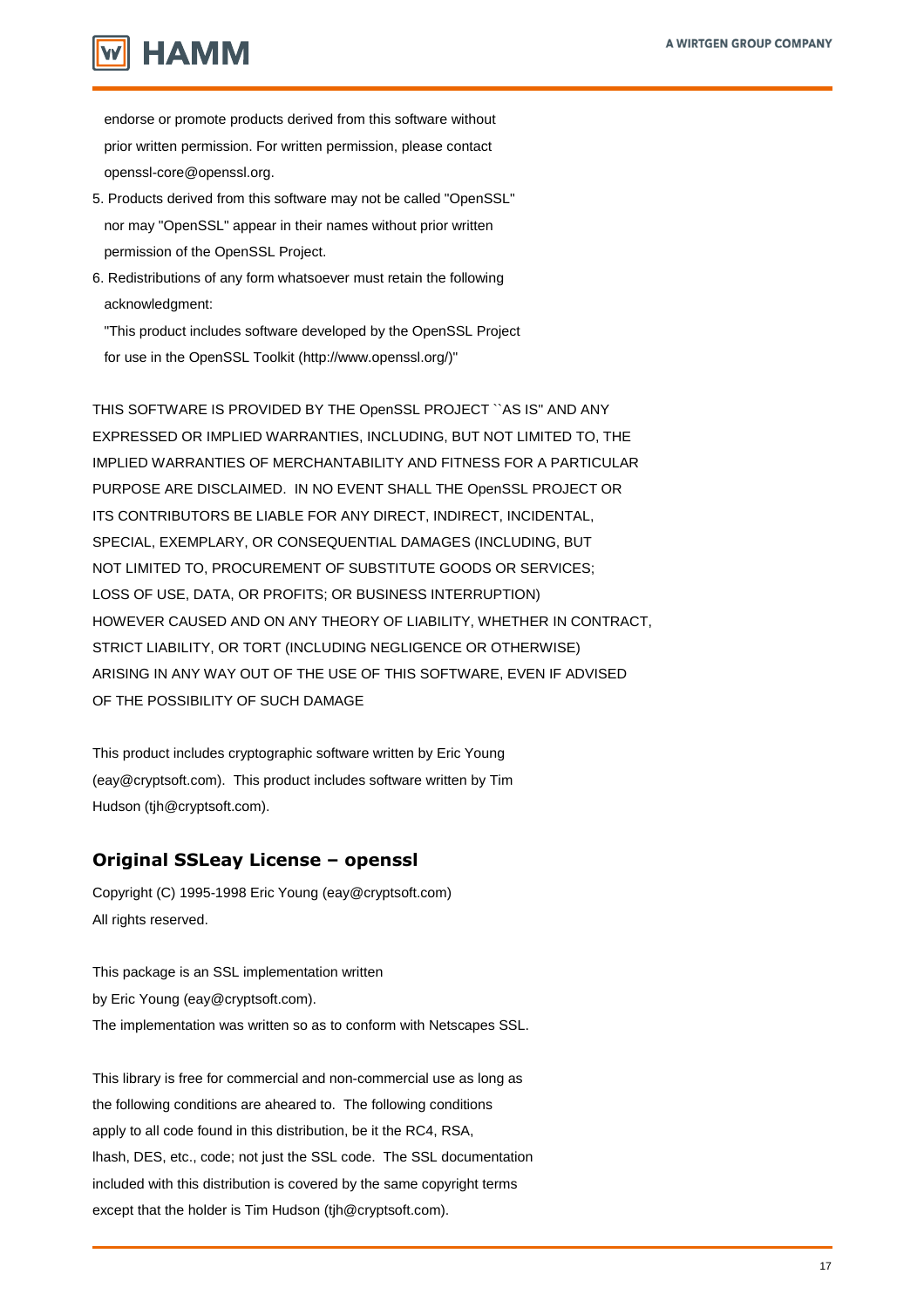endorse or promote products derived from this software without prior written permission. For written permission, please contact openssl-core@openssl.org.

5. Products derived from this software may not be called "OpenSSL" nor may "OpenSSL" appear in their names without prior written permission of the OpenSSL Project.
6. Redistributions of any form whatsoever must retain the following acknowledgment:
   "This product includes software developed by the OpenSSL Project for use in the OpenSSL Toolkit (http://www.openssl.org/)"

THIS SOFTWARE IS PROVIDED BY THE OpenSSL PROJECT ``AS IS'' AND ANY EXPRESSED OR IMPLIED WARRANTIES, INCLUDING, BUT NOT LIMITED TO, THE IMPLIED WARRANTIES OF MERCHANTABILITY AND FITNESS FOR A PARTICULAR PURPOSE ARE DISCLAIMED. IN NO EVENT SHALL THE OpenSSL PROJECT OR ITS CONTRIBUTORS BE LIABLE FOR ANY DIRECT, INDIRECT, INCIDENTAL, SPECIAL, EXEMPLARY, OR CONSEQUENTIAL DAMAGES (INCLUDING, BUT NOT LIMITED TO, PROCUREMENT OF SUBSTITUTE GOODS OR SERVICES; LOSS OF USE, DATA, OR PROFITS; OR BUSINESS INTERRUPTION) HOWEVER CAUSED AND ON ANY THEORY OF LIABILITY, WHETHER IN CONTRACT, STRICT LIABILITY, OR TORT (INCLUDING NEGLIGENCE OR OTHERWISE) ARISING IN ANY WAY OUT OF THE USE OF THIS SOFTWARE, EVEN IF ADVISED OF THE POSSIBILITY OF SUCH DAMAGE

This product includes cryptographic software written by Eric Young (eay@cryptsoft.com). This product includes software written by Tim Hudson (tjh@cryptsoft.com).

## Original SSLeay License – openssl

Copyright (C) 1995-1998 Eric Young (eay@cryptsoft.com)
All rights reserved.

This package is an SSL implementation written by Eric Young (eay@cryptsoft.com).
The implementation was written so as to conform with Netscapes SSL.

This library is free for commercial and non-commercial use as long as the following conditions are aheared to. The following conditions apply to all code found in this distribution, be it the RC4, RSA, lhash, DES, etc., code; not just the SSL code. The SSL documentation included with this distribution is covered by the same copyright terms except that the holder is Tim Hudson (tjh@cryptsoft.com).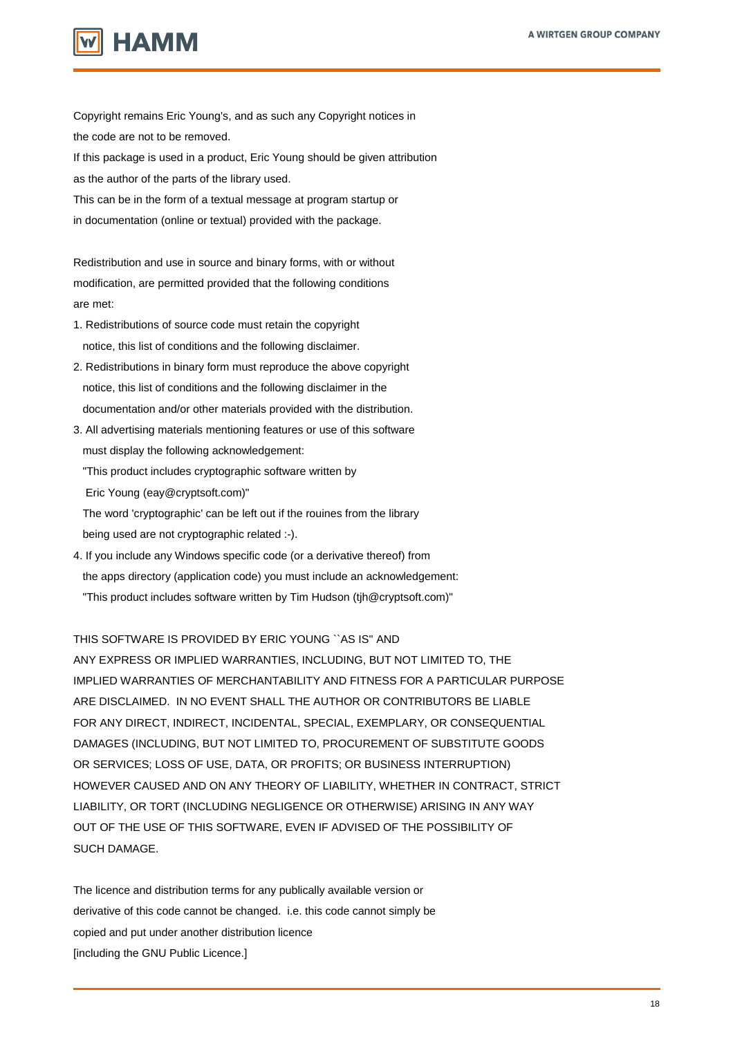Copyright remains Eric Young's, and as such any Copyright notices in
the code are not to be removed.
If this package is used in a product, Eric Young should be given attribution
as the author of the parts of the library used.
This can be in the form of a textual message at program startup or
in documentation (online or textual) provided with the package.

Redistribution and use in source and binary forms, with or without
modification, are permitted provided that the following conditions
are met:

1. Redistributions of source code must retain the copyright
   notice, this list of conditions and the following disclaimer.
2. Redistributions in binary form must reproduce the above copyright
   notice, this list of conditions and the following disclaimer in the
   documentation and/or other materials provided with the distribution.
3. All advertising materials mentioning features or use of this software
   must display the following acknowledgement:
   "This product includes cryptographic software written by
   Eric Young (eay@cryptsoft.com)"
   The word 'cryptographic' can be left out if the rouines from the library
   being used are not cryptographic related :-).
4. If you include any Windows specific code (or a derivative thereof) from
   the apps directory (application code) you must include an acknowledgement:
   "This product includes software written by Tim Hudson (tjh@cryptsoft.com)"

THIS SOFTWARE IS PROVIDED BY ERIC YOUNG ``AS IS'' AND
ANY EXPRESS OR IMPLIED WARRANTIES, INCLUDING, BUT NOT LIMITED TO, THE
IMPLIED WARRANTIES OF MERCHANTABILITY AND FITNESS FOR A PARTICULAR PURPOSE
ARE DISCLAIMED. IN NO EVENT SHALL THE AUTHOR OR CONTRIBUTORS BE LIABLE
FOR ANY DIRECT, INDIRECT, INCIDENTAL, SPECIAL, EXEMPLARY, OR CONSEQUENTIAL
DAMAGES (INCLUDING, BUT NOT LIMITED TO, PROCUREMENT OF SUBSTITUTE GOODS
OR SERVICES; LOSS OF USE, DATA, OR PROFITS; OR BUSINESS INTERRUPTION)
HOWEVER CAUSED AND ON ANY THEORY OF LIABILITY, WHETHER IN CONTRACT, STRICT
LIABILITY, OR TORT (INCLUDING NEGLIGENCE OR OTHERWISE) ARISING IN ANY WAY
OUT OF THE USE OF THIS SOFTWARE, EVEN IF ADVISED OF THE POSSIBILITY OF
SUCH DAMAGE.

The licence and distribution terms for any publically available version or
derivative of this code cannot be changed. i.e. this code cannot simply be
copied and put under another distribution licence
[including the GNU Public Licence.]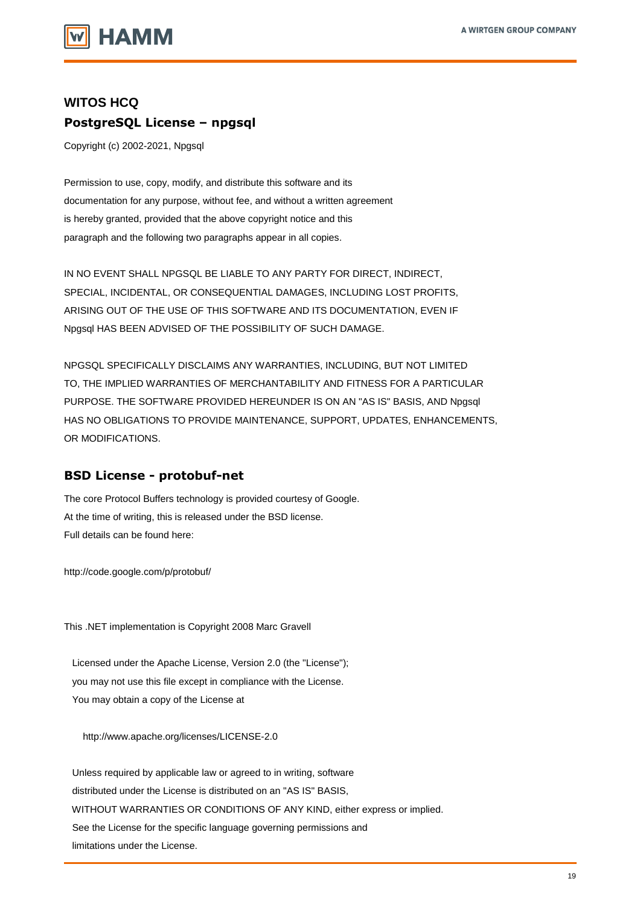## WITOS HCQ

### PostgreSQL License – npgsql

Copyright (c) 2002-2021, Npgsql

Permission to use, copy, modify, and distribute this software and its documentation for any purpose, without fee, and without a written agreement is hereby granted, provided that the above copyright notice and this paragraph and the following two paragraphs appear in all copies.

IN NO EVENT SHALL NPGSQL BE LIABLE TO ANY PARTY FOR DIRECT, INDIRECT, SPECIAL, INCIDENTAL, OR CONSEQUENTIAL DAMAGES, INCLUDING LOST PROFITS, ARISING OUT OF THE USE OF THIS SOFTWARE AND ITS DOCUMENTATION, EVEN IF Npgsql HAS BEEN ADVISED OF THE POSSIBILITY OF SUCH DAMAGE.

NPGSQL SPECIFICALLY DISCLAIMS ANY WARRANTIES, INCLUDING, BUT NOT LIMITED TO, THE IMPLIED WARRANTIES OF MERCHANTABILITY AND FITNESS FOR A PARTICULAR PURPOSE. THE SOFTWARE PROVIDED HEREUNDER IS ON AN "AS IS" BASIS, AND Npgsql HAS NO OBLIGATIONS TO PROVIDE MAINTENANCE, SUPPORT, UPDATES, ENHANCEMENTS, OR MODIFICATIONS.

### BSD License - protobuf-net

The core Protocol Buffers technology is provided courtesy of Google.
At the time of writing, this is released under the BSD license.
Full details can be found here:

http://code.google.com/p/protobuf/

This .NET implementation is Copyright 2008 Marc Gravell

Licensed under the Apache License, Version 2.0 (the "License");
you may not use this file except in compliance with the License.
You may obtain a copy of the License at

http://www.apache.org/licenses/LICENSE-2.0

Unless required by applicable law or agreed to in writing, software
distributed under the License is distributed on an "AS IS" BASIS,
WITHOUT WARRANTIES OR CONDITIONS OF ANY KIND, either express or implied.
See the License for the specific language governing permissions and
limitations under the License.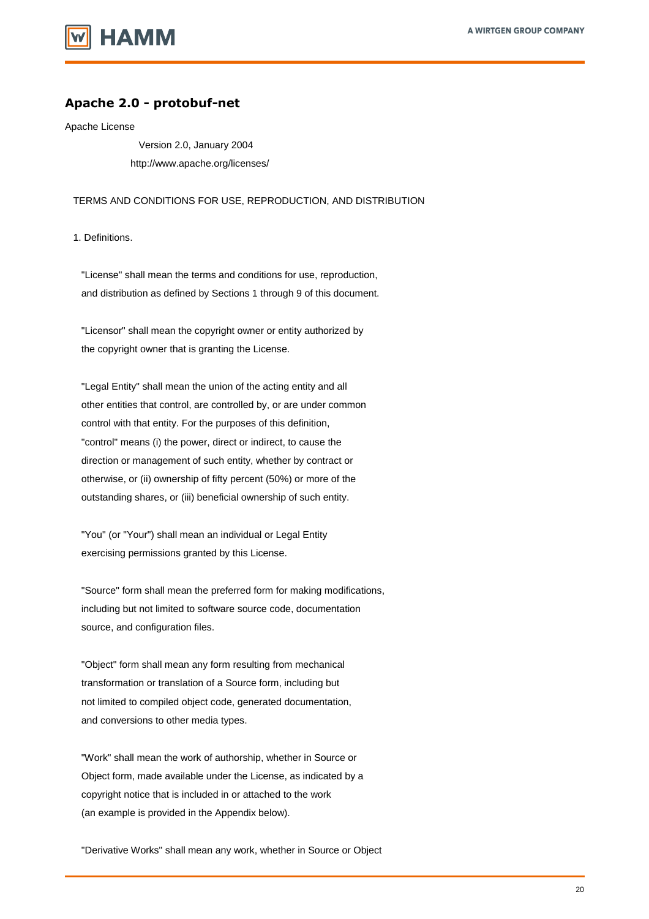## Apache 2.0 - protobuf-net

Apache License

Version 2.0, January 2004

http://www.apache.org/licenses/

TERMS AND CONDITIONS FOR USE, REPRODUCTION, AND DISTRIBUTION

1. Definitions.

"License" shall mean the terms and conditions for use, reproduction, and distribution as defined by Sections 1 through 9 of this document.

"Licensor" shall mean the copyright owner or entity authorized by the copyright owner that is granting the License.

"Legal Entity" shall mean the union of the acting entity and all other entities that control, are controlled by, or are under common control with that entity. For the purposes of this definition, "control" means (i) the power, direct or indirect, to cause the direction or management of such entity, whether by contract or otherwise, or (ii) ownership of fifty percent (50%) or more of the outstanding shares, or (iii) beneficial ownership of such entity.

"You" (or "Your") shall mean an individual or Legal Entity exercising permissions granted by this License.

"Source" form shall mean the preferred form for making modifications, including but not limited to software source code, documentation source, and configuration files.

"Object" form shall mean any form resulting from mechanical transformation or translation of a Source form, including but not limited to compiled object code, generated documentation, and conversions to other media types.

"Work" shall mean the work of authorship, whether in Source or Object form, made available under the License, as indicated by a copyright notice that is included in or attached to the work (an example is provided in the Appendix below).

"Derivative Works" shall mean any work, whether in Source or Object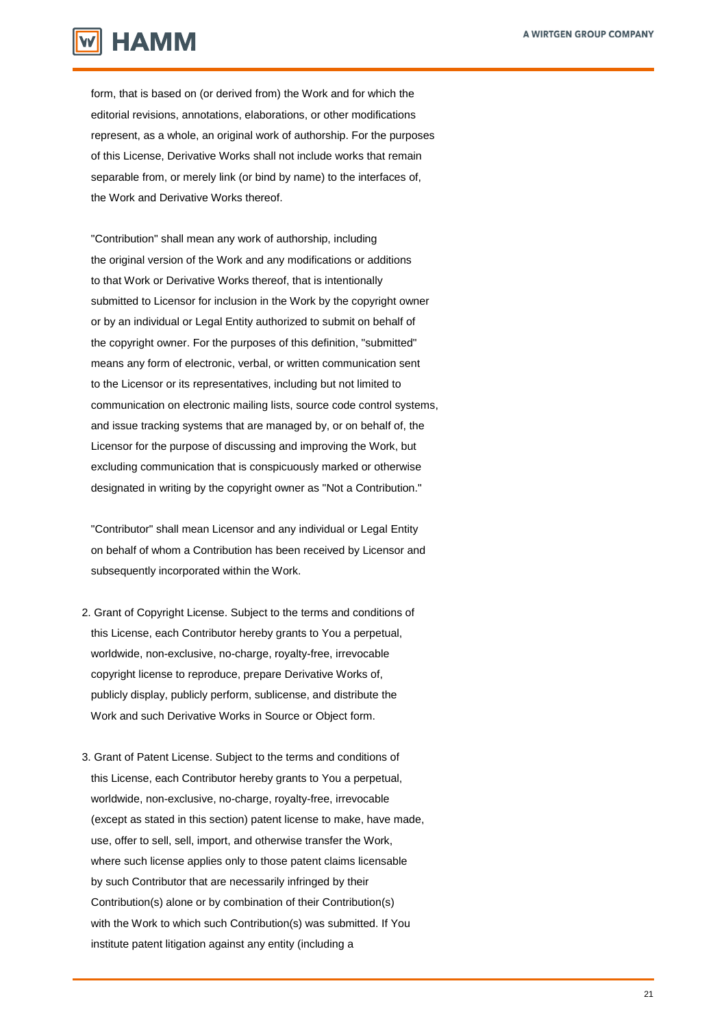form, that is based on (or derived from) the Work and for which the editorial revisions, annotations, elaborations, or other modifications represent, as a whole, an original work of authorship. For the purposes of this License, Derivative Works shall not include works that remain separable from, or merely link (or bind by name) to the interfaces of, the Work and Derivative Works thereof.

"Contribution" shall mean any work of authorship, including the original version of the Work and any modifications or additions to that Work or Derivative Works thereof, that is intentionally submitted to Licensor for inclusion in the Work by the copyright owner or by an individual or Legal Entity authorized to submit on behalf of the copyright owner. For the purposes of this definition, "submitted" means any form of electronic, verbal, or written communication sent to the Licensor or its representatives, including but not limited to communication on electronic mailing lists, source code control systems, and issue tracking systems that are managed by, or on behalf of, the Licensor for the purpose of discussing and improving the Work, but excluding communication that is conspicuously marked or otherwise designated in writing by the copyright owner as "Not a Contribution."

"Contributor" shall mean Licensor and any individual or Legal Entity on behalf of whom a Contribution has been received by Licensor and subsequently incorporated within the Work.

2. Grant of Copyright License. Subject to the terms and conditions of this License, each Contributor hereby grants to You a perpetual, worldwide, non-exclusive, no-charge, royalty-free, irrevocable copyright license to reproduce, prepare Derivative Works of, publicly display, publicly perform, sublicense, and distribute the Work and such Derivative Works in Source or Object form.

3. Grant of Patent License. Subject to the terms and conditions of this License, each Contributor hereby grants to You a perpetual, worldwide, non-exclusive, no-charge, royalty-free, irrevocable (except as stated in this section) patent license to make, have made, use, offer to sell, sell, import, and otherwise transfer the Work, where such license applies only to those patent claims licensable by such Contributor that are necessarily infringed by their Contribution(s) alone or by combination of their Contribution(s) with the Work to which such Contribution(s) was submitted. If You institute patent litigation against any entity (including a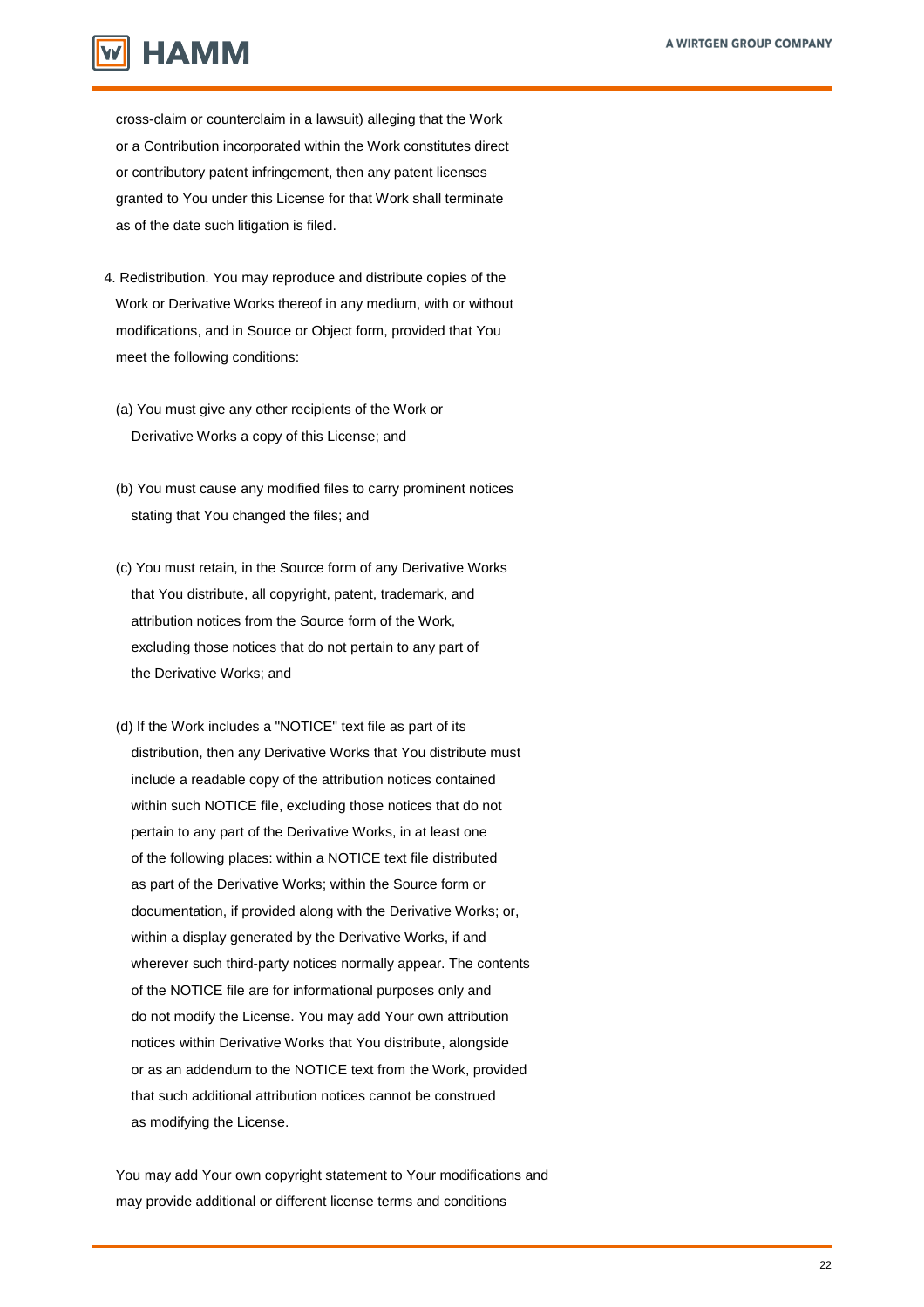cross-claim or counterclaim in a lawsuit) alleging that the Work or a Contribution incorporated within the Work constitutes direct or contributory patent infringement, then any patent licenses granted to You under this License for that Work shall terminate as of the date such litigation is filed.

4. Redistribution. You may reproduce and distribute copies of the Work or Derivative Works thereof in any medium, with or without modifications, and in Source or Object form, provided that You meet the following conditions:

(a) You must give any other recipients of the Work or Derivative Works a copy of this License; and

(b) You must cause any modified files to carry prominent notices stating that You changed the files; and

(c) You must retain, in the Source form of any Derivative Works that You distribute, all copyright, patent, trademark, and attribution notices from the Source form of the Work, excluding those notices that do not pertain to any part of the Derivative Works; and

(d) If the Work includes a "NOTICE" text file as part of its distribution, then any Derivative Works that You distribute must include a readable copy of the attribution notices contained within such NOTICE file, excluding those notices that do not pertain to any part of the Derivative Works, in at least one of the following places: within a NOTICE text file distributed as part of the Derivative Works; within the Source form or documentation, if provided along with the Derivative Works; or, within a display generated by the Derivative Works, if and wherever such third-party notices normally appear. The contents of the NOTICE file are for informational purposes only and do not modify the License. You may add Your own attribution notices within Derivative Works that You distribute, alongside or as an addendum to the NOTICE text from the Work, provided that such additional attribution notices cannot be construed as modifying the License.

You may add Your own copyright statement to Your modifications and may provide additional or different license terms and conditions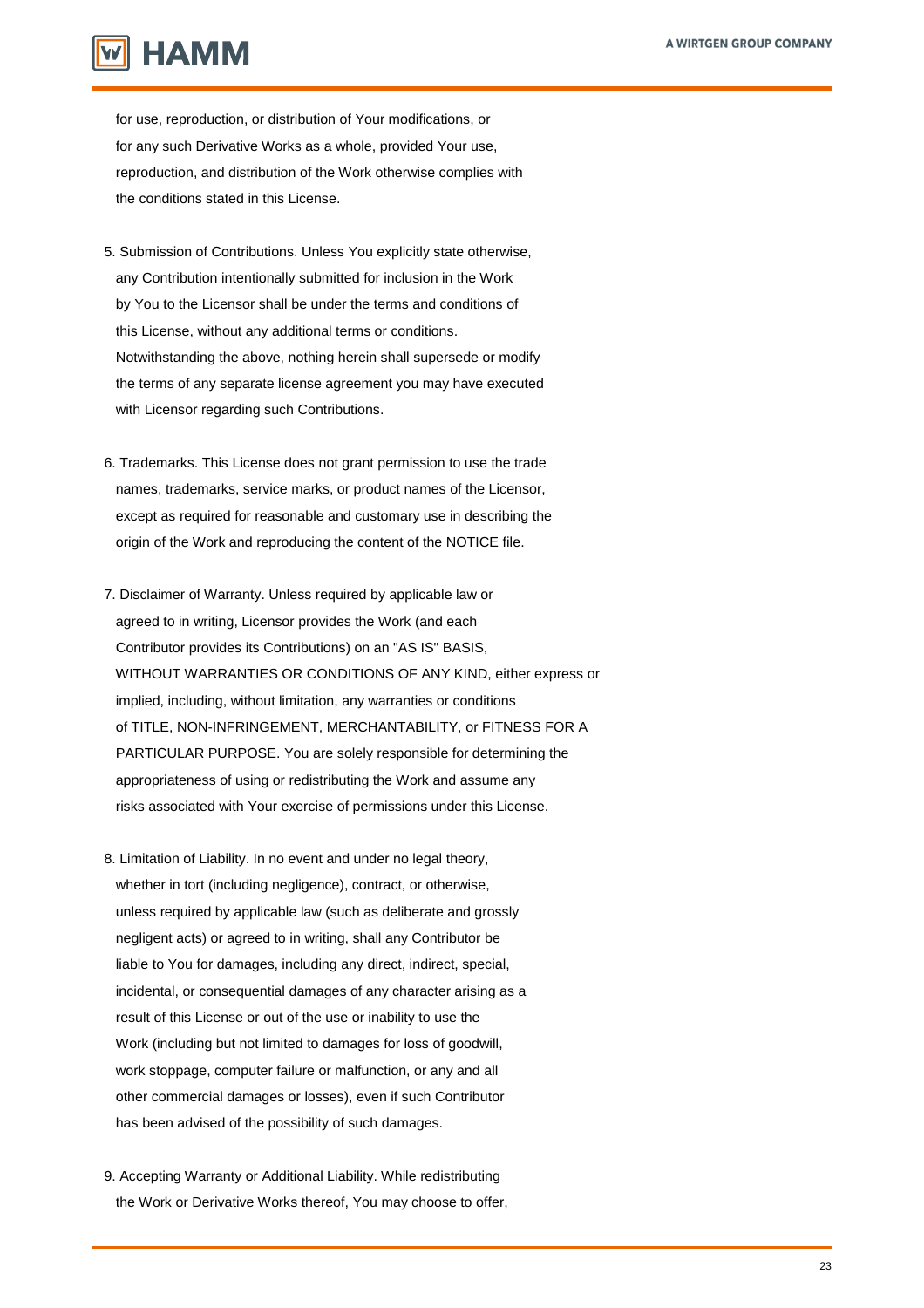for use, reproduction, or distribution of Your modifications, or
for any such Derivative Works as a whole, provided Your use,
reproduction, and distribution of the Work otherwise complies with
the conditions stated in this License.

5. Submission of Contributions. Unless You explicitly state otherwise,
any Contribution intentionally submitted for inclusion in the Work
by You to the Licensor shall be under the terms and conditions of
this License, without any additional terms or conditions.
Notwithstanding the above, nothing herein shall supersede or modify
the terms of any separate license agreement you may have executed
with Licensor regarding such Contributions.

6. Trademarks. This License does not grant permission to use the trade
names, trademarks, service marks, or product names of the Licensor,
except as required for reasonable and customary use in describing the
origin of the Work and reproducing the content of the NOTICE file.

7. Disclaimer of Warranty. Unless required by applicable law or
agreed to in writing, Licensor provides the Work (and each
Contributor provides its Contributions) on an "AS IS" BASIS,
WITHOUT WARRANTIES OR CONDITIONS OF ANY KIND, either express or
implied, including, without limitation, any warranties or conditions
of TITLE, NON-INFRINGEMENT, MERCHANTABILITY, or FITNESS FOR A
PARTICULAR PURPOSE. You are solely responsible for determining the
appropriateness of using or redistributing the Work and assume any
risks associated with Your exercise of permissions under this License.

8. Limitation of Liability. In no event and under no legal theory,
whether in tort (including negligence), contract, or otherwise,
unless required by applicable law (such as deliberate and grossly
negligent acts) or agreed to in writing, shall any Contributor be
liable to You for damages, including any direct, indirect, special,
incidental, or consequential damages of any character arising as a
result of this License or out of the use or inability to use the
Work (including but not limited to damages for loss of goodwill,
work stoppage, computer failure or malfunction, or any and all
other commercial damages or losses), even if such Contributor
has been advised of the possibility of such damages.

9. Accepting Warranty or Additional Liability. While redistributing
the Work or Derivative Works thereof, You may choose to offer,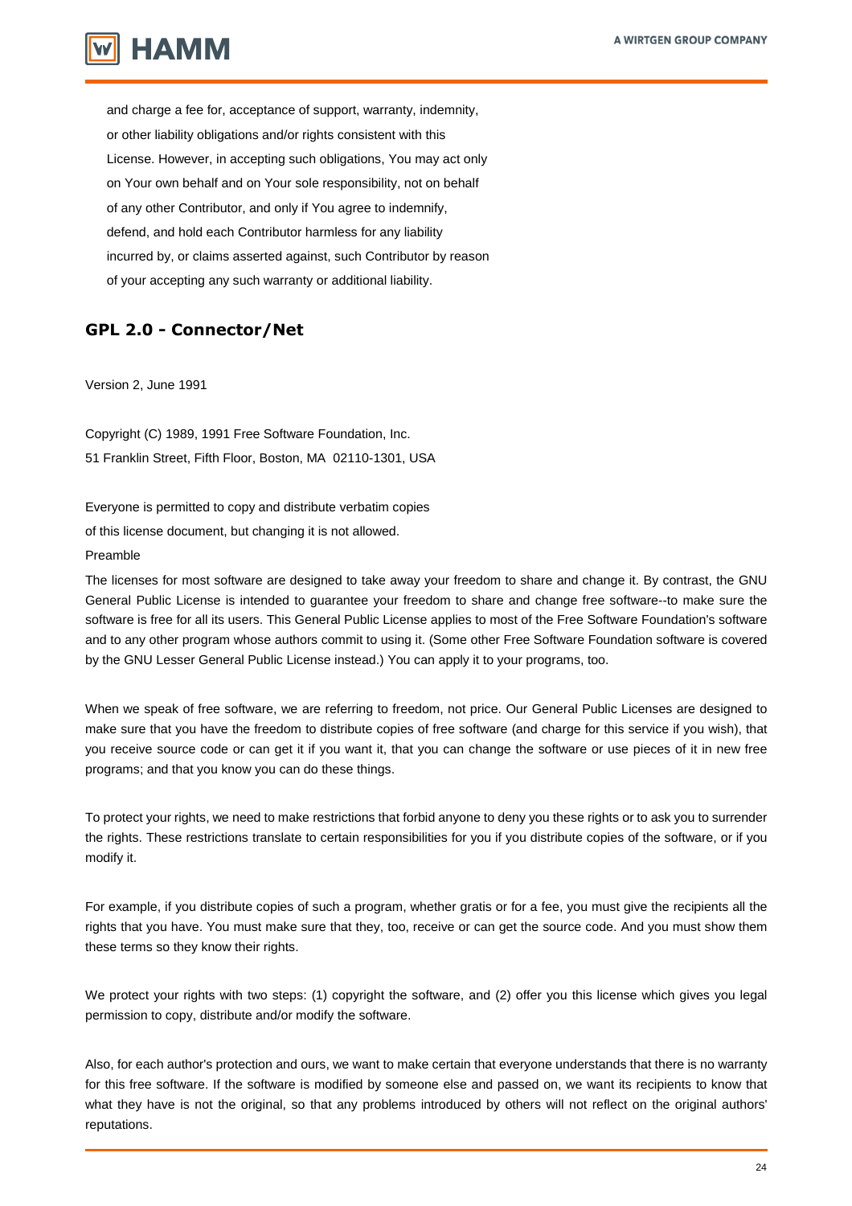and charge a fee for, acceptance of support, warranty, indemnity,
or other liability obligations and/or rights consistent with this
License. However, in accepting such obligations, You may act only
on Your own behalf and on Your sole responsibility, not on behalf
of any other Contributor, and only if You agree to indemnify,
defend, and hold each Contributor harmless for any liability
incurred by, or claims asserted against, such Contributor by reason
of your accepting any such warranty or additional liability.

## GPL 2.0 - Connector/Net

Version 2, June 1991

Copyright (C) 1989, 1991 Free Software Foundation, Inc.
51 Franklin Street, Fifth Floor, Boston, MA 02110-1301, USA

Everyone is permitted to copy and distribute verbatim copies
of this license document, but changing it is not allowed.

Preamble

The licenses for most software are designed to take away your freedom to share and change it. By contrast, the GNU General Public License is intended to guarantee your freedom to share and change free software--to make sure the software is free for all its users. This General Public License applies to most of the Free Software Foundation's software and to any other program whose authors commit to using it. (Some other Free Software Foundation software is covered by the GNU Lesser General Public License instead.) You can apply it to your programs, too.

When we speak of free software, we are referring to freedom, not price. Our General Public Licenses are designed to make sure that you have the freedom to distribute copies of free software (and charge for this service if you wish), that you receive source code or can get it if you want it, that you can change the software or use pieces of it in new free programs; and that you know you can do these things.

To protect your rights, we need to make restrictions that forbid anyone to deny you these rights or to ask you to surrender the rights. These restrictions translate to certain responsibilities for you if you distribute copies of the software, or if you modify it.

For example, if you distribute copies of such a program, whether gratis or for a fee, you must give the recipients all the rights that you have. You must make sure that they, too, receive or can get the source code. And you must show them these terms so they know their rights.

We protect your rights with two steps: (1) copyright the software, and (2) offer you this license which gives you legal permission to copy, distribute and/or modify the software.

Also, for each author's protection and ours, we want to make certain that everyone understands that there is no warranty for this free software. If the software is modified by someone else and passed on, we want its recipients to know that what they have is not the original, so that any problems introduced by others will not reflect on the original authors' reputations.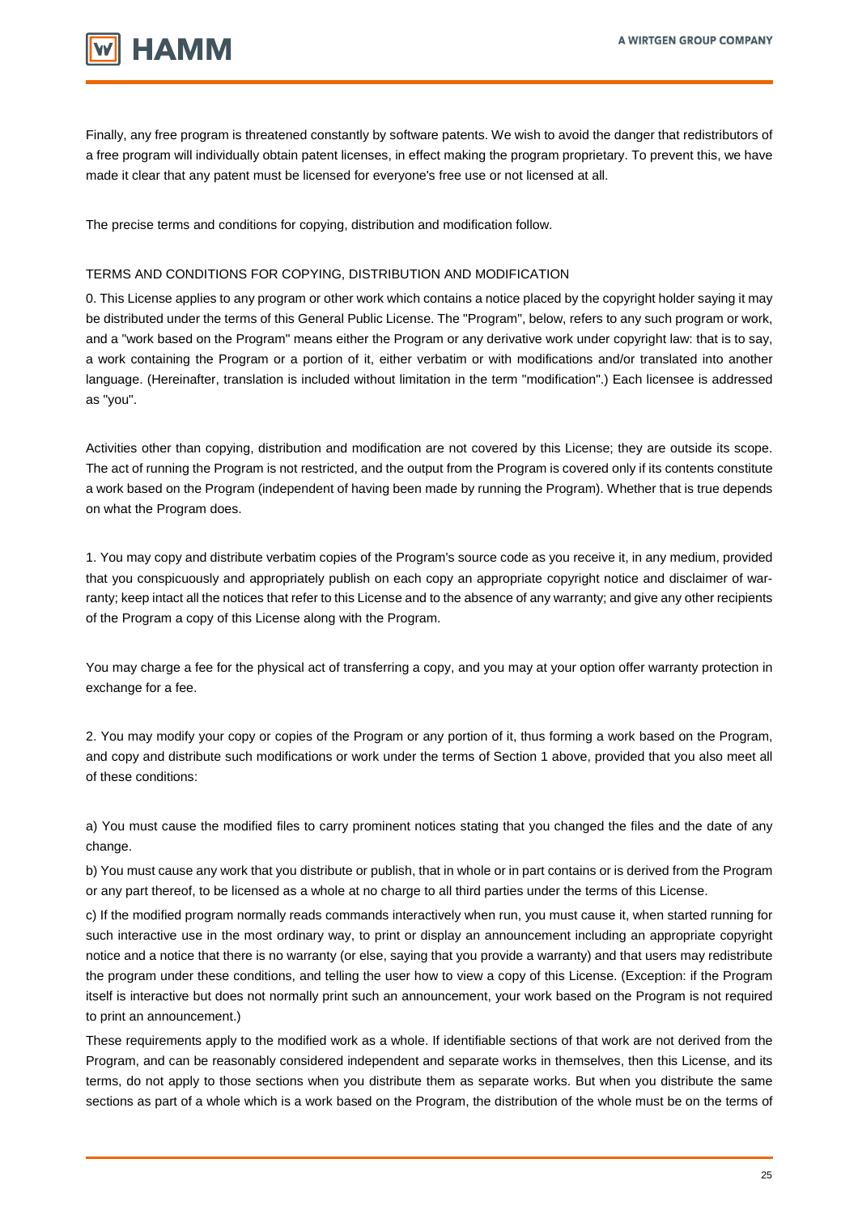Finally, any free program is threatened constantly by software patents. We wish to avoid the danger that redistributors of a free program will individually obtain patent licenses, in effect making the program proprietary. To prevent this, we have made it clear that any patent must be licensed for everyone's free use or not licensed at all.

The precise terms and conditions for copying, distribution and modification follow.

TERMS AND CONDITIONS FOR COPYING, DISTRIBUTION AND MODIFICATION

0. This License applies to any program or other work which contains a notice placed by the copyright holder saying it may be distributed under the terms of this General Public License. The "Program", below, refers to any such program or work, and a "work based on the Program" means either the Program or any derivative work under copyright law: that is to say, a work containing the Program or a portion of it, either verbatim or with modifications and/or translated into another language. (Hereinafter, translation is included without limitation in the term "modification".) Each licensee is addressed as "you".

Activities other than copying, distribution and modification are not covered by this License; they are outside its scope. The act of running the Program is not restricted, and the output from the Program is covered only if its contents constitute a work based on the Program (independent of having been made by running the Program). Whether that is true depends on what the Program does.

1. You may copy and distribute verbatim copies of the Program's source code as you receive it, in any medium, provided that you conspicuously and appropriately publish on each copy an appropriate copyright notice and disclaimer of warranty; keep intact all the notices that refer to this License and to the absence of any warranty; and give any other recipients of the Program a copy of this License along with the Program.

You may charge a fee for the physical act of transferring a copy, and you may at your option offer warranty protection in exchange for a fee.

2. You may modify your copy or copies of the Program or any portion of it, thus forming a work based on the Program, and copy and distribute such modifications or work under the terms of Section 1 above, provided that you also meet all of these conditions:

a) You must cause the modified files to carry prominent notices stating that you changed the files and the date of any change.

b) You must cause any work that you distribute or publish, that in whole or in part contains or is derived from the Program or any part thereof, to be licensed as a whole at no charge to all third parties under the terms of this License.

c) If the modified program normally reads commands interactively when run, you must cause it, when started running for such interactive use in the most ordinary way, to print or display an announcement including an appropriate copyright notice and a notice that there is no warranty (or else, saying that you provide a warranty) and that users may redistribute the program under these conditions, and telling the user how to view a copy of this License. (Exception: if the Program itself is interactive but does not normally print such an announcement, your work based on the Program is not required to print an announcement.)

These requirements apply to the modified work as a whole. If identifiable sections of that work are not derived from the Program, and can be reasonably considered independent and separate works in themselves, then this License, and its terms, do not apply to those sections when you distribute them as separate works. But when you distribute the same sections as part of a whole which is a work based on the Program, the distribution of the whole must be on the terms of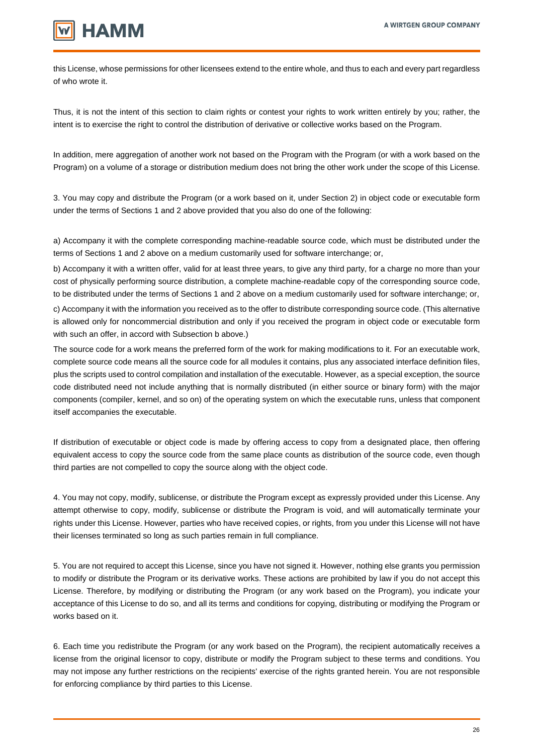this License, whose permissions for other licensees extend to the entire whole, and thus to each and every part regardless of who wrote it.

Thus, it is not the intent of this section to claim rights or contest your rights to work written entirely by you; rather, the intent is to exercise the right to control the distribution of derivative or collective works based on the Program.

In addition, mere aggregation of another work not based on the Program with the Program (or with a work based on the Program) on a volume of a storage or distribution medium does not bring the other work under the scope of this License.

3. You may copy and distribute the Program (or a work based on it, under Section 2) in object code or executable form under the terms of Sections 1 and 2 above provided that you also do one of the following:

a) Accompany it with the complete corresponding machine-readable source code, which must be distributed under the terms of Sections 1 and 2 above on a medium customarily used for software interchange; or,

b) Accompany it with a written offer, valid for at least three years, to give any third party, for a charge no more than your cost of physically performing source distribution, a complete machine-readable copy of the corresponding source code, to be distributed under the terms of Sections 1 and 2 above on a medium customarily used for software interchange; or,

c) Accompany it with the information you received as to the offer to distribute corresponding source code. (This alternative is allowed only for noncommercial distribution and only if you received the program in object code or executable form with such an offer, in accord with Subsection b above.)

The source code for a work means the preferred form of the work for making modifications to it. For an executable work, complete source code means all the source code for all modules it contains, plus any associated interface definition files, plus the scripts used to control compilation and installation of the executable. However, as a special exception, the source code distributed need not include anything that is normally distributed (in either source or binary form) with the major components (compiler, kernel, and so on) of the operating system on which the executable runs, unless that component itself accompanies the executable.

If distribution of executable or object code is made by offering access to copy from a designated place, then offering equivalent access to copy the source code from the same place counts as distribution of the source code, even though third parties are not compelled to copy the source along with the object code.

4. You may not copy, modify, sublicense, or distribute the Program except as expressly provided under this License. Any attempt otherwise to copy, modify, sublicense or distribute the Program is void, and will automatically terminate your rights under this License. However, parties who have received copies, or rights, from you under this License will not have their licenses terminated so long as such parties remain in full compliance.

5. You are not required to accept this License, since you have not signed it. However, nothing else grants you permission to modify or distribute the Program or its derivative works. These actions are prohibited by law if you do not accept this License. Therefore, by modifying or distributing the Program (or any work based on the Program), you indicate your acceptance of this License to do so, and all its terms and conditions for copying, distributing or modifying the Program or works based on it.

6. Each time you redistribute the Program (or any work based on the Program), the recipient automatically receives a license from the original licensor to copy, distribute or modify the Program subject to these terms and conditions. You may not impose any further restrictions on the recipients' exercise of the rights granted herein. You are not responsible for enforcing compliance by third parties to this License.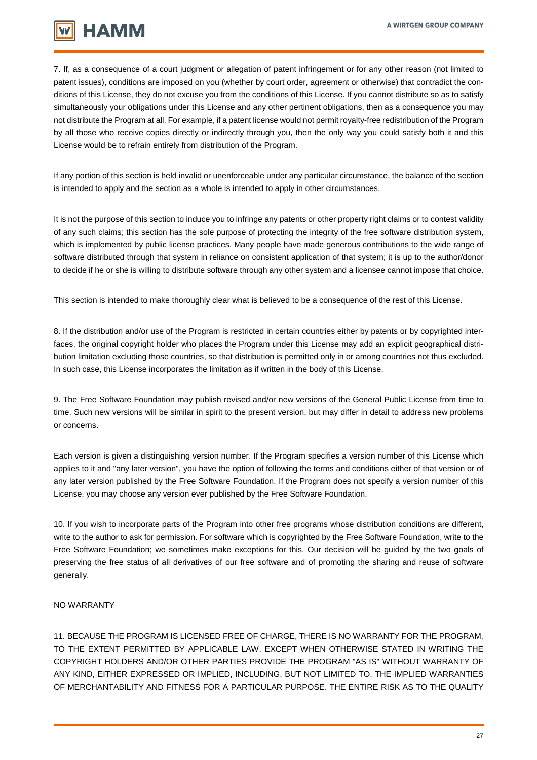7. If, as a consequence of a court judgment or allegation of patent infringement or for any other reason (not limited to patent issues), conditions are imposed on you (whether by court order, agreement or otherwise) that contradict the conditions of this License, they do not excuse you from the conditions of this License. If you cannot distribute so as to satisfy simultaneously your obligations under this License and any other pertinent obligations, then as a consequence you may not distribute the Program at all. For example, if a patent license would not permit royalty-free redistribution of the Program by all those who receive copies directly or indirectly through you, then the only way you could satisfy both it and this License would be to refrain entirely from distribution of the Program.

If any portion of this section is held invalid or unenforceable under any particular circumstance, the balance of the section is intended to apply and the section as a whole is intended to apply in other circumstances.

It is not the purpose of this section to induce you to infringe any patents or other property right claims or to contest validity of any such claims; this section has the sole purpose of protecting the integrity of the free software distribution system, which is implemented by public license practices. Many people have made generous contributions to the wide range of software distributed through that system in reliance on consistent application of that system; it is up to the author/donor to decide if he or she is willing to distribute software through any other system and a licensee cannot impose that choice.

This section is intended to make thoroughly clear what is believed to be a consequence of the rest of this License.

8. If the distribution and/or use of the Program is restricted in certain countries either by patents or by copyrighted interfaces, the original copyright holder who places the Program under this License may add an explicit geographical distribution limitation excluding those countries, so that distribution is permitted only in or among countries not thus excluded. In such case, this License incorporates the limitation as if written in the body of this License.

9. The Free Software Foundation may publish revised and/or new versions of the General Public License from time to time. Such new versions will be similar in spirit to the present version, but may differ in detail to address new problems or concerns.

Each version is given a distinguishing version number. If the Program specifies a version number of this License which applies to it and "any later version", you have the option of following the terms and conditions either of that version or of any later version published by the Free Software Foundation. If the Program does not specify a version number of this License, you may choose any version ever published by the Free Software Foundation.

10. If you wish to incorporate parts of the Program into other free programs whose distribution conditions are different, write to the author to ask for permission. For software which is copyrighted by the Free Software Foundation, write to the Free Software Foundation; we sometimes make exceptions for this. Our decision will be guided by the two goals of preserving the free status of all derivatives of our free software and of promoting the sharing and reuse of software generally.

NO WARRANTY

11. BECAUSE THE PROGRAM IS LICENSED FREE OF CHARGE, THERE IS NO WARRANTY FOR THE PROGRAM, TO THE EXTENT PERMITTED BY APPLICABLE LAW. EXCEPT WHEN OTHERWISE STATED IN WRITING THE COPYRIGHT HOLDERS AND/OR OTHER PARTIES PROVIDE THE PROGRAM "AS IS" WITHOUT WARRANTY OF ANY KIND, EITHER EXPRESSED OR IMPLIED, INCLUDING, BUT NOT LIMITED TO, THE IMPLIED WARRANTIES OF MERCHANTABILITY AND FITNESS FOR A PARTICULAR PURPOSE. THE ENTIRE RISK AS TO THE QUALITY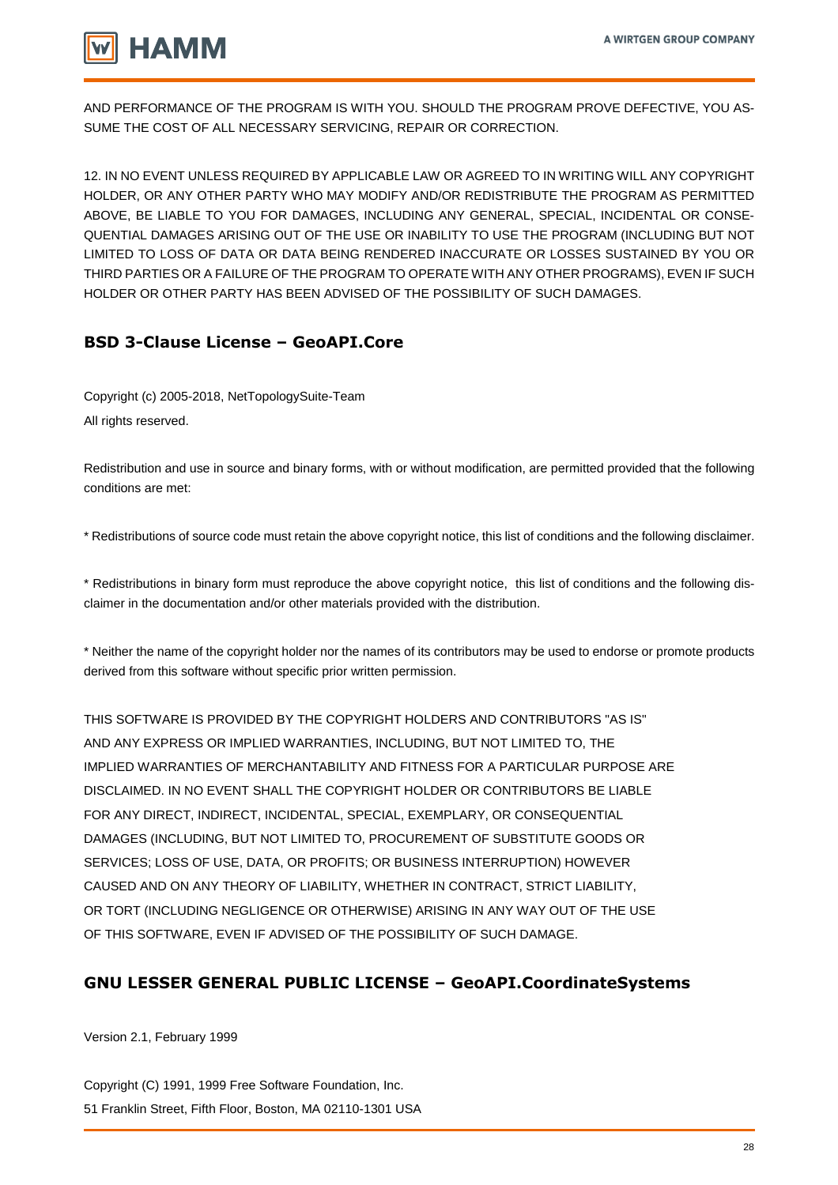AND PERFORMANCE OF THE PROGRAM IS WITH YOU. SHOULD THE PROGRAM PROVE DEFECTIVE, YOU ASSUME THE COST OF ALL NECESSARY SERVICING, REPAIR OR CORRECTION.

12. IN NO EVENT UNLESS REQUIRED BY APPLICABLE LAW OR AGREED TO IN WRITING WILL ANY COPYRIGHT HOLDER, OR ANY OTHER PARTY WHO MAY MODIFY AND/OR REDISTRIBUTE THE PROGRAM AS PERMITTED ABOVE, BE LIABLE TO YOU FOR DAMAGES, INCLUDING ANY GENERAL, SPECIAL, INCIDENTAL OR CONSEQUENTIAL DAMAGES ARISING OUT OF THE USE OR INABILITY TO USE THE PROGRAM (INCLUDING BUT NOT LIMITED TO LOSS OF DATA OR DATA BEING RENDERED INACCURATE OR LOSSES SUSTAINED BY YOU OR THIRD PARTIES OR A FAILURE OF THE PROGRAM TO OPERATE WITH ANY OTHER PROGRAMS), EVEN IF SUCH HOLDER OR OTHER PARTY HAS BEEN ADVISED OF THE POSSIBILITY OF SUCH DAMAGES.

## BSD 3-Clause License – GeoAPI.Core

Copyright (c) 2005-2018, NetTopologySuite-Team
All rights reserved.

Redistribution and use in source and binary forms, with or without modification, are permitted provided that the following conditions are met:

* Redistributions of source code must retain the above copyright notice, this list of conditions and the following disclaimer.

* Redistributions in binary form must reproduce the above copyright notice, this list of conditions and the following disclaimer in the documentation and/or other materials provided with the distribution.

* Neither the name of the copyright holder nor the names of its contributors may be used to endorse or promote products derived from this software without specific prior written permission.

THIS SOFTWARE IS PROVIDED BY THE COPYRIGHT HOLDERS AND CONTRIBUTORS "AS IS" AND ANY EXPRESS OR IMPLIED WARRANTIES, INCLUDING, BUT NOT LIMITED TO, THE IMPLIED WARRANTIES OF MERCHANTABILITY AND FITNESS FOR A PARTICULAR PURPOSE ARE DISCLAIMED. IN NO EVENT SHALL THE COPYRIGHT HOLDER OR CONTRIBUTORS BE LIABLE FOR ANY DIRECT, INDIRECT, INCIDENTAL, SPECIAL, EXEMPLARY, OR CONSEQUENTIAL DAMAGES (INCLUDING, BUT NOT LIMITED TO, PROCUREMENT OF SUBSTITUTE GOODS OR SERVICES; LOSS OF USE, DATA, OR PROFITS; OR BUSINESS INTERRUPTION) HOWEVER CAUSED AND ON ANY THEORY OF LIABILITY, WHETHER IN CONTRACT, STRICT LIABILITY, OR TORT (INCLUDING NEGLIGENCE OR OTHERWISE) ARISING IN ANY WAY OUT OF THE USE OF THIS SOFTWARE, EVEN IF ADVISED OF THE POSSIBILITY OF SUCH DAMAGE.

## GNU LESSER GENERAL PUBLIC LICENSE – GeoAPI.CoordinateSystems

Version 2.1, February 1999

Copyright (C) 1991, 1999 Free Software Foundation, Inc.
51 Franklin Street, Fifth Floor, Boston, MA 02110-1301 USA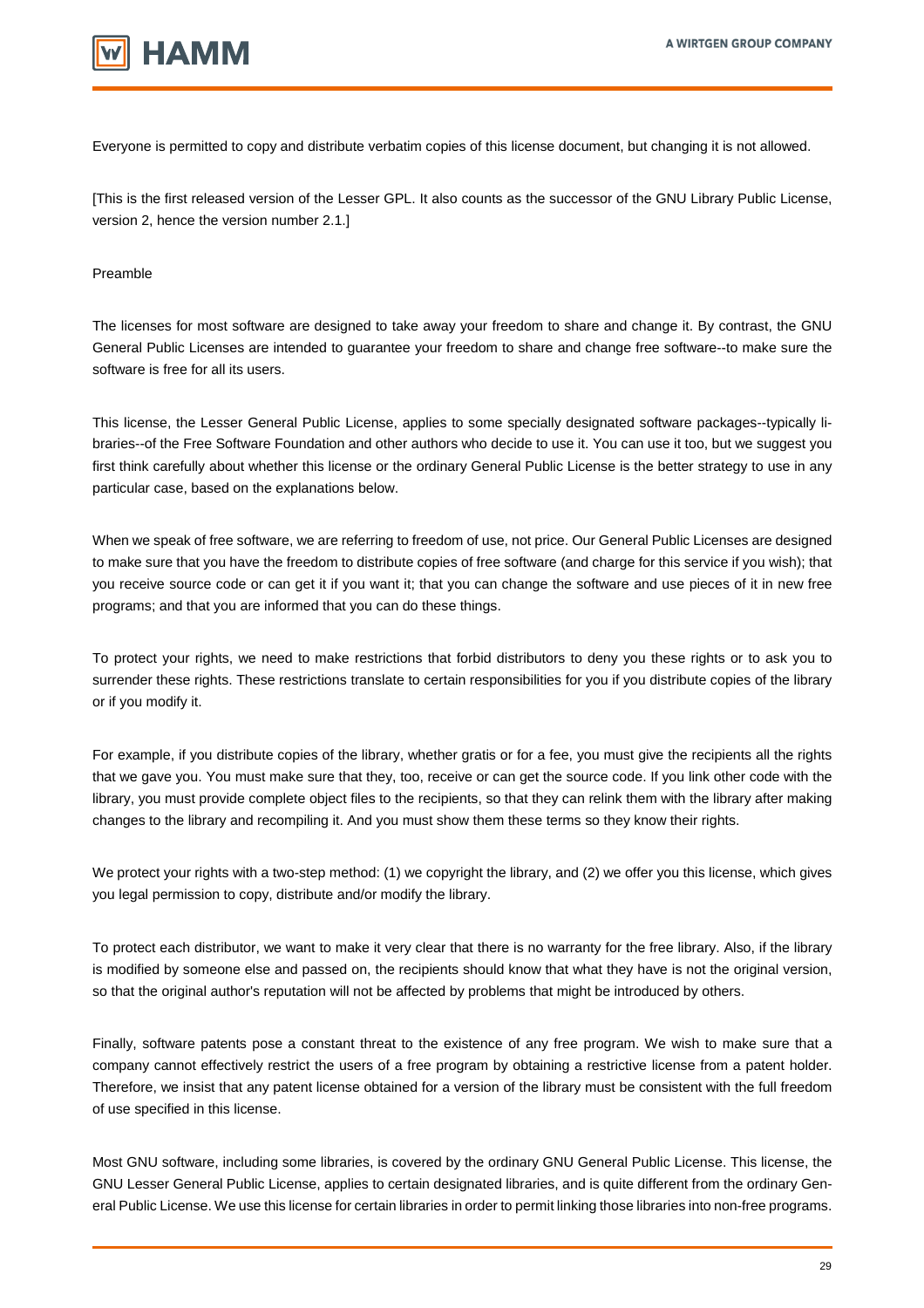Everyone is permitted to copy and distribute verbatim copies of this license document, but changing it is not allowed.

[This is the first released version of the Lesser GPL. It also counts as the successor of the GNU Library Public License, version 2, hence the version number 2.1.]

Preamble

The licenses for most software are designed to take away your freedom to share and change it. By contrast, the GNU General Public Licenses are intended to guarantee your freedom to share and change free software--to make sure the software is free for all its users.

This license, the Lesser General Public License, applies to some specially designated software packages--typically libraries--of the Free Software Foundation and other authors who decide to use it. You can use it too, but we suggest you first think carefully about whether this license or the ordinary General Public License is the better strategy to use in any particular case, based on the explanations below.

When we speak of free software, we are referring to freedom of use, not price. Our General Public Licenses are designed to make sure that you have the freedom to distribute copies of free software (and charge for this service if you wish); that you receive source code or can get it if you want it; that you can change the software and use pieces of it in new free programs; and that you are informed that you can do these things.

To protect your rights, we need to make restrictions that forbid distributors to deny you these rights or to ask you to surrender these rights. These restrictions translate to certain responsibilities for you if you distribute copies of the library or if you modify it.

For example, if you distribute copies of the library, whether gratis or for a fee, you must give the recipients all the rights that we gave you. You must make sure that they, too, receive or can get the source code. If you link other code with the library, you must provide complete object files to the recipients, so that they can relink them with the library after making changes to the library and recompiling it. And you must show them these terms so they know their rights.

We protect your rights with a two-step method: (1) we copyright the library, and (2) we offer you this license, which gives you legal permission to copy, distribute and/or modify the library.

To protect each distributor, we want to make it very clear that there is no warranty for the free library. Also, if the library is modified by someone else and passed on, the recipients should know that what they have is not the original version, so that the original author's reputation will not be affected by problems that might be introduced by others.

Finally, software patents pose a constant threat to the existence of any free program. We wish to make sure that a company cannot effectively restrict the users of a free program by obtaining a restrictive license from a patent holder. Therefore, we insist that any patent license obtained for a version of the library must be consistent with the full freedom of use specified in this license.

Most GNU software, including some libraries, is covered by the ordinary GNU General Public License. This license, the GNU Lesser General Public License, applies to certain designated libraries, and is quite different from the ordinary General Public License. We use this license for certain libraries in order to permit linking those libraries into non-free programs.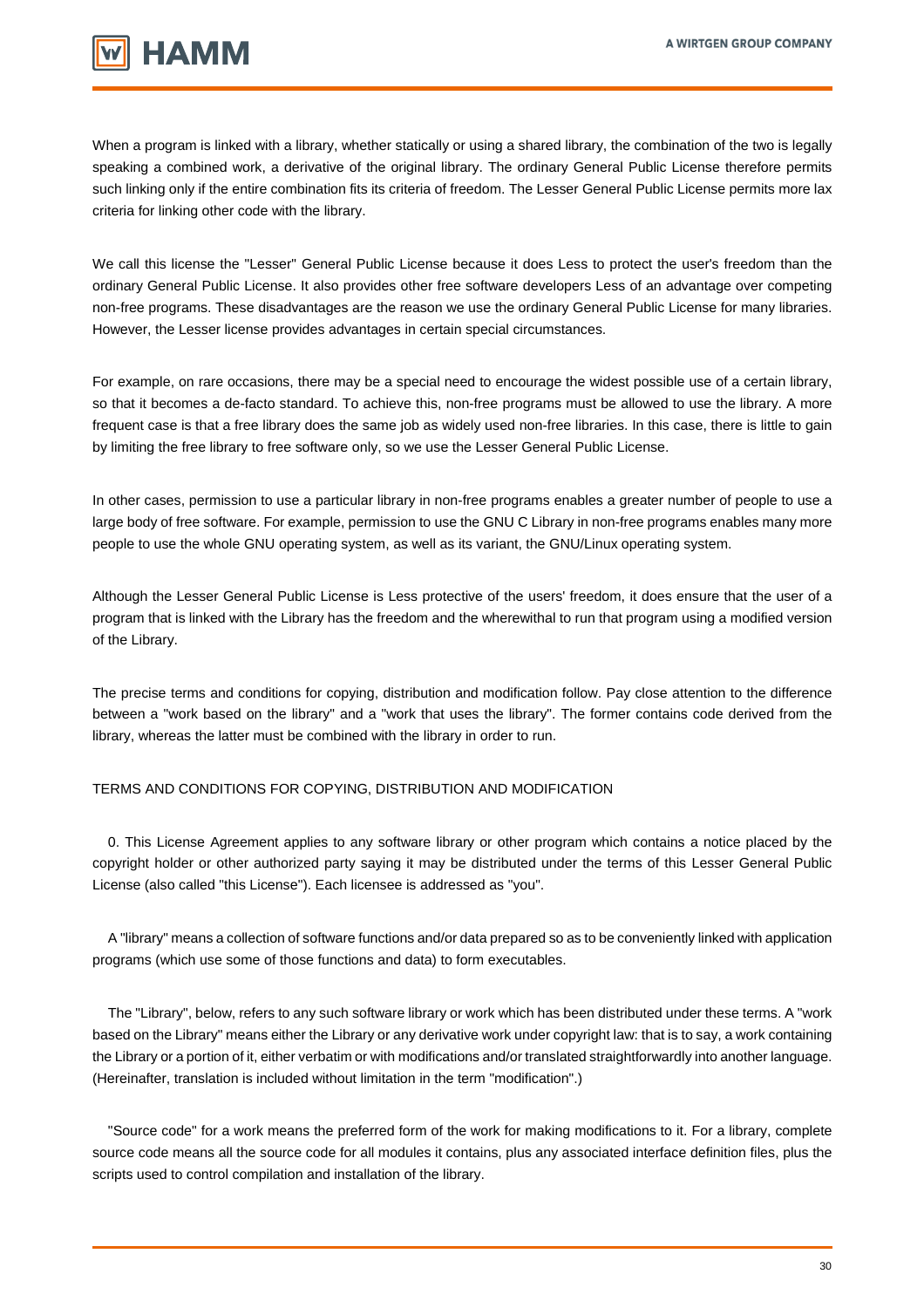When a program is linked with a library, whether statically or using a shared library, the combination of the two is legally speaking a combined work, a derivative of the original library. The ordinary General Public License therefore permits such linking only if the entire combination fits its criteria of freedom. The Lesser General Public License permits more lax criteria for linking other code with the library.

We call this license the "Lesser" General Public License because it does Less to protect the user's freedom than the ordinary General Public License. It also provides other free software developers Less of an advantage over competing non-free programs. These disadvantages are the reason we use the ordinary General Public License for many libraries. However, the Lesser license provides advantages in certain special circumstances.

For example, on rare occasions, there may be a special need to encourage the widest possible use of a certain library, so that it becomes a de-facto standard. To achieve this, non-free programs must be allowed to use the library. A more frequent case is that a free library does the same job as widely used non-free libraries. In this case, there is little to gain by limiting the free library to free software only, so we use the Lesser General Public License.

In other cases, permission to use a particular library in non-free programs enables a greater number of people to use a large body of free software. For example, permission to use the GNU C Library in non-free programs enables many more people to use the whole GNU operating system, as well as its variant, the GNU/Linux operating system.

Although the Lesser General Public License is Less protective of the users' freedom, it does ensure that the user of a program that is linked with the Library has the freedom and the wherewithal to run that program using a modified version of the Library.

The precise terms and conditions for copying, distribution and modification follow. Pay close attention to the difference between a "work based on the library" and a "work that uses the library". The former contains code derived from the library, whereas the latter must be combined with the library in order to run.

TERMS AND CONDITIONS FOR COPYING, DISTRIBUTION AND MODIFICATION

0. This License Agreement applies to any software library or other program which contains a notice placed by the copyright holder or other authorized party saying it may be distributed under the terms of this Lesser General Public License (also called "this License"). Each licensee is addressed as "you".

A "library" means a collection of software functions and/or data prepared so as to be conveniently linked with application programs (which use some of those functions and data) to form executables.

The "Library", below, refers to any such software library or work which has been distributed under these terms. A "work based on the Library" means either the Library or any derivative work under copyright law: that is to say, a work containing the Library or a portion of it, either verbatim or with modifications and/or translated straightforwardly into another language. (Hereinafter, translation is included without limitation in the term "modification".)

"Source code" for a work means the preferred form of the work for making modifications to it. For a library, complete source code means all the source code for all modules it contains, plus any associated interface definition files, plus the scripts used to control compilation and installation of the library.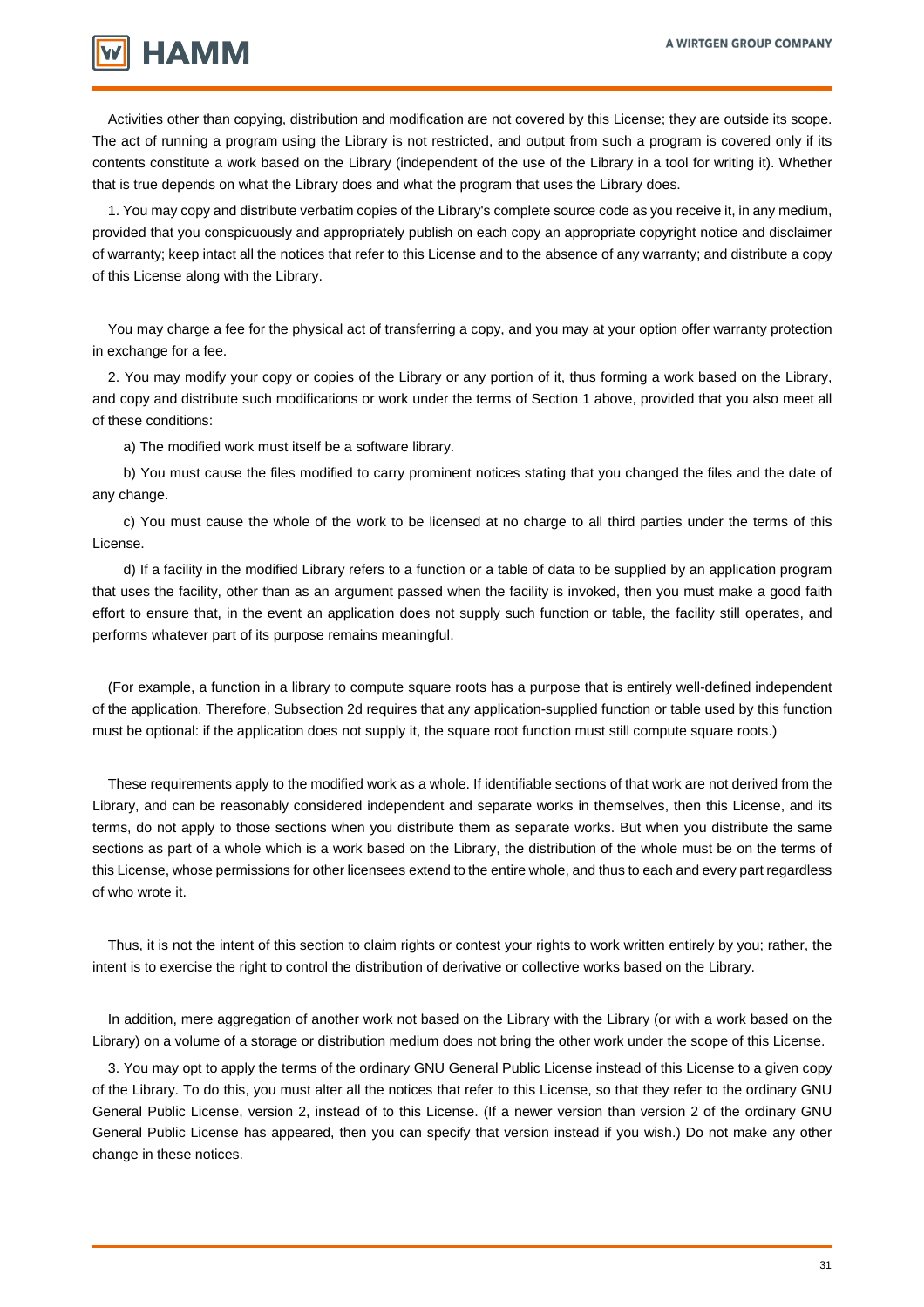Activities other than copying, distribution and modification are not covered by this License; they are outside its scope. The act of running a program using the Library is not restricted, and output from such a program is covered only if its contents constitute a work based on the Library (independent of the use of the Library in a tool for writing it). Whether that is true depends on what the Library does and what the program that uses the Library does.

1. You may copy and distribute verbatim copies of the Library's complete source code as you receive it, in any medium, provided that you conspicuously and appropriately publish on each copy an appropriate copyright notice and disclaimer of warranty; keep intact all the notices that refer to this License and to the absence of any warranty; and distribute a copy of this License along with the Library.

You may charge a fee for the physical act of transferring a copy, and you may at your option offer warranty protection in exchange for a fee.

2. You may modify your copy or copies of the Library or any portion of it, thus forming a work based on the Library, and copy and distribute such modifications or work under the terms of Section 1 above, provided that you also meet all of these conditions:

a) The modified work must itself be a software library.

b) You must cause the files modified to carry prominent notices stating that you changed the files and the date of any change.

c) You must cause the whole of the work to be licensed at no charge to all third parties under the terms of this License.

d) If a facility in the modified Library refers to a function or a table of data to be supplied by an application program that uses the facility, other than as an argument passed when the facility is invoked, then you must make a good faith effort to ensure that, in the event an application does not supply such function or table, the facility still operates, and performs whatever part of its purpose remains meaningful.

(For example, a function in a library to compute square roots has a purpose that is entirely well-defined independent of the application. Therefore, Subsection 2d requires that any application-supplied function or table used by this function must be optional: if the application does not supply it, the square root function must still compute square roots.)

These requirements apply to the modified work as a whole. If identifiable sections of that work are not derived from the Library, and can be reasonably considered independent and separate works in themselves, then this License, and its terms, do not apply to those sections when you distribute them as separate works. But when you distribute the same sections as part of a whole which is a work based on the Library, the distribution of the whole must be on the terms of this License, whose permissions for other licensees extend to the entire whole, and thus to each and every part regardless of who wrote it.

Thus, it is not the intent of this section to claim rights or contest your rights to work written entirely by you; rather, the intent is to exercise the right to control the distribution of derivative or collective works based on the Library.

In addition, mere aggregation of another work not based on the Library with the Library (or with a work based on the Library) on a volume of a storage or distribution medium does not bring the other work under the scope of this License.

3. You may opt to apply the terms of the ordinary GNU General Public License instead of this License to a given copy of the Library. To do this, you must alter all the notices that refer to this License, so that they refer to the ordinary GNU General Public License, version 2, instead of to this License. (If a newer version than version 2 of the ordinary GNU General Public License has appeared, then you can specify that version instead if you wish.) Do not make any other change in these notices.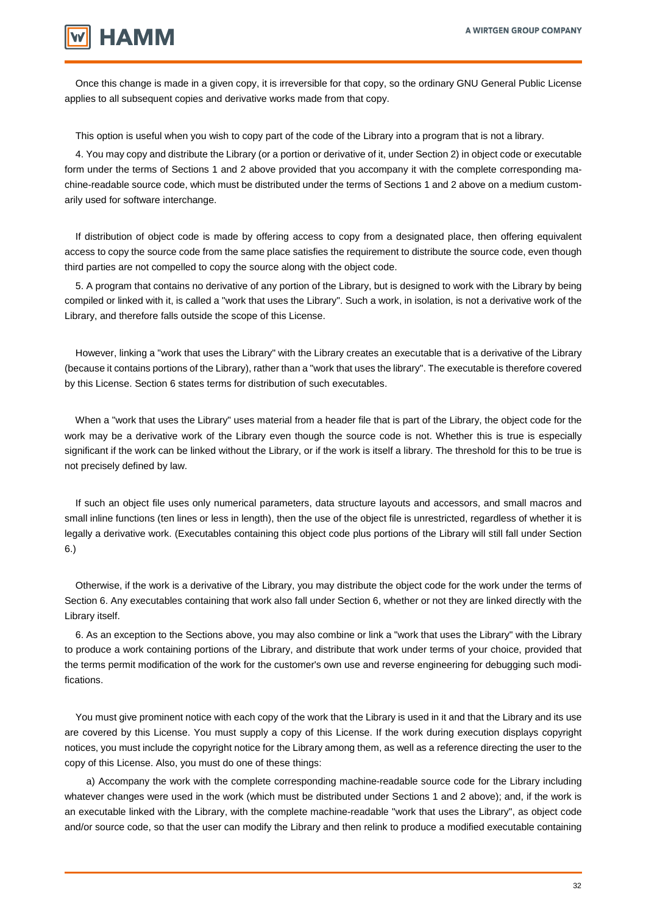Once this change is made in a given copy, it is irreversible for that copy, so the ordinary GNU General Public License applies to all subsequent copies and derivative works made from that copy.

This option is useful when you wish to copy part of the code of the Library into a program that is not a library.

4. You may copy and distribute the Library (or a portion or derivative of it, under Section 2) in object code or executable form under the terms of Sections 1 and 2 above provided that you accompany it with the complete corresponding machine-readable source code, which must be distributed under the terms of Sections 1 and 2 above on a medium customarily used for software interchange.

If distribution of object code is made by offering access to copy from a designated place, then offering equivalent access to copy the source code from the same place satisfies the requirement to distribute the source code, even though third parties are not compelled to copy the source along with the object code.

5. A program that contains no derivative of any portion of the Library, but is designed to work with the Library by being compiled or linked with it, is called a "work that uses the Library". Such a work, in isolation, is not a derivative work of the Library, and therefore falls outside the scope of this License.

However, linking a "work that uses the Library" with the Library creates an executable that is a derivative of the Library (because it contains portions of the Library), rather than a "work that uses the library". The executable is therefore covered by this License. Section 6 states terms for distribution of such executables.

When a "work that uses the Library" uses material from a header file that is part of the Library, the object code for the work may be a derivative work of the Library even though the source code is not. Whether this is true is especially significant if the work can be linked without the Library, or if the work is itself a library. The threshold for this to be true is not precisely defined by law.

If such an object file uses only numerical parameters, data structure layouts and accessors, and small macros and small inline functions (ten lines or less in length), then the use of the object file is unrestricted, regardless of whether it is legally a derivative work. (Executables containing this object code plus portions of the Library will still fall under Section 6.)

Otherwise, if the work is a derivative of the Library, you may distribute the object code for the work under the terms of Section 6. Any executables containing that work also fall under Section 6, whether or not they are linked directly with the Library itself.

6. As an exception to the Sections above, you may also combine or link a "work that uses the Library" with the Library to produce a work containing portions of the Library, and distribute that work under terms of your choice, provided that the terms permit modification of the work for the customer's own use and reverse engineering for debugging such modifications.

You must give prominent notice with each copy of the work that the Library is used in it and that the Library and its use are covered by this License. You must supply a copy of this License. If the work during execution displays copyright notices, you must include the copyright notice for the Library among them, as well as a reference directing the user to the copy of this License. Also, you must do one of these things:

a) Accompany the work with the complete corresponding machine-readable source code for the Library including whatever changes were used in the work (which must be distributed under Sections 1 and 2 above); and, if the work is an executable linked with the Library, with the complete machine-readable "work that uses the Library", as object code and/or source code, so that the user can modify the Library and then relink to produce a modified executable containing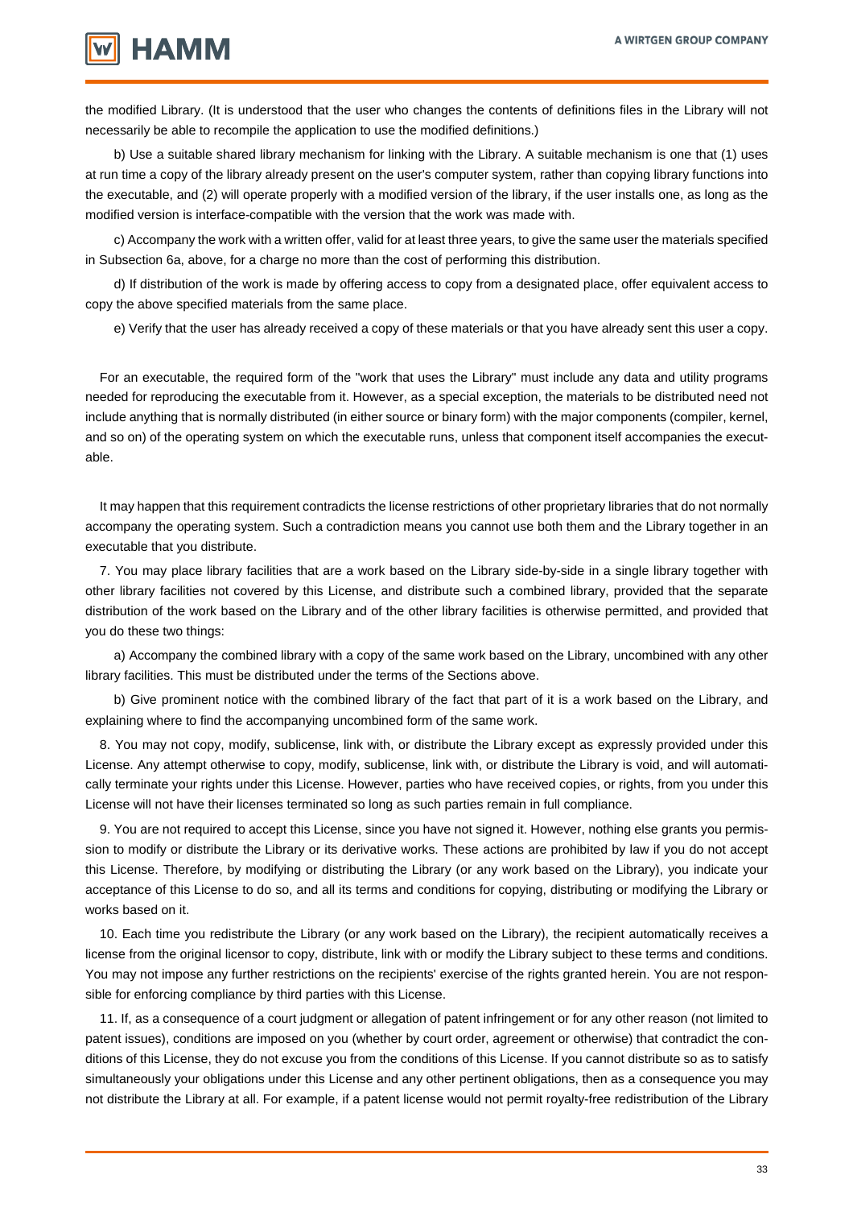the modified Library. (It is understood that the user who changes the contents of definitions files in the Library will not necessarily be able to recompile the application to use the modified definitions.)

b) Use a suitable shared library mechanism for linking with the Library. A suitable mechanism is one that (1) uses at run time a copy of the library already present on the user's computer system, rather than copying library functions into the executable, and (2) will operate properly with a modified version of the library, if the user installs one, as long as the modified version is interface-compatible with the version that the work was made with.

c) Accompany the work with a written offer, valid for at least three years, to give the same user the materials specified in Subsection 6a, above, for a charge no more than the cost of performing this distribution.

d) If distribution of the work is made by offering access to copy from a designated place, offer equivalent access to copy the above specified materials from the same place.

e) Verify that the user has already received a copy of these materials or that you have already sent this user a copy.

For an executable, the required form of the "work that uses the Library" must include any data and utility programs needed for reproducing the executable from it. However, as a special exception, the materials to be distributed need not include anything that is normally distributed (in either source or binary form) with the major components (compiler, kernel, and so on) of the operating system on which the executable runs, unless that component itself accompanies the executable.

It may happen that this requirement contradicts the license restrictions of other proprietary libraries that do not normally accompany the operating system. Such a contradiction means you cannot use both them and the Library together in an executable that you distribute.

7. You may place library facilities that are a work based on the Library side-by-side in a single library together with other library facilities not covered by this License, and distribute such a combined library, provided that the separate distribution of the work based on the Library and of the other library facilities is otherwise permitted, and provided that you do these two things:

a) Accompany the combined library with a copy of the same work based on the Library, uncombined with any other library facilities. This must be distributed under the terms of the Sections above.

b) Give prominent notice with the combined library of the fact that part of it is a work based on the Library, and explaining where to find the accompanying uncombined form of the same work.

8. You may not copy, modify, sublicense, link with, or distribute the Library except as expressly provided under this License. Any attempt otherwise to copy, modify, sublicense, link with, or distribute the Library is void, and will automatically terminate your rights under this License. However, parties who have received copies, or rights, from you under this License will not have their licenses terminated so long as such parties remain in full compliance.

9. You are not required to accept this License, since you have not signed it. However, nothing else grants you permission to modify or distribute the Library or its derivative works. These actions are prohibited by law if you do not accept this License. Therefore, by modifying or distributing the Library (or any work based on the Library), you indicate your acceptance of this License to do so, and all its terms and conditions for copying, distributing or modifying the Library or works based on it.

10. Each time you redistribute the Library (or any work based on the Library), the recipient automatically receives a license from the original licensor to copy, distribute, link with or modify the Library subject to these terms and conditions. You may not impose any further restrictions on the recipients' exercise of the rights granted herein. You are not responsible for enforcing compliance by third parties with this License.

11. If, as a consequence of a court judgment or allegation of patent infringement or for any other reason (not limited to patent issues), conditions are imposed on you (whether by court order, agreement or otherwise) that contradict the conditions of this License, they do not excuse you from the conditions of this License. If you cannot distribute so as to satisfy simultaneously your obligations under this License and any other pertinent obligations, then as a consequence you may not distribute the Library at all. For example, if a patent license would not permit royalty-free redistribution of the Library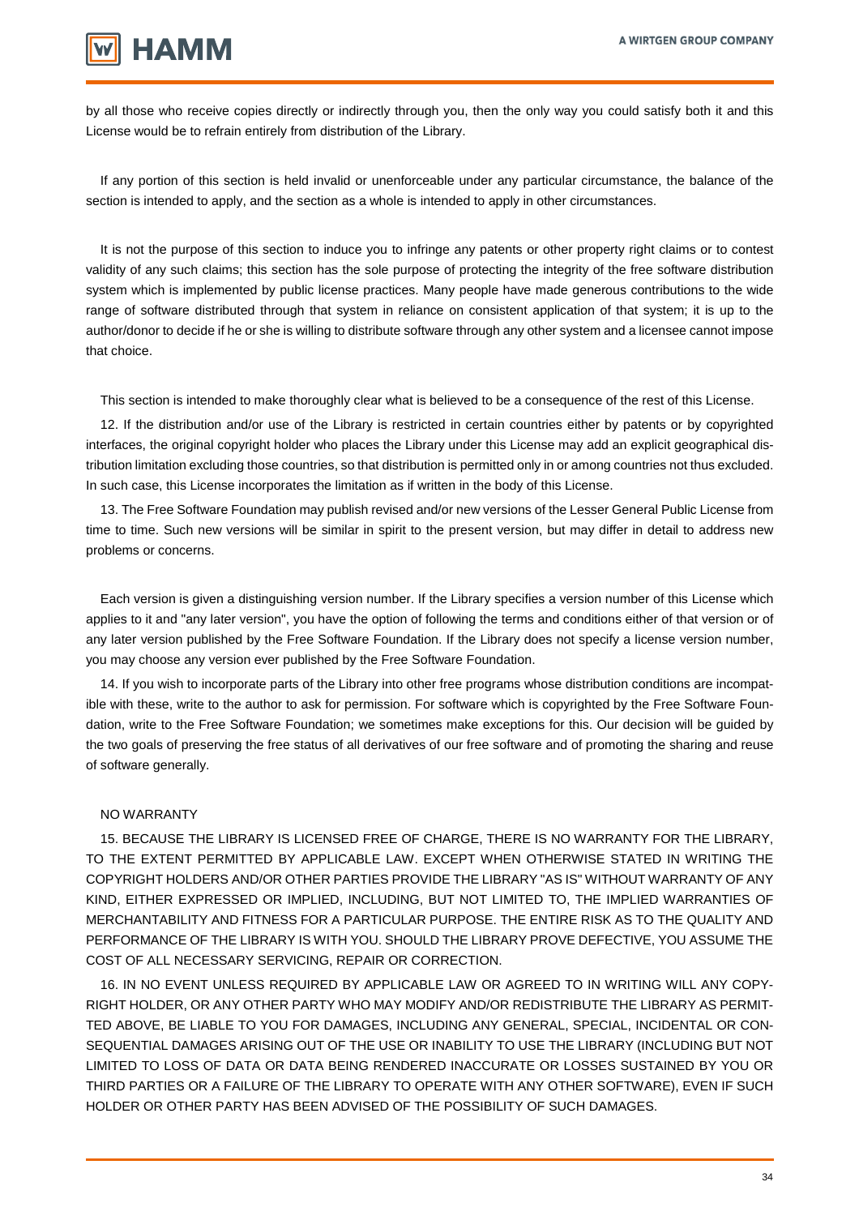by all those who receive copies directly or indirectly through you, then the only way you could satisfy both it and this License would be to refrain entirely from distribution of the Library.

If any portion of this section is held invalid or unenforceable under any particular circumstance, the balance of the section is intended to apply, and the section as a whole is intended to apply in other circumstances.

It is not the purpose of this section to induce you to infringe any patents or other property right claims or to contest validity of any such claims; this section has the sole purpose of protecting the integrity of the free software distribution system which is implemented by public license practices. Many people have made generous contributions to the wide range of software distributed through that system in reliance on consistent application of that system; it is up to the author/donor to decide if he or she is willing to distribute software through any other system and a licensee cannot impose that choice.

This section is intended to make thoroughly clear what is believed to be a consequence of the rest of this License.

12. If the distribution and/or use of the Library is restricted in certain countries either by patents or by copyrighted interfaces, the original copyright holder who places the Library under this License may add an explicit geographical distribution limitation excluding those countries, so that distribution is permitted only in or among countries not thus excluded. In such case, this License incorporates the limitation as if written in the body of this License.

13. The Free Software Foundation may publish revised and/or new versions of the Lesser General Public License from time to time. Such new versions will be similar in spirit to the present version, but may differ in detail to address new problems or concerns.

Each version is given a distinguishing version number. If the Library specifies a version number of this License which applies to it and "any later version", you have the option of following the terms and conditions either of that version or of any later version published by the Free Software Foundation. If the Library does not specify a license version number, you may choose any version ever published by the Free Software Foundation.

14. If you wish to incorporate parts of the Library into other free programs whose distribution conditions are incompatible with these, write to the author to ask for permission. For software which is copyrighted by the Free Software Foundation, write to the Free Software Foundation; we sometimes make exceptions for this. Our decision will be guided by the two goals of preserving the free status of all derivatives of our free software and of promoting the sharing and reuse of software generally.

NO WARRANTY

15. BECAUSE THE LIBRARY IS LICENSED FREE OF CHARGE, THERE IS NO WARRANTY FOR THE LIBRARY, TO THE EXTENT PERMITTED BY APPLICABLE LAW. EXCEPT WHEN OTHERWISE STATED IN WRITING THE COPYRIGHT HOLDERS AND/OR OTHER PARTIES PROVIDE THE LIBRARY "AS IS" WITHOUT WARRANTY OF ANY KIND, EITHER EXPRESSED OR IMPLIED, INCLUDING, BUT NOT LIMITED TO, THE IMPLIED WARRANTIES OF MERCHANTABILITY AND FITNESS FOR A PARTICULAR PURPOSE. THE ENTIRE RISK AS TO THE QUALITY AND PERFORMANCE OF THE LIBRARY IS WITH YOU. SHOULD THE LIBRARY PROVE DEFECTIVE, YOU ASSUME THE COST OF ALL NECESSARY SERVICING, REPAIR OR CORRECTION.

16. IN NO EVENT UNLESS REQUIRED BY APPLICABLE LAW OR AGREED TO IN WRITING WILL ANY COPYRIGHT HOLDER, OR ANY OTHER PARTY WHO MAY MODIFY AND/OR REDISTRIBUTE THE LIBRARY AS PERMITTED ABOVE, BE LIABLE TO YOU FOR DAMAGES, INCLUDING ANY GENERAL, SPECIAL, INCIDENTAL OR CONSEQUENTIAL DAMAGES ARISING OUT OF THE USE OR INABILITY TO USE THE LIBRARY (INCLUDING BUT NOT LIMITED TO LOSS OF DATA OR DATA BEING RENDERED INACCURATE OR LOSSES SUSTAINED BY YOU OR THIRD PARTIES OR A FAILURE OF THE LIBRARY TO OPERATE WITH ANY OTHER SOFTWARE), EVEN IF SUCH HOLDER OR OTHER PARTY HAS BEEN ADVISED OF THE POSSIBILITY OF SUCH DAMAGES.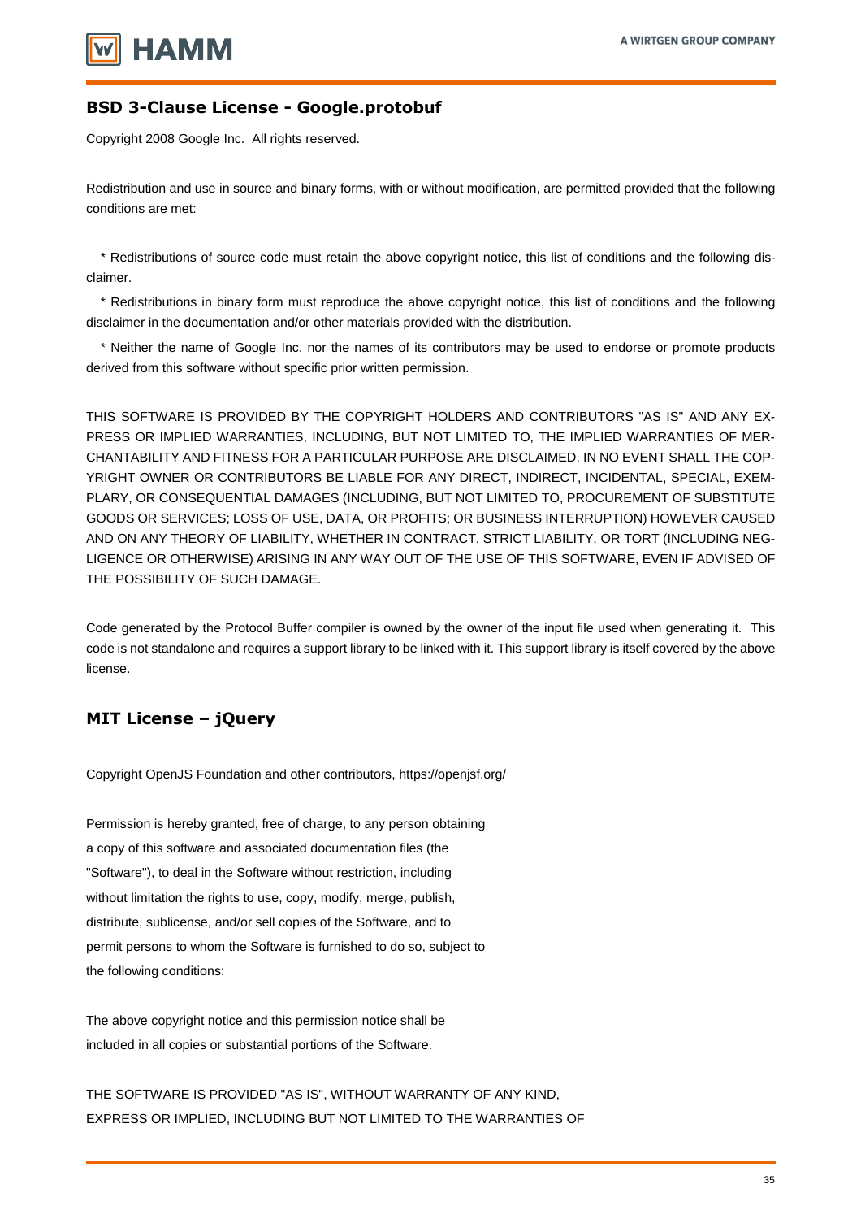## BSD 3-Clause License - Google.protobuf

Copyright 2008 Google Inc. All rights reserved.

Redistribution and use in source and binary forms, with or without modification, are permitted provided that the following conditions are met:

* Redistributions of source code must retain the above copyright notice, this list of conditions and the following disclaimer.
* Redistributions in binary form must reproduce the above copyright notice, this list of conditions and the following disclaimer in the documentation and/or other materials provided with the distribution.
* Neither the name of Google Inc. nor the names of its contributors may be used to endorse or promote products derived from this software without specific prior written permission.

THIS SOFTWARE IS PROVIDED BY THE COPYRIGHT HOLDERS AND CONTRIBUTORS "AS IS" AND ANY EXPRESS OR IMPLIED WARRANTIES, INCLUDING, BUT NOT LIMITED TO, THE IMPLIED WARRANTIES OF MERCHANTABILITY AND FITNESS FOR A PARTICULAR PURPOSE ARE DISCLAIMED. IN NO EVENT SHALL THE COPYRIGHT OWNER OR CONTRIBUTORS BE LIABLE FOR ANY DIRECT, INDIRECT, INCIDENTAL, SPECIAL, EXEMPLARY, OR CONSEQUENTIAL DAMAGES (INCLUDING, BUT NOT LIMITED TO, PROCUREMENT OF SUBSTITUTE GOODS OR SERVICES; LOSS OF USE, DATA, OR PROFITS; OR BUSINESS INTERRUPTION) HOWEVER CAUSED AND ON ANY THEORY OF LIABILITY, WHETHER IN CONTRACT, STRICT LIABILITY, OR TORT (INCLUDING NEGLIGENCE OR OTHERWISE) ARISING IN ANY WAY OUT OF THE USE OF THIS SOFTWARE, EVEN IF ADVISED OF THE POSSIBILITY OF SUCH DAMAGE.

Code generated by the Protocol Buffer compiler is owned by the owner of the input file used when generating it. This code is not standalone and requires a support library to be linked with it. This support library is itself covered by the above license.

## MIT License – jQuery

Copyright OpenJS Foundation and other contributors, https://openjsf.org/

Permission is hereby granted, free of charge, to any person obtaining a copy of this software and associated documentation files (the "Software"), to deal in the Software without restriction, including without limitation the rights to use, copy, modify, merge, publish, distribute, sublicense, and/or sell copies of the Software, and to permit persons to whom the Software is furnished to do so, subject to the following conditions:

The above copyright notice and this permission notice shall be included in all copies or substantial portions of the Software.

THE SOFTWARE IS PROVIDED "AS IS", WITHOUT WARRANTY OF ANY KIND, EXPRESS OR IMPLIED, INCLUDING BUT NOT LIMITED TO THE WARRANTIES OF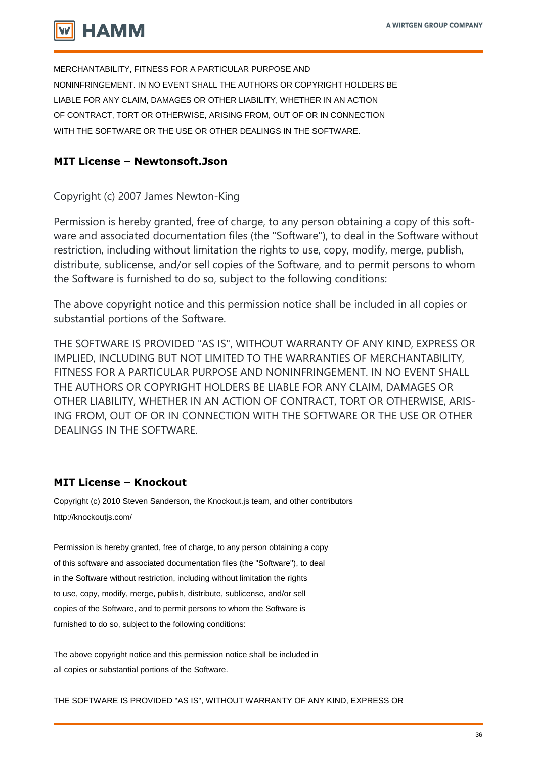MERCHANTABILITY, FITNESS FOR A PARTICULAR PURPOSE AND NONINFRINGEMENT. IN NO EVENT SHALL THE AUTHORS OR COPYRIGHT HOLDERS BE LIABLE FOR ANY CLAIM, DAMAGES OR OTHER LIABILITY, WHETHER IN AN ACTION OF CONTRACT, TORT OR OTHERWISE, ARISING FROM, OUT OF OR IN CONNECTION WITH THE SOFTWARE OR THE USE OR OTHER DEALINGS IN THE SOFTWARE.

### MIT License – Newtonsoft.Json

Copyright (c) 2007 James Newton-King

Permission is hereby granted, free of charge, to any person obtaining a copy of this software and associated documentation files (the "Software"), to deal in the Software without restriction, including without limitation the rights to use, copy, modify, merge, publish, distribute, sublicense, and/or sell copies of the Software, and to permit persons to whom the Software is furnished to do so, subject to the following conditions:

The above copyright notice and this permission notice shall be included in all copies or substantial portions of the Software.

THE SOFTWARE IS PROVIDED "AS IS", WITHOUT WARRANTY OF ANY KIND, EXPRESS OR IMPLIED, INCLUDING BUT NOT LIMITED TO THE WARRANTIES OF MERCHANTABILITY, FITNESS FOR A PARTICULAR PURPOSE AND NONINFRINGEMENT. IN NO EVENT SHALL THE AUTHORS OR COPYRIGHT HOLDERS BE LIABLE FOR ANY CLAIM, DAMAGES OR OTHER LIABILITY, WHETHER IN AN ACTION OF CONTRACT, TORT OR OTHERWISE, ARISING FROM, OUT OF OR IN CONNECTION WITH THE SOFTWARE OR THE USE OR OTHER DEALINGS IN THE SOFTWARE.

### MIT License – Knockout

Copyright (c) 2010 Steven Sanderson, the Knockout.js team, and other contributors
http://knockoutjs.com/

Permission is hereby granted, free of charge, to any person obtaining a copy of this software and associated documentation files (the "Software"), to deal in the Software without restriction, including without limitation the rights to use, copy, modify, merge, publish, distribute, sublicense, and/or sell copies of the Software, and to permit persons to whom the Software is furnished to do so, subject to the following conditions:

The above copyright notice and this permission notice shall be included in all copies or substantial portions of the Software.

THE SOFTWARE IS PROVIDED "AS IS", WITHOUT WARRANTY OF ANY KIND, EXPRESS OR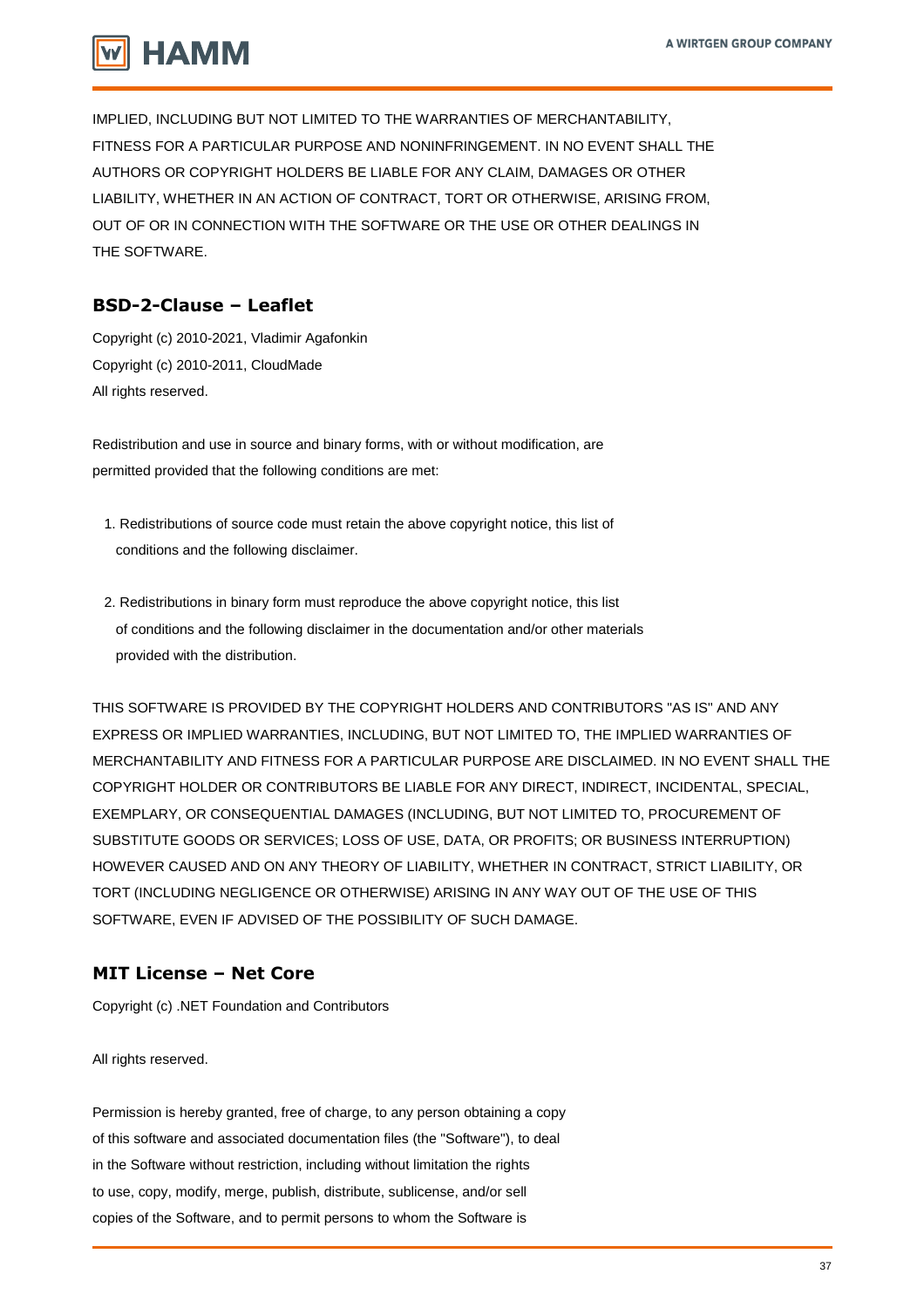IMPLIED, INCLUDING BUT NOT LIMITED TO THE WARRANTIES OF MERCHANTABILITY, FITNESS FOR A PARTICULAR PURPOSE AND NONINFRINGEMENT. IN NO EVENT SHALL THE AUTHORS OR COPYRIGHT HOLDERS BE LIABLE FOR ANY CLAIM, DAMAGES OR OTHER LIABILITY, WHETHER IN AN ACTION OF CONTRACT, TORT OR OTHERWISE, ARISING FROM, OUT OF OR IN CONNECTION WITH THE SOFTWARE OR THE USE OR OTHER DEALINGS IN THE SOFTWARE.

## BSD-2-Clause – Leaflet

Copyright (c) 2010-2021, Vladimir Agafonkin
Copyright (c) 2010-2011, CloudMade
All rights reserved.

Redistribution and use in source and binary forms, with or without modification, are permitted provided that the following conditions are met:

1. Redistributions of source code must retain the above copyright notice, this list of conditions and the following disclaimer.

2. Redistributions in binary form must reproduce the above copyright notice, this list of conditions and the following disclaimer in the documentation and/or other materials provided with the distribution.

THIS SOFTWARE IS PROVIDED BY THE COPYRIGHT HOLDERS AND CONTRIBUTORS "AS IS" AND ANY EXPRESS OR IMPLIED WARRANTIES, INCLUDING, BUT NOT LIMITED TO, THE IMPLIED WARRANTIES OF MERCHANTABILITY AND FITNESS FOR A PARTICULAR PURPOSE ARE DISCLAIMED. IN NO EVENT SHALL THE COPYRIGHT HOLDER OR CONTRIBUTORS BE LIABLE FOR ANY DIRECT, INDIRECT, INCIDENTAL, SPECIAL, EXEMPLARY, OR CONSEQUENTIAL DAMAGES (INCLUDING, BUT NOT LIMITED TO, PROCUREMENT OF SUBSTITUTE GOODS OR SERVICES; LOSS OF USE, DATA, OR PROFITS; OR BUSINESS INTERRUPTION) HOWEVER CAUSED AND ON ANY THEORY OF LIABILITY, WHETHER IN CONTRACT, STRICT LIABILITY, OR TORT (INCLUDING NEGLIGENCE OR OTHERWISE) ARISING IN ANY WAY OUT OF THE USE OF THIS SOFTWARE, EVEN IF ADVISED OF THE POSSIBILITY OF SUCH DAMAGE.

## MIT License – Net Core

Copyright (c) .NET Foundation and Contributors

All rights reserved.

Permission is hereby granted, free of charge, to any person obtaining a copy of this software and associated documentation files (the "Software"), to deal in the Software without restriction, including without limitation the rights to use, copy, modify, merge, publish, distribute, sublicense, and/or sell copies of the Software, and to permit persons to whom the Software is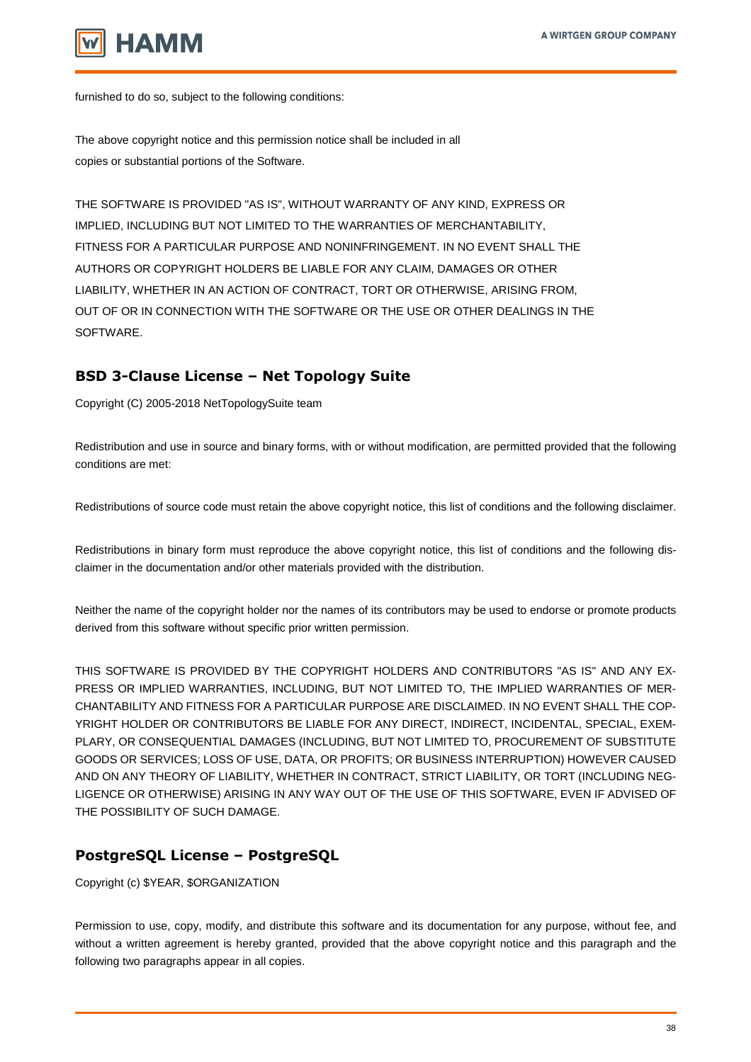furnished to do so, subject to the following conditions:

The above copyright notice and this permission notice shall be included in all copies or substantial portions of the Software.

THE SOFTWARE IS PROVIDED "AS IS", WITHOUT WARRANTY OF ANY KIND, EXPRESS OR IMPLIED, INCLUDING BUT NOT LIMITED TO THE WARRANTIES OF MERCHANTABILITY, FITNESS FOR A PARTICULAR PURPOSE AND NONINFRINGEMENT. IN NO EVENT SHALL THE AUTHORS OR COPYRIGHT HOLDERS BE LIABLE FOR ANY CLAIM, DAMAGES OR OTHER LIABILITY, WHETHER IN AN ACTION OF CONTRACT, TORT OR OTHERWISE, ARISING FROM, OUT OF OR IN CONNECTION WITH THE SOFTWARE OR THE USE OR OTHER DEALINGS IN THE SOFTWARE.

## BSD 3-Clause License – Net Topology Suite

Copyright (C) 2005-2018 NetTopologySuite team

Redistribution and use in source and binary forms, with or without modification, are permitted provided that the following conditions are met:

Redistributions of source code must retain the above copyright notice, this list of conditions and the following disclaimer.

Redistributions in binary form must reproduce the above copyright notice, this list of conditions and the following disclaimer in the documentation and/or other materials provided with the distribution.

Neither the name of the copyright holder nor the names of its contributors may be used to endorse or promote products derived from this software without specific prior written permission.

THIS SOFTWARE IS PROVIDED BY THE COPYRIGHT HOLDERS AND CONTRIBUTORS "AS IS" AND ANY EXPRESS OR IMPLIED WARRANTIES, INCLUDING, BUT NOT LIMITED TO, THE IMPLIED WARRANTIES OF MERCHANTABILITY AND FITNESS FOR A PARTICULAR PURPOSE ARE DISCLAIMED. IN NO EVENT SHALL THE COPYRIGHT HOLDER OR CONTRIBUTORS BE LIABLE FOR ANY DIRECT, INDIRECT, INCIDENTAL, SPECIAL, EXEMPLARY, OR CONSEQUENTIAL DAMAGES (INCLUDING, BUT NOT LIMITED TO, PROCUREMENT OF SUBSTITUTE GOODS OR SERVICES; LOSS OF USE, DATA, OR PROFITS; OR BUSINESS INTERRUPTION) HOWEVER CAUSED AND ON ANY THEORY OF LIABILITY, WHETHER IN CONTRACT, STRICT LIABILITY, OR TORT (INCLUDING NEGLIGENCE OR OTHERWISE) ARISING IN ANY WAY OUT OF THE USE OF THIS SOFTWARE, EVEN IF ADVISED OF THE POSSIBILITY OF SUCH DAMAGE.

## PostgreSQL License – PostgreSQL

Copyright (c) $YEAR, $ORGANIZATION

Permission to use, copy, modify, and distribute this software and its documentation for any purpose, without fee, and without a written agreement is hereby granted, provided that the above copyright notice and this paragraph and the following two paragraphs appear in all copies.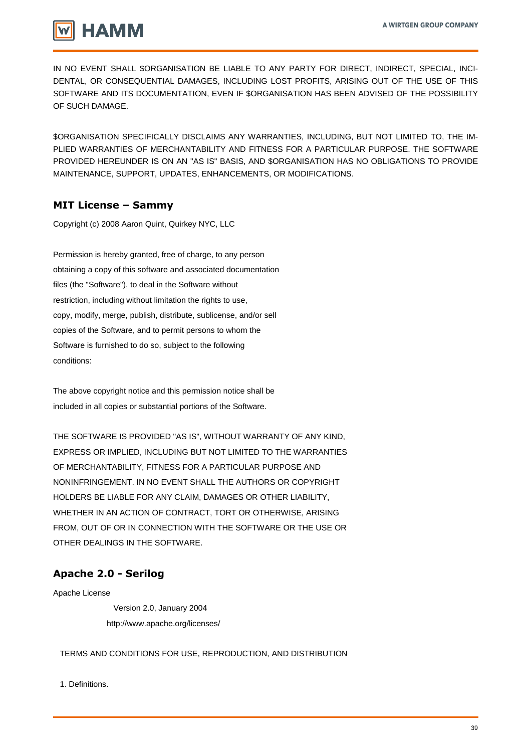IN NO EVENT SHALL $ORGANISATION BE LIABLE TO ANY PARTY FOR DIRECT, INDIRECT, SPECIAL, INCIDENTAL, OR CONSEQUENTIAL DAMAGES, INCLUDING LOST PROFITS, ARISING OUT OF THE USE OF THIS SOFTWARE AND ITS DOCUMENTATION, EVEN IF $ORGANISATION HAS BEEN ADVISED OF THE POSSIBILITY OF SUCH DAMAGE.

$ORGANISATION SPECIFICALLY DISCLAIMS ANY WARRANTIES, INCLUDING, BUT NOT LIMITED TO, THE IMPLIED WARRANTIES OF MERCHANTABILITY AND FITNESS FOR A PARTICULAR PURPOSE. THE SOFTWARE PROVIDED HEREUNDER IS ON AN "AS IS" BASIS, AND $ORGANISATION HAS NO OBLIGATIONS TO PROVIDE MAINTENANCE, SUPPORT, UPDATES, ENHANCEMENTS, OR MODIFICATIONS.

## MIT License – Sammy

Copyright (c) 2008 Aaron Quint, Quirkey NYC, LLC

Permission is hereby granted, free of charge, to any person
obtaining a copy of this software and associated documentation
files (the "Software"), to deal in the Software without
restriction, including without limitation the rights to use,
copy, modify, merge, publish, distribute, sublicense, and/or sell
copies of the Software, and to permit persons to whom the
Software is furnished to do so, subject to the following
conditions:

The above copyright notice and this permission notice shall be
included in all copies or substantial portions of the Software.

THE SOFTWARE IS PROVIDED "AS IS", WITHOUT WARRANTY OF ANY KIND,
EXPRESS OR IMPLIED, INCLUDING BUT NOT LIMITED TO THE WARRANTIES
OF MERCHANTABILITY, FITNESS FOR A PARTICULAR PURPOSE AND
NONINFRINGEMENT. IN NO EVENT SHALL THE AUTHORS OR COPYRIGHT
HOLDERS BE LIABLE FOR ANY CLAIM, DAMAGES OR OTHER LIABILITY,
WHETHER IN AN ACTION OF CONTRACT, TORT OR OTHERWISE, ARISING
FROM, OUT OF OR IN CONNECTION WITH THE SOFTWARE OR THE USE OR
OTHER DEALINGS IN THE SOFTWARE.

## Apache 2.0 - Serilog

Apache License

Version 2.0, January 2004

http://www.apache.org/licenses/

TERMS AND CONDITIONS FOR USE, REPRODUCTION, AND DISTRIBUTION

1. Definitions.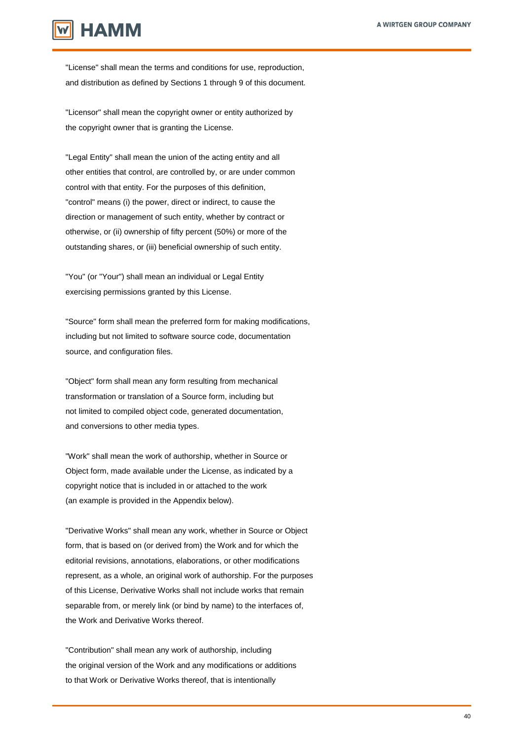"License" shall mean the terms and conditions for use, reproduction, and distribution as defined by Sections 1 through 9 of this document.

"Licensor" shall mean the copyright owner or entity authorized by the copyright owner that is granting the License.

"Legal Entity" shall mean the union of the acting entity and all other entities that control, are controlled by, or are under common control with that entity. For the purposes of this definition, "control" means (i) the power, direct or indirect, to cause the direction or management of such entity, whether by contract or otherwise, or (ii) ownership of fifty percent (50%) or more of the outstanding shares, or (iii) beneficial ownership of such entity.

"You" (or "Your") shall mean an individual or Legal Entity exercising permissions granted by this License.

"Source" form shall mean the preferred form for making modifications, including but not limited to software source code, documentation source, and configuration files.

"Object" form shall mean any form resulting from mechanical transformation or translation of a Source form, including but not limited to compiled object code, generated documentation, and conversions to other media types.

"Work" shall mean the work of authorship, whether in Source or Object form, made available under the License, as indicated by a copyright notice that is included in or attached to the work (an example is provided in the Appendix below).

"Derivative Works" shall mean any work, whether in Source or Object form, that is based on (or derived from) the Work and for which the editorial revisions, annotations, elaborations, or other modifications represent, as a whole, an original work of authorship. For the purposes of this License, Derivative Works shall not include works that remain separable from, or merely link (or bind by name) to the interfaces of, the Work and Derivative Works thereof.

"Contribution" shall mean any work of authorship, including the original version of the Work and any modifications or additions to that Work or Derivative Works thereof, that is intentionally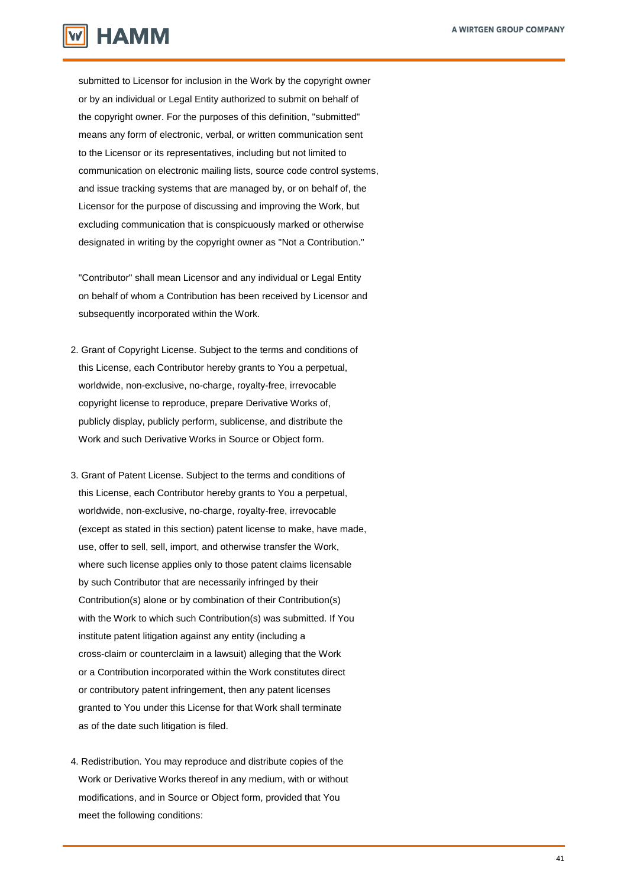submitted to Licensor for inclusion in the Work by the copyright owner or by an individual or Legal Entity authorized to submit on behalf of the copyright owner. For the purposes of this definition, "submitted" means any form of electronic, verbal, or written communication sent to the Licensor or its representatives, including but not limited to communication on electronic mailing lists, source code control systems, and issue tracking systems that are managed by, or on behalf of, the Licensor for the purpose of discussing and improving the Work, but excluding communication that is conspicuously marked or otherwise designated in writing by the copyright owner as "Not a Contribution."

"Contributor" shall mean Licensor and any individual or Legal Entity on behalf of whom a Contribution has been received by Licensor and subsequently incorporated within the Work.

2. Grant of Copyright License. Subject to the terms and conditions of this License, each Contributor hereby grants to You a perpetual, worldwide, non-exclusive, no-charge, royalty-free, irrevocable copyright license to reproduce, prepare Derivative Works of, publicly display, publicly perform, sublicense, and distribute the Work and such Derivative Works in Source or Object form.

3. Grant of Patent License. Subject to the terms and conditions of this License, each Contributor hereby grants to You a perpetual, worldwide, non-exclusive, no-charge, royalty-free, irrevocable (except as stated in this section) patent license to make, have made, use, offer to sell, sell, import, and otherwise transfer the Work, where such license applies only to those patent claims licensable by such Contributor that are necessarily infringed by their Contribution(s) alone or by combination of their Contribution(s) with the Work to which such Contribution(s) was submitted. If You institute patent litigation against any entity (including a cross-claim or counterclaim in a lawsuit) alleging that the Work or a Contribution incorporated within the Work constitutes direct or contributory patent infringement, then any patent licenses granted to You under this License for that Work shall terminate as of the date such litigation is filed.

4. Redistribution. You may reproduce and distribute copies of the Work or Derivative Works thereof in any medium, with or without modifications, and in Source or Object form, provided that You meet the following conditions: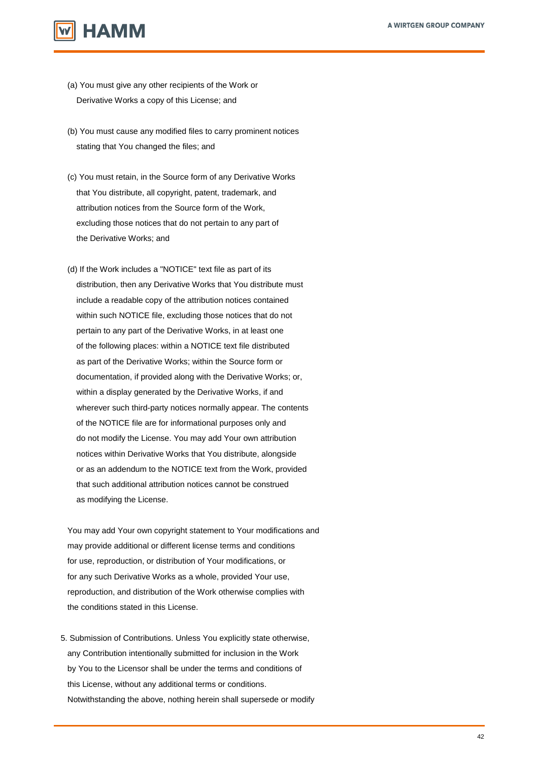(a) You must give any other recipients of the Work or Derivative Works a copy of this License; and

(b) You must cause any modified files to carry prominent notices stating that You changed the files; and

(c) You must retain, in the Source form of any Derivative Works that You distribute, all copyright, patent, trademark, and attribution notices from the Source form of the Work, excluding those notices that do not pertain to any part of the Derivative Works; and

(d) If the Work includes a "NOTICE" text file as part of its distribution, then any Derivative Works that You distribute must include a readable copy of the attribution notices contained within such NOTICE file, excluding those notices that do not pertain to any part of the Derivative Works, in at least one of the following places: within a NOTICE text file distributed as part of the Derivative Works; within the Source form or documentation, if provided along with the Derivative Works; or, within a display generated by the Derivative Works, if and wherever such third-party notices normally appear. The contents of the NOTICE file are for informational purposes only and do not modify the License. You may add Your own attribution notices within Derivative Works that You distribute, alongside or as an addendum to the NOTICE text from the Work, provided that such additional attribution notices cannot be construed as modifying the License.

You may add Your own copyright statement to Your modifications and may provide additional or different license terms and conditions for use, reproduction, or distribution of Your modifications, or for any such Derivative Works as a whole, provided Your use, reproduction, and distribution of the Work otherwise complies with the conditions stated in this License.

5. Submission of Contributions. Unless You explicitly state otherwise, any Contribution intentionally submitted for inclusion in the Work by You to the Licensor shall be under the terms and conditions of this License, without any additional terms or conditions. Notwithstanding the above, nothing herein shall supersede or modify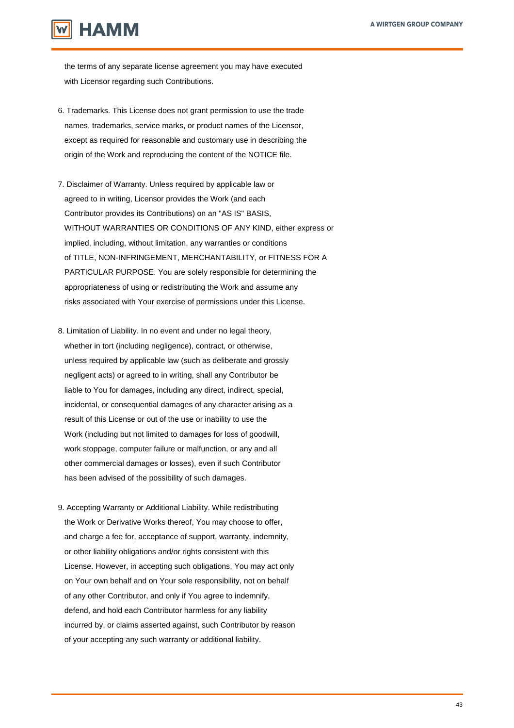the terms of any separate license agreement you may have executed with Licensor regarding such Contributions.

6. Trademarks. This License does not grant permission to use the trade names, trademarks, service marks, or product names of the Licensor, except as required for reasonable and customary use in describing the origin of the Work and reproducing the content of the NOTICE file.

7. Disclaimer of Warranty. Unless required by applicable law or agreed to in writing, Licensor provides the Work (and each Contributor provides its Contributions) on an "AS IS" BASIS, WITHOUT WARRANTIES OR CONDITIONS OF ANY KIND, either express or implied, including, without limitation, any warranties or conditions of TITLE, NON-INFRINGEMENT, MERCHANTABILITY, or FITNESS FOR A PARTICULAR PURPOSE. You are solely responsible for determining the appropriateness of using or redistributing the Work and assume any risks associated with Your exercise of permissions under this License.

8. Limitation of Liability. In no event and under no legal theory, whether in tort (including negligence), contract, or otherwise, unless required by applicable law (such as deliberate and grossly negligent acts) or agreed to in writing, shall any Contributor be liable to You for damages, including any direct, indirect, special, incidental, or consequential damages of any character arising as a result of this License or out of the use or inability to use the Work (including but not limited to damages for loss of goodwill, work stoppage, computer failure or malfunction, or any and all other commercial damages or losses), even if such Contributor has been advised of the possibility of such damages.

9. Accepting Warranty or Additional Liability. While redistributing the Work or Derivative Works thereof, You may choose to offer, and charge a fee for, acceptance of support, warranty, indemnity, or other liability obligations and/or rights consistent with this License. However, in accepting such obligations, You may act only on Your own behalf and on Your sole responsibility, not on behalf of any other Contributor, and only if You agree to indemnify, defend, and hold each Contributor harmless for any liability incurred by, or claims asserted against, such Contributor by reason of your accepting any such warranty or additional liability.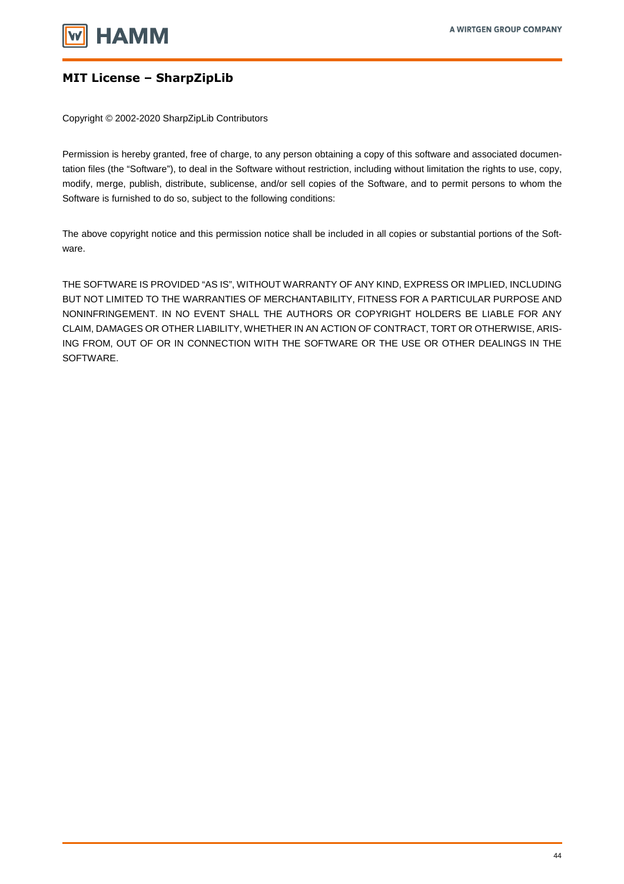## MIT License – SharpZipLib

Copyright © 2002-2020 SharpZipLib Contributors

Permission is hereby granted, free of charge, to any person obtaining a copy of this software and associated documentation files (the “Software”), to deal in the Software without restriction, including without limitation the rights to use, copy, modify, merge, publish, distribute, sublicense, and/or sell copies of the Software, and to permit persons to whom the Software is furnished to do so, subject to the following conditions:

The above copyright notice and this permission notice shall be included in all copies or substantial portions of the Software.

THE SOFTWARE IS PROVIDED “AS IS”, WITHOUT WARRANTY OF ANY KIND, EXPRESS OR IMPLIED, INCLUDING BUT NOT LIMITED TO THE WARRANTIES OF MERCHANTABILITY, FITNESS FOR A PARTICULAR PURPOSE AND NONINFRINGEMENT. IN NO EVENT SHALL THE AUTHORS OR COPYRIGHT HOLDERS BE LIABLE FOR ANY CLAIM, DAMAGES OR OTHER LIABILITY, WHETHER IN AN ACTION OF CONTRACT, TORT OR OTHERWISE, ARISING FROM, OUT OF OR IN CONNECTION WITH THE SOFTWARE OR THE USE OR OTHER DEALINGS IN THE SOFTWARE.